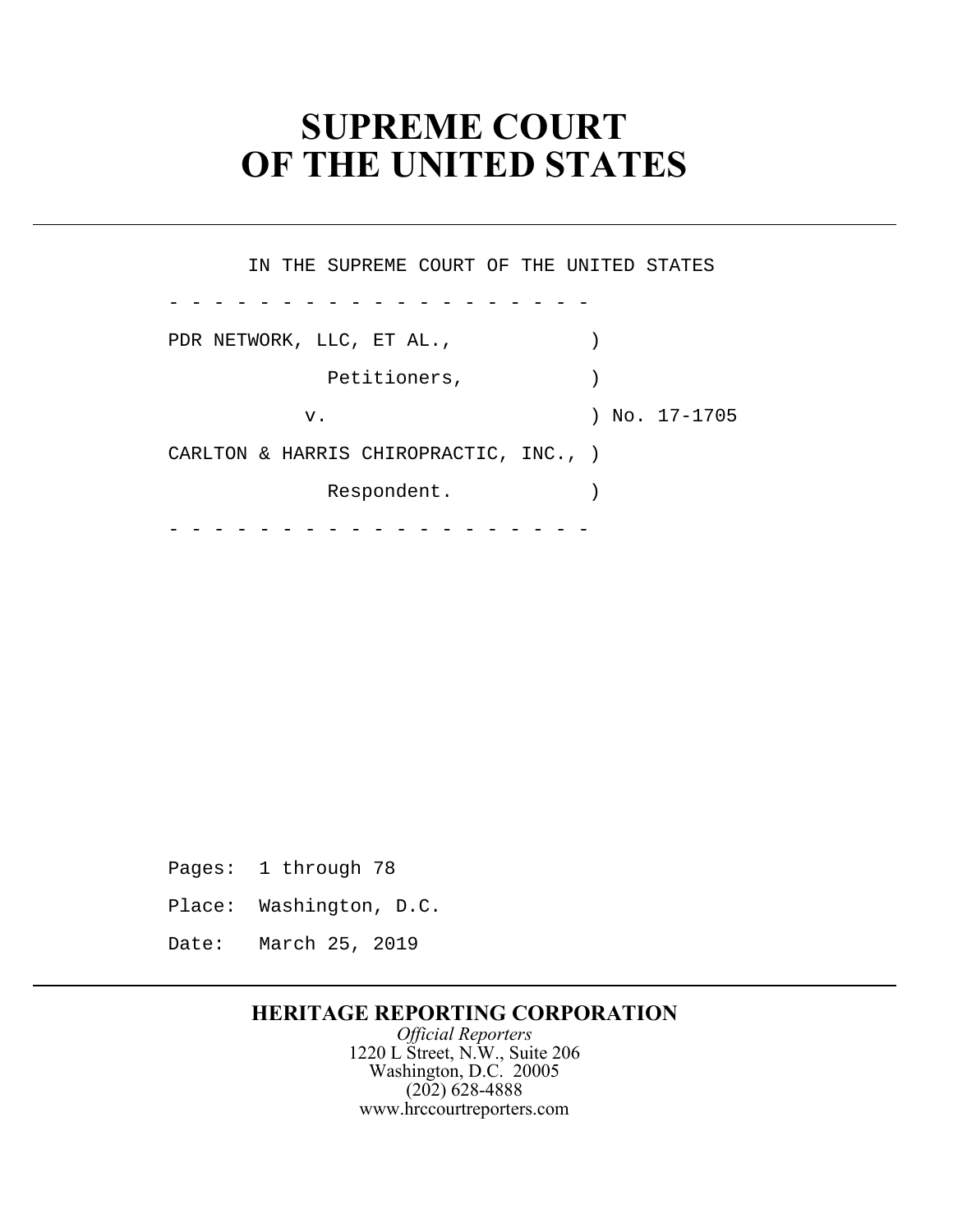# SUPREME COURT
# OF THE UNITED STATES

IN THE SUPREME COURT OF THE UNITED STATES

\- - - - - - - - - - - - - - - - - - - -

PDR NETWORK, LLC, ET AL., )

Petitioners, )

v. ) No. 17-1705

CARLTON & HARRIS CHIROPRACTIC, INC., )

Respondent. )

\- - - - - - - - - - - - - - - - - - - -

Pages: 1 through 78

Place: Washington, D.C.

Date: March 25, 2019

**HERITAGE REPORTING CORPORATION**

*Official Reporters*

1220 L Street, N.W., Suite 206

Washington, D.C. 20005

(202) 628-4888

www.hrccourtreporters.com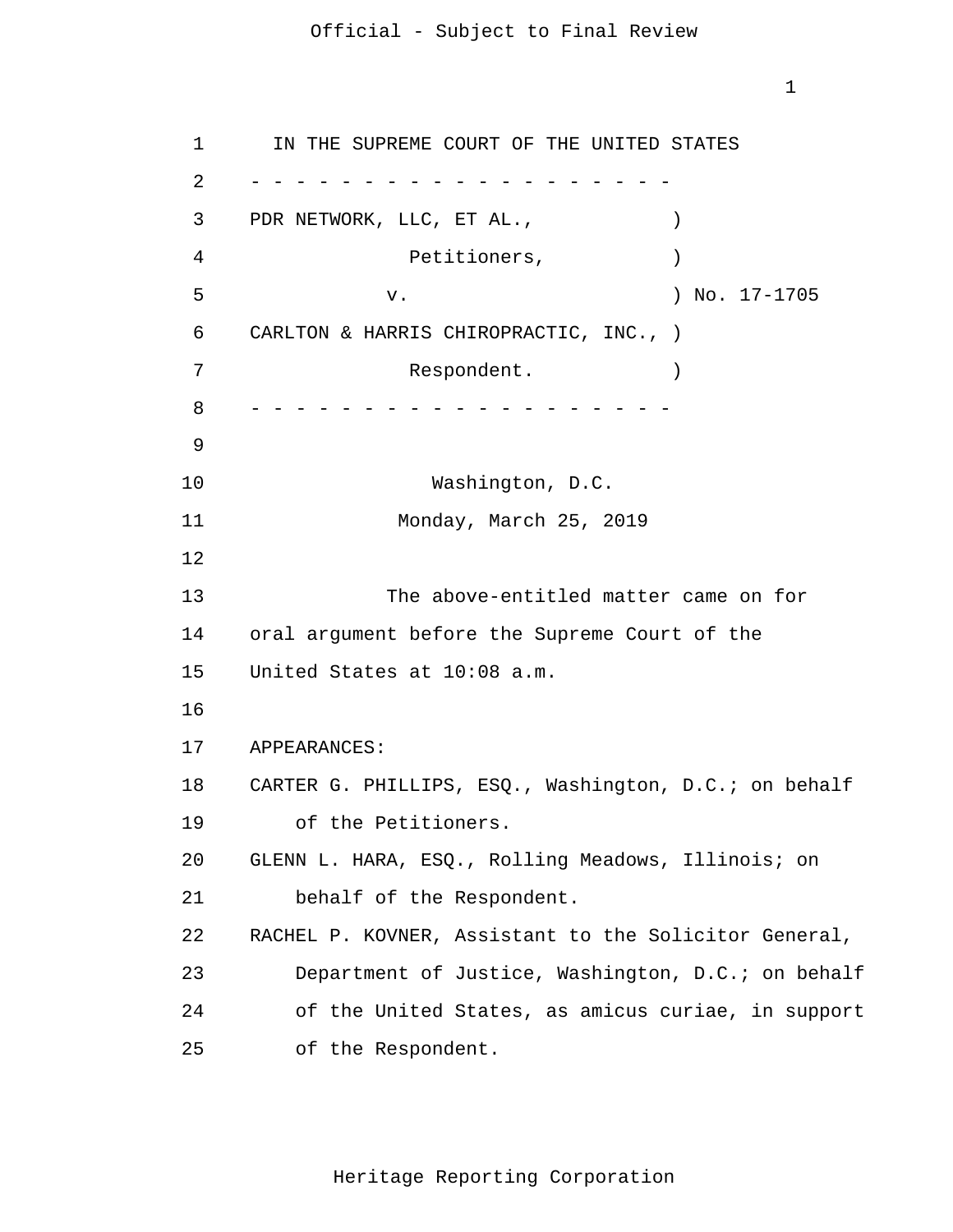IN THE SUPREME COURT OF THE UNITED STATES

- - - - - - - - - - - - - - - - - - - -

PDR NETWORK, LLC, ET AL., )

Petitioners, )

v. ) No. 17-1705

CARLTON & HARRIS CHIROPRACTIC, INC., )

Respondent. )

- - - - - - - - - - - - - - - - - - - -

Washington, D.C.

Monday, March 25, 2019

The above-entitled matter came on for oral argument before the Supreme Court of the United States at 10:08 a.m.

APPEARANCES:

CARTER G. PHILLIPS, ESQ., Washington, D.C.; on behalf of the Petitioners.

GLENN L. HARA, ESQ., Rolling Meadows, Illinois; on behalf of the Respondent.

RACHEL P. KOVNER, Assistant to the Solicitor General, Department of Justice, Washington, D.C.; on behalf of the United States, as amicus curiae, in support of the Respondent.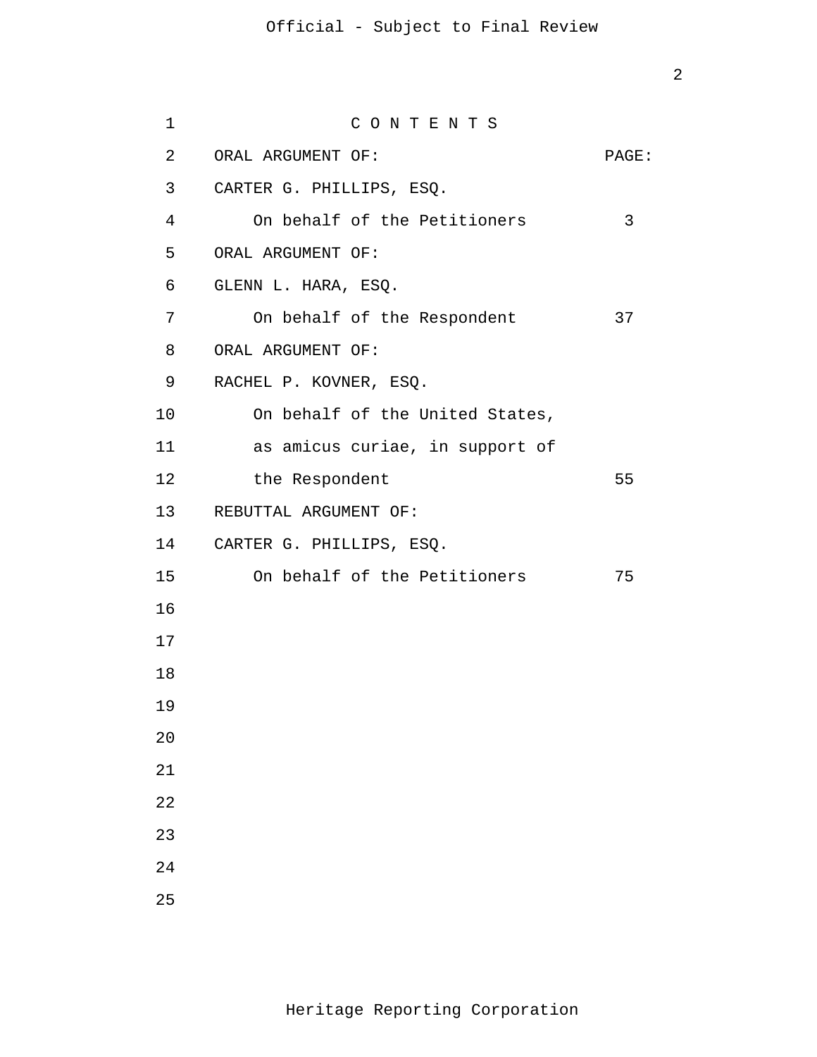# C O N T E N T S

| ORAL ARGUMENT OF: | PAGE: |
|---|---|
| CARTER G. PHILLIPS, ESQ. | |
| On behalf of the Petitioners | 3 |
| ORAL ARGUMENT OF: | |
| GLENN L. HARA, ESQ. | |
| On behalf of the Respondent | 37 |
| ORAL ARGUMENT OF: | |
| RACHEL P. KOVNER, ESQ. | |
| On behalf of the United States, as amicus curiae, in support of the Respondent | 55 |
| REBUTTAL ARGUMENT OF: | |
| CARTER G. PHILLIPS, ESQ. | |
| On behalf of the Petitioners | 75 |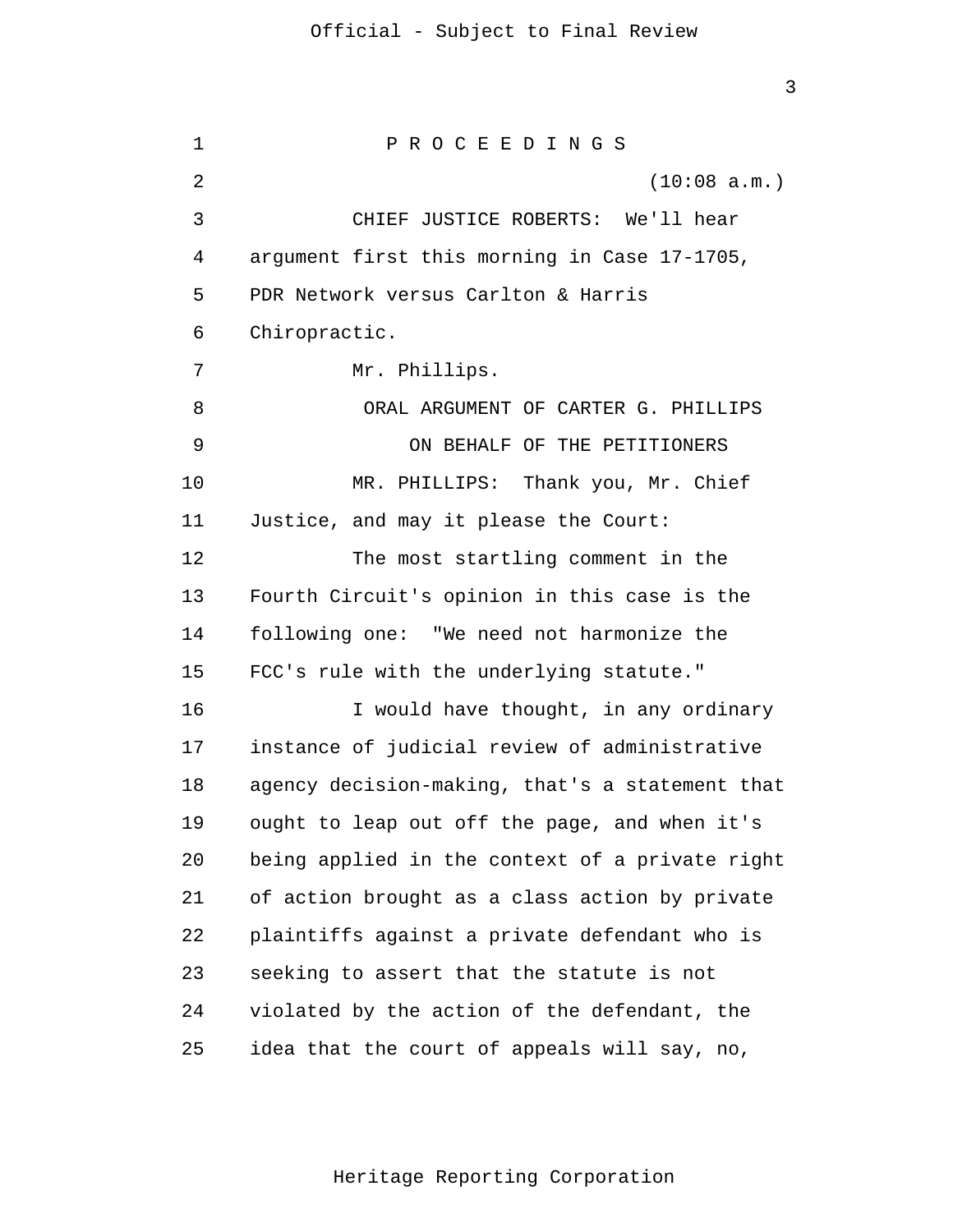P R O C E E D I N G S

(10:08 a.m.)

CHIEF JUSTICE ROBERTS: We'll hear argument first this morning in Case 17-1705, PDR Network versus Carlton & Harris Chiropractic.

Mr. Phillips.

ORAL ARGUMENT OF CARTER G. PHILLIPS

ON BEHALF OF THE PETITIONERS

MR. PHILLIPS: Thank you, Mr. Chief Justice, and may it please the Court:

The most startling comment in the Fourth Circuit's opinion in this case is the following one: "We need not harmonize the FCC's rule with the underlying statute."

I would have thought, in any ordinary instance of judicial review of administrative agency decision-making, that's a statement that ought to leap out off the page, and when it's being applied in the context of a private right of action brought as a class action by private plaintiffs against a private defendant who is seeking to assert that the statute is not violated by the action of the defendant, the idea that the court of appeals will say, no,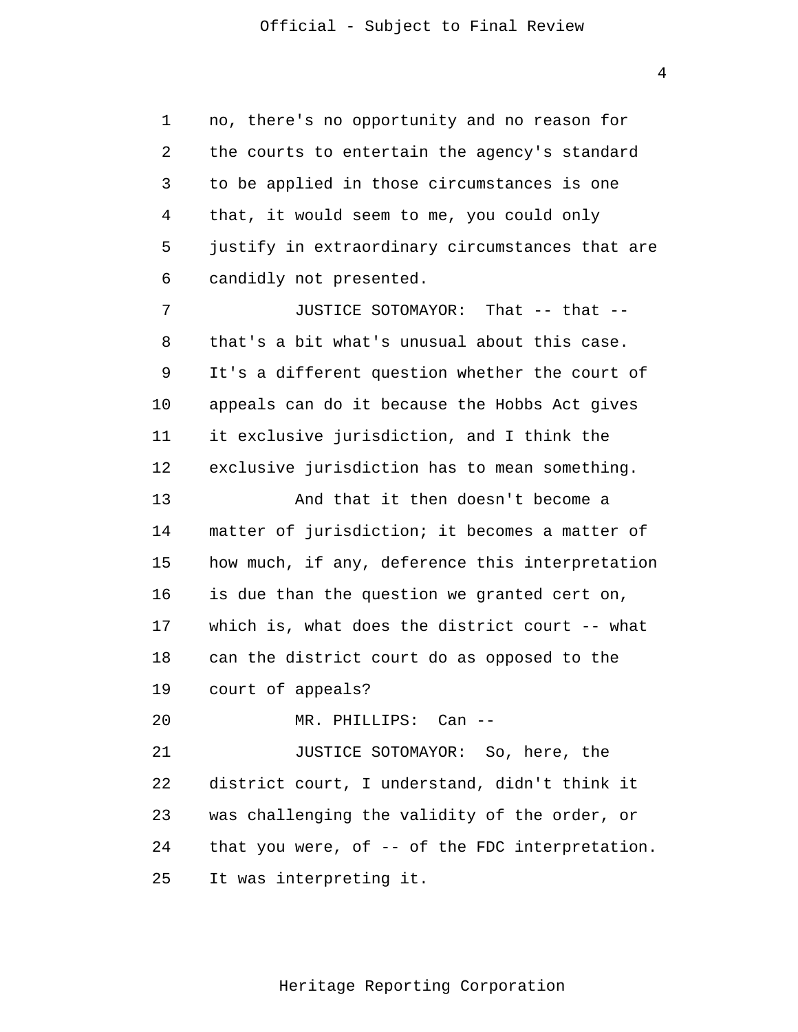no, there's no opportunity and no reason for the courts to entertain the agency's standard to be applied in those circumstances is one that, it would seem to me, you could only justify in extraordinary circumstances that are candidly not presented.

JUSTICE SOTOMAYOR: That -- that -- that's a bit what's unusual about this case. It's a different question whether the court of appeals can do it because the Hobbs Act gives it exclusive jurisdiction, and I think the exclusive jurisdiction has to mean something.

And that it then doesn't become a matter of jurisdiction; it becomes a matter of how much, if any, deference this interpretation is due than the question we granted cert on, which is, what does the district court -- what can the district court do as opposed to the court of appeals?

MR. PHILLIPS: Can --

JUSTICE SOTOMAYOR: So, here, the district court, I understand, didn't think it was challenging the validity of the order, or that you were, of -- of the FDC interpretation. It was interpreting it.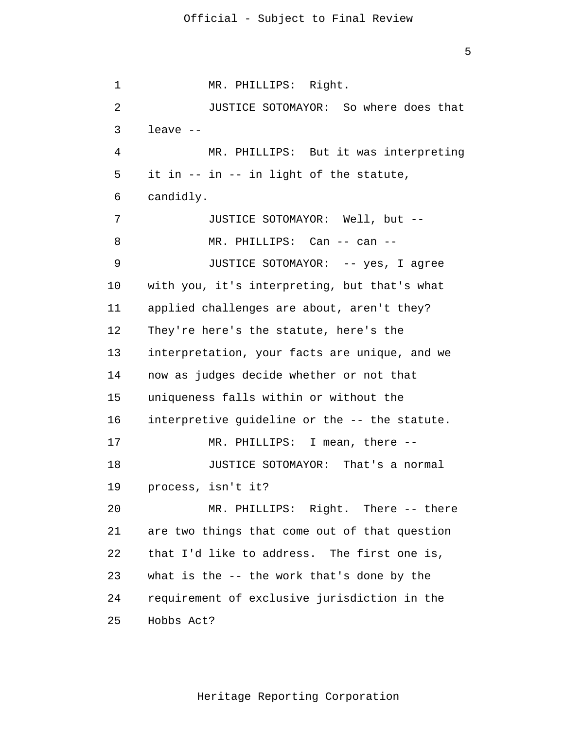MR. PHILLIPS: Right.

JUSTICE SOTOMAYOR: So where does that leave --

MR. PHILLIPS: But it was interpreting it in -- in -- in light of the statute, candidly.

JUSTICE SOTOMAYOR: Well, but --

MR. PHILLIPS: Can -- can --

JUSTICE SOTOMAYOR: -- yes, I agree with you, it's interpreting, but that's what applied challenges are about, aren't they? They're here's the statute, here's the interpretation, your facts are unique, and we now as judges decide whether or not that uniqueness falls within or without the interpretive guideline or the -- the statute.

MR. PHILLIPS: I mean, there --

JUSTICE SOTOMAYOR: That's a normal process, isn't it?

MR. PHILLIPS: Right. There -- there are two things that come out of that question that I'd like to address. The first one is, what is the -- the work that's done by the requirement of exclusive jurisdiction in the Hobbs Act?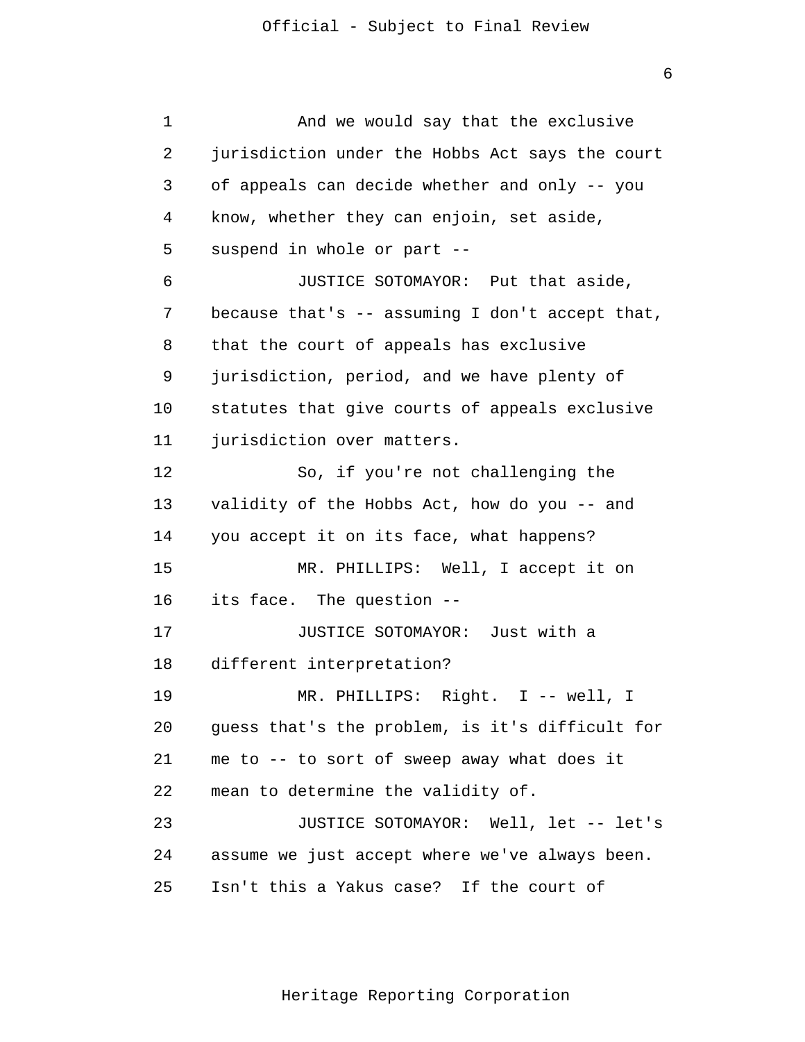And we would say that the exclusive jurisdiction under the Hobbs Act says the court of appeals can decide whether and only -- you know, whether they can enjoin, set aside, suspend in whole or part --

JUSTICE SOTOMAYOR: Put that aside, because that's -- assuming I don't accept that, that the court of appeals has exclusive jurisdiction, period, and we have plenty of statutes that give courts of appeals exclusive jurisdiction over matters.

So, if you're not challenging the validity of the Hobbs Act, how do you -- and you accept it on its face, what happens?

MR. PHILLIPS: Well, I accept it on its face. The question --

JUSTICE SOTOMAYOR: Just with a different interpretation?

MR. PHILLIPS: Right. I -- well, I guess that's the problem, is it's difficult for me to -- to sort of sweep away what does it mean to determine the validity of.

JUSTICE SOTOMAYOR: Well, let -- let's assume we just accept where we've always been. Isn't this a Yakus case? If the court of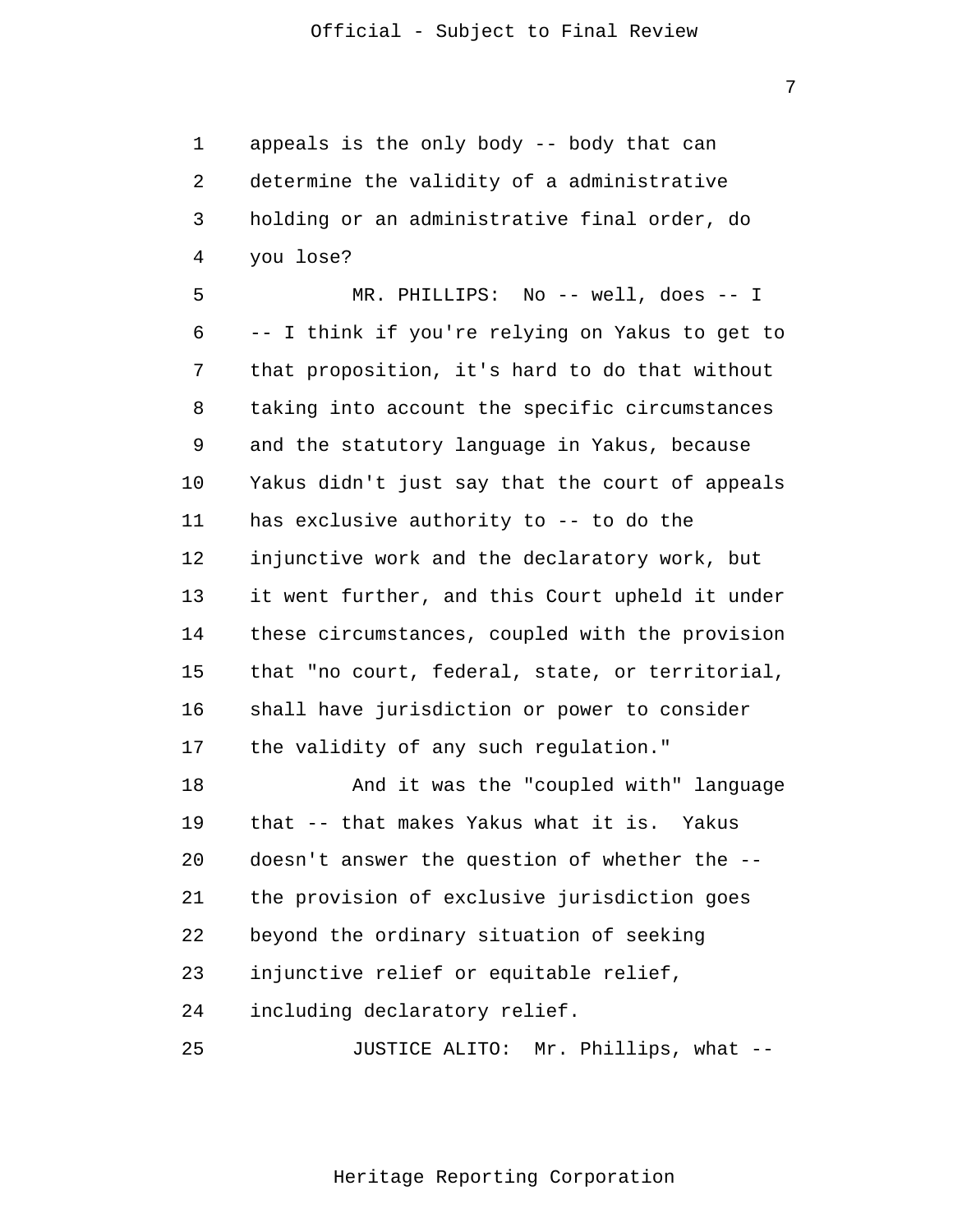appeals is the only body -- body that can determine the validity of a administrative holding or an administrative final order, do you lose?

MR. PHILLIPS: No -- well, does -- I -- I think if you're relying on Yakus to get to that proposition, it's hard to do that without taking into account the specific circumstances and the statutory language in Yakus, because Yakus didn't just say that the court of appeals has exclusive authority to -- to do the injunctive work and the declaratory work, but it went further, and this Court upheld it under these circumstances, coupled with the provision that "no court, federal, state, or territorial, shall have jurisdiction or power to consider the validity of any such regulation."

And it was the "coupled with" language that -- that makes Yakus what it is. Yakus doesn't answer the question of whether the -- the provision of exclusive jurisdiction goes beyond the ordinary situation of seeking injunctive relief or equitable relief, including declaratory relief.

JUSTICE ALITO: Mr. Phillips, what --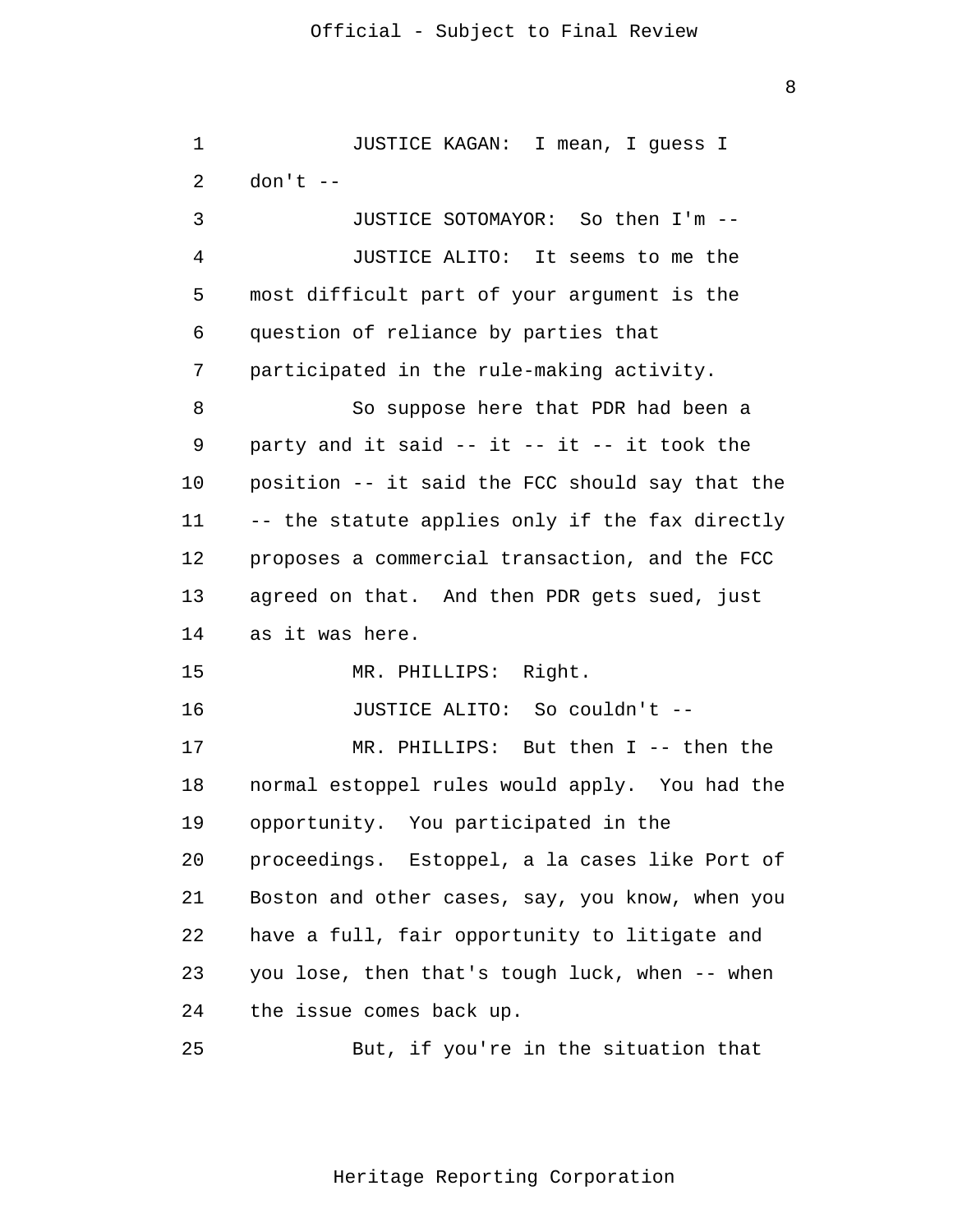JUSTICE KAGAN: I mean, I guess I don't --

JUSTICE SOTOMAYOR: So then I'm --

JUSTICE ALITO: It seems to me the most difficult part of your argument is the question of reliance by parties that participated in the rule-making activity.

So suppose here that PDR had been a party and it said -- it -- it -- it took the position -- it said the FCC should say that the -- the statute applies only if the fax directly proposes a commercial transaction, and the FCC agreed on that. And then PDR gets sued, just as it was here.

MR. PHILLIPS: Right.

JUSTICE ALITO: So couldn't --

MR. PHILLIPS: But then I -- then the normal estoppel rules would apply. You had the opportunity. You participated in the proceedings. Estoppel, a la cases like Port of Boston and other cases, say, you know, when you have a full, fair opportunity to litigate and you lose, then that's tough luck, when -- when the issue comes back up.

But, if you're in the situation that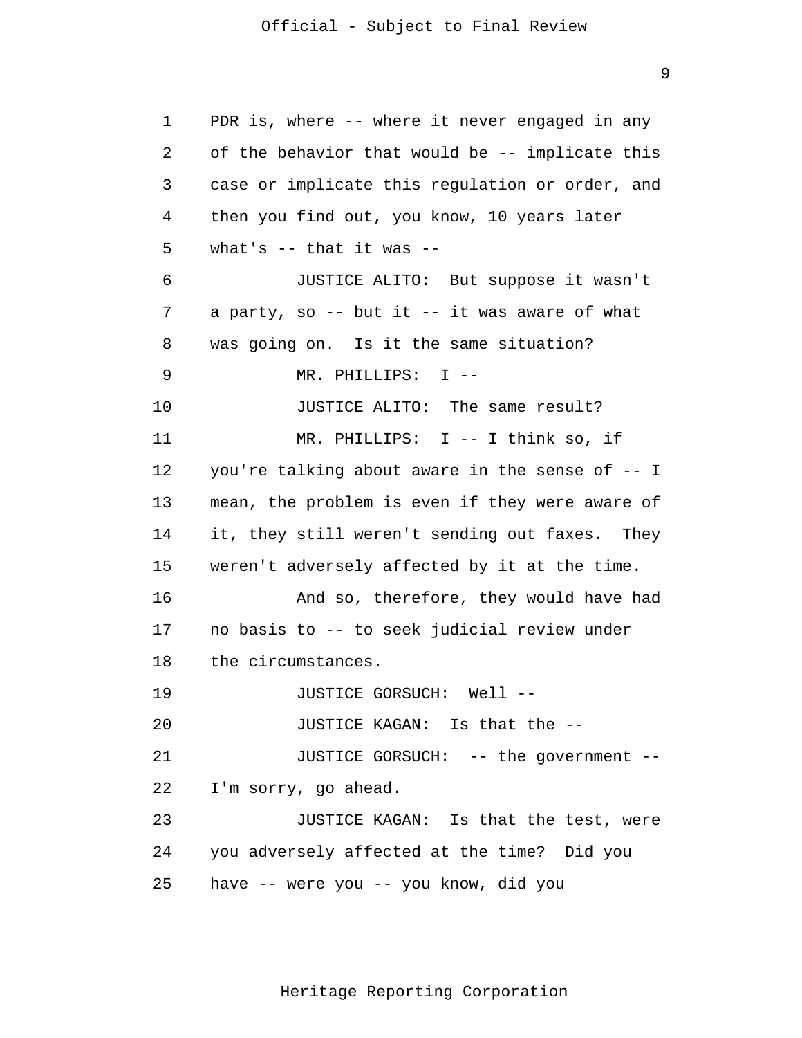PDR is, where -- where it never engaged in any of the behavior that would be -- implicate this case or implicate this regulation or order, and then you find out, you know, 10 years later what's -- that it was --

JUSTICE ALITO: But suppose it wasn't a party, so -- but it -- it was aware of what was going on. Is it the same situation?

MR. PHILLIPS: I --

JUSTICE ALITO: The same result?

MR. PHILLIPS: I -- I think so, if you're talking about aware in the sense of -- I mean, the problem is even if they were aware of it, they still weren't sending out faxes. They weren't adversely affected by it at the time.

And so, therefore, they would have had no basis to -- to seek judicial review under the circumstances.

JUSTICE GORSUCH: Well --

JUSTICE KAGAN: Is that the --

JUSTICE GORSUCH: -- the government -- I'm sorry, go ahead.

JUSTICE KAGAN: Is that the test, were you adversely affected at the time? Did you have -- were you -- you know, did you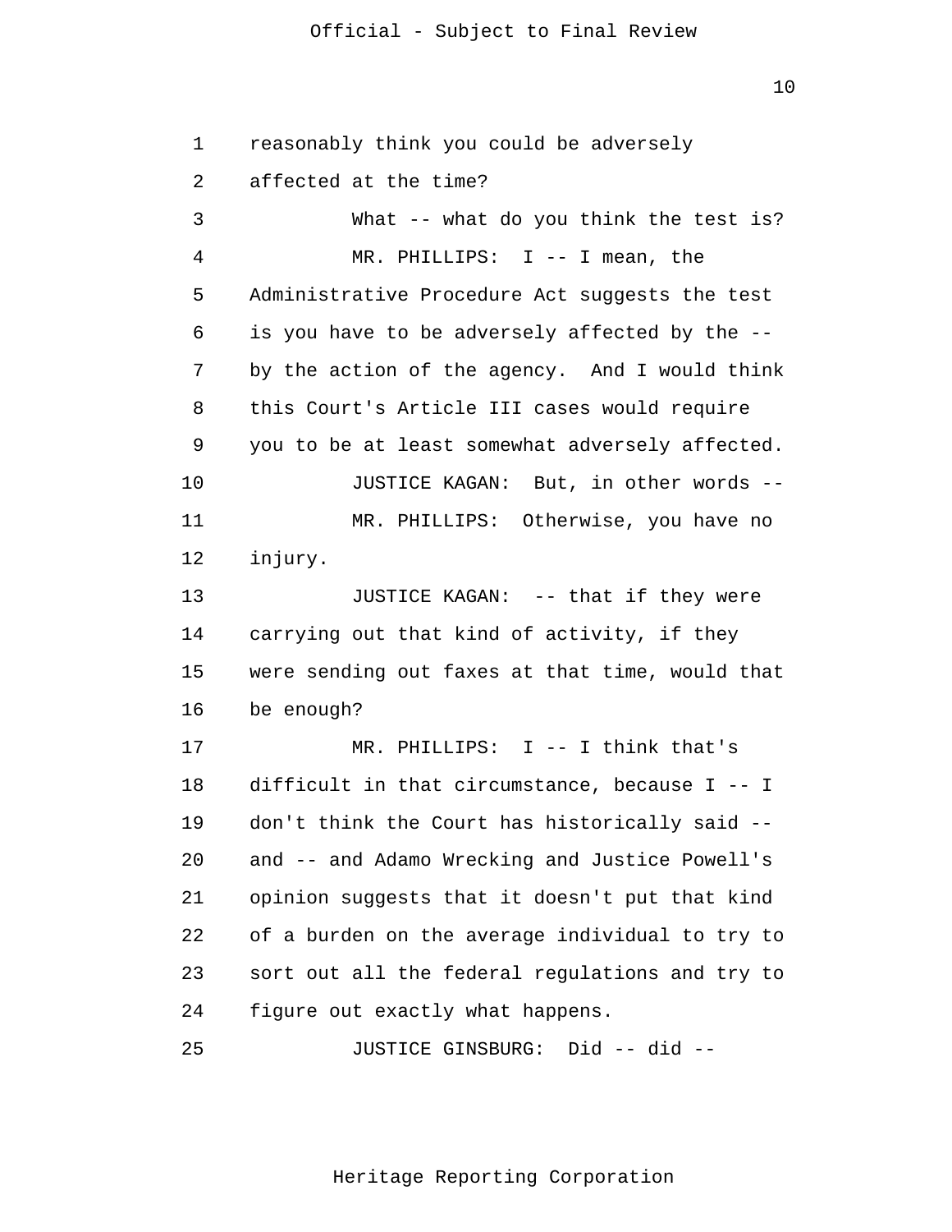reasonably think you could be adversely affected at the time?

What -- what do you think the test is?

MR. PHILLIPS: I -- I mean, the Administrative Procedure Act suggests the test is you have to be adversely affected by the -- by the action of the agency. And I would think this Court's Article III cases would require you to be at least somewhat adversely affected.

JUSTICE KAGAN: But, in other words --

MR. PHILLIPS: Otherwise, you have no injury.

JUSTICE KAGAN: -- that if they were carrying out that kind of activity, if they were sending out faxes at that time, would that be enough?

MR. PHILLIPS: I -- I think that's difficult in that circumstance, because I -- I don't think the Court has historically said -- and -- and Adamo Wrecking and Justice Powell's opinion suggests that it doesn't put that kind of a burden on the average individual to try to sort out all the federal regulations and try to figure out exactly what happens.

JUSTICE GINSBURG: Did -- did --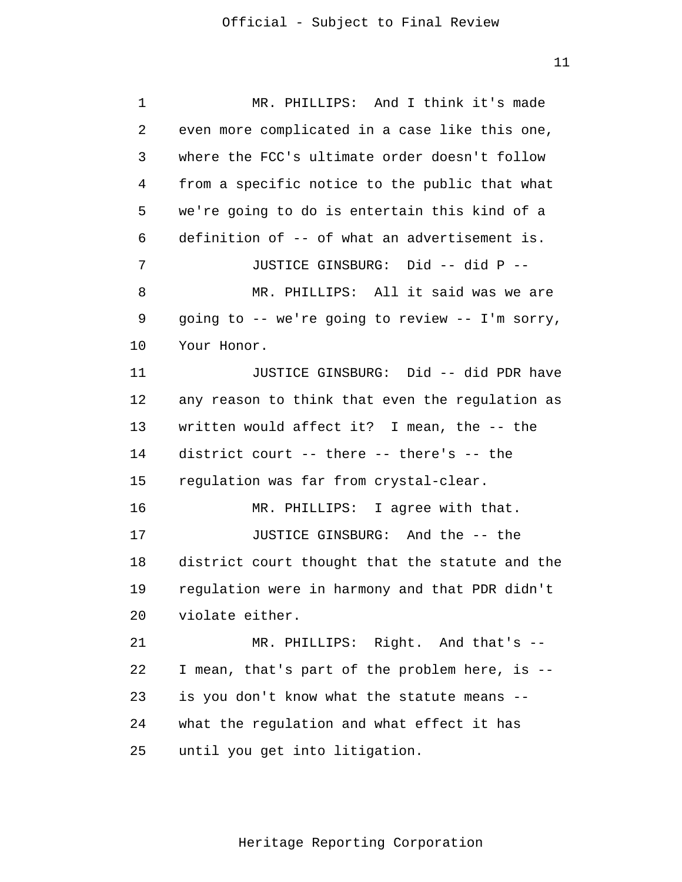MR. PHILLIPS: And I think it's made even more complicated in a case like this one, where the FCC's ultimate order doesn't follow from a specific notice to the public that what we're going to do is entertain this kind of a definition of -- of what an advertisement is.

JUSTICE GINSBURG: Did -- did P --

MR. PHILLIPS: All it said was we are going to -- we're going to review -- I'm sorry, Your Honor.

JUSTICE GINSBURG: Did -- did PDR have any reason to think that even the regulation as written would affect it? I mean, the -- the district court -- there -- there's -- the regulation was far from crystal-clear.

MR. PHILLIPS: I agree with that.

JUSTICE GINSBURG: And the -- the district court thought that the statute and the regulation were in harmony and that PDR didn't violate either.

MR. PHILLIPS: Right. And that's -- I mean, that's part of the problem here, is -- is you don't know what the statute means -- what the regulation and what effect it has until you get into litigation.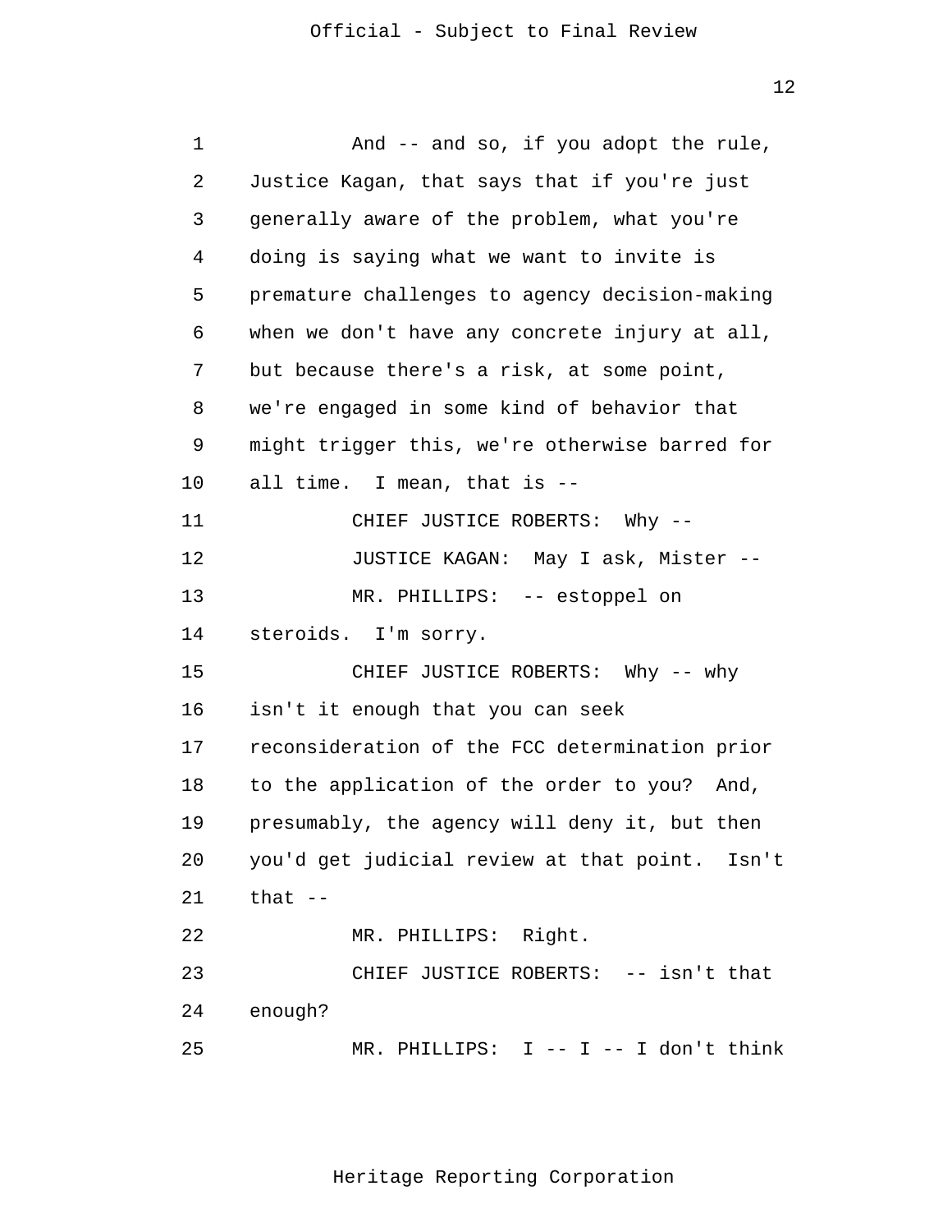And -- and so, if you adopt the rule, Justice Kagan, that says that if you're just generally aware of the problem, what you're doing is saying what we want to invite is premature challenges to agency decision-making when we don't have any concrete injury at all, but because there's a risk, at some point, we're engaged in some kind of behavior that might trigger this, we're otherwise barred for all time. I mean, that is --

CHIEF JUSTICE ROBERTS: Why --

JUSTICE KAGAN: May I ask, Mister --

MR. PHILLIPS: -- estoppel on steroids. I'm sorry.

CHIEF JUSTICE ROBERTS: Why -- why isn't it enough that you can seek reconsideration of the FCC determination prior to the application of the order to you? And, presumably, the agency will deny it, but then you'd get judicial review at that point. Isn't that --

MR. PHILLIPS: Right.

CHIEF JUSTICE ROBERTS: -- isn't that enough?

MR. PHILLIPS: I -- I -- I don't think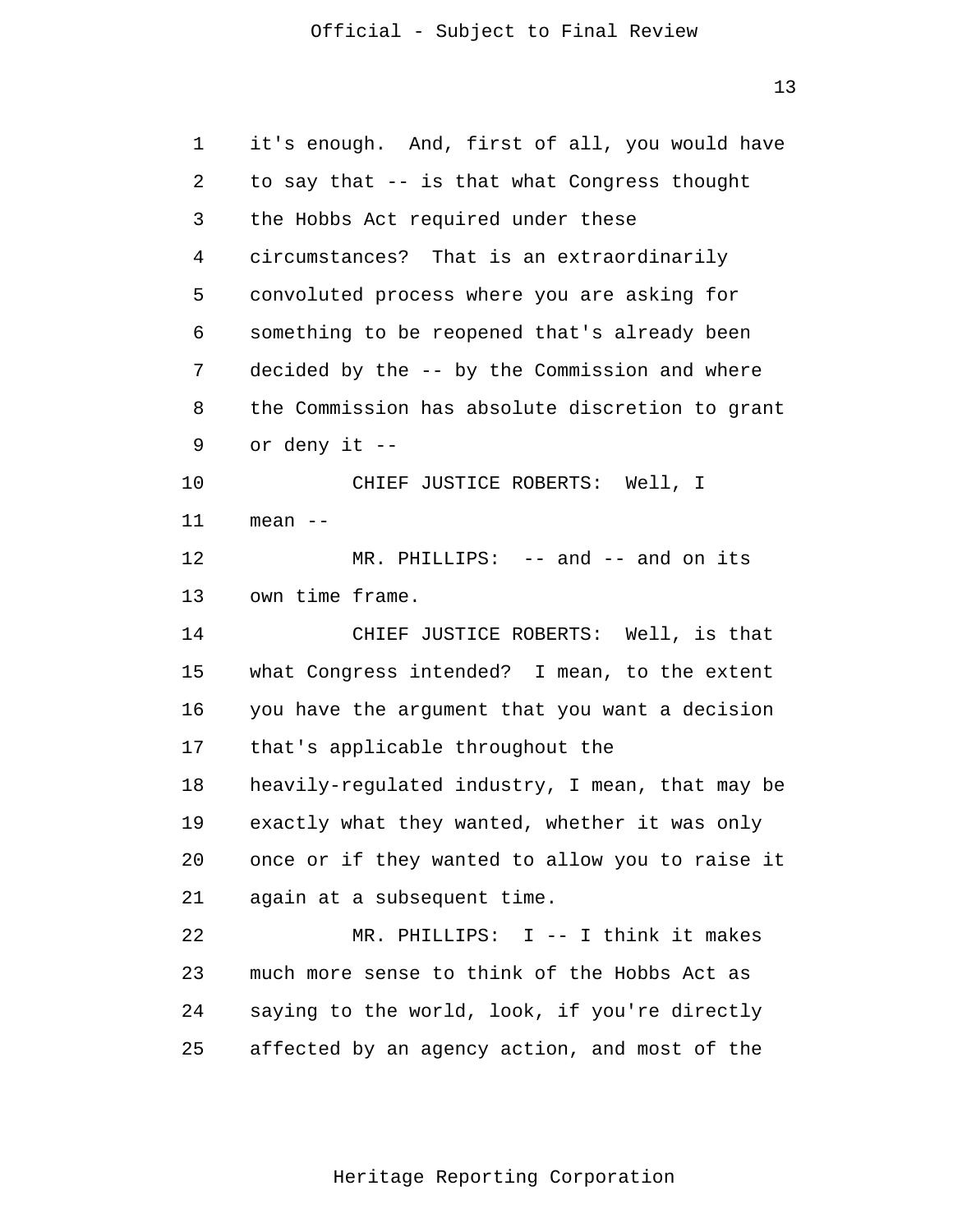it's enough. And, first of all, you would have to say that -- is that what Congress thought the Hobbs Act required under these circumstances? That is an extraordinarily convoluted process where you are asking for something to be reopened that's already been decided by the -- by the Commission and where the Commission has absolute discretion to grant or deny it --

CHIEF JUSTICE ROBERTS: Well, I mean --

MR. PHILLIPS: -- and -- and on its own time frame.

CHIEF JUSTICE ROBERTS: Well, is that what Congress intended? I mean, to the extent you have the argument that you want a decision that's applicable throughout the heavily-regulated industry, I mean, that may be exactly what they wanted, whether it was only once or if they wanted to allow you to raise it again at a subsequent time.

MR. PHILLIPS: I -- I think it makes much more sense to think of the Hobbs Act as saying to the world, look, if you're directly affected by an agency action, and most of the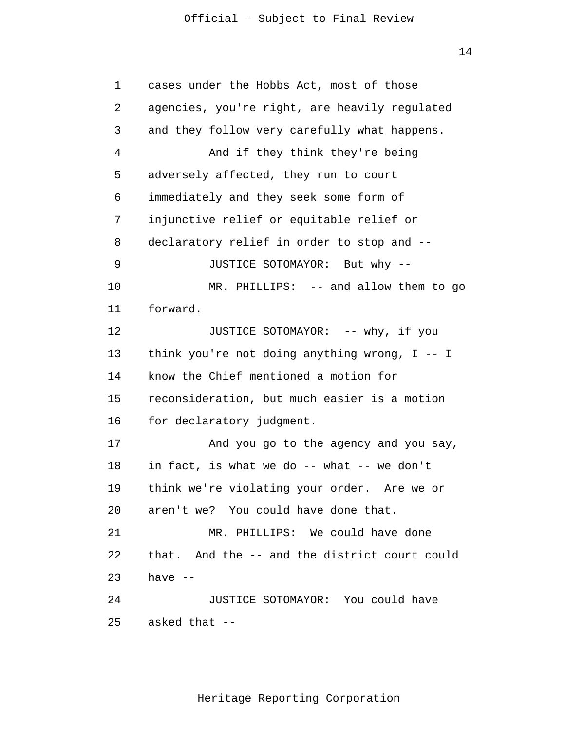cases under the Hobbs Act, most of those agencies, you're right, are heavily regulated and they follow very carefully what happens.

And if they think they're being adversely affected, they run to court immediately and they seek some form of injunctive relief or equitable relief or declaratory relief in order to stop and --

JUSTICE SOTOMAYOR: But why --

MR. PHILLIPS: -- and allow them to go forward.

JUSTICE SOTOMAYOR: -- why, if you think you're not doing anything wrong, I -- I know the Chief mentioned a motion for reconsideration, but much easier is a motion for declaratory judgment.

And you go to the agency and you say, in fact, is what we do -- what -- we don't think we're violating your order. Are we or aren't we? You could have done that.

MR. PHILLIPS: We could have done that. And the -- and the district court could have --

JUSTICE SOTOMAYOR: You could have asked that --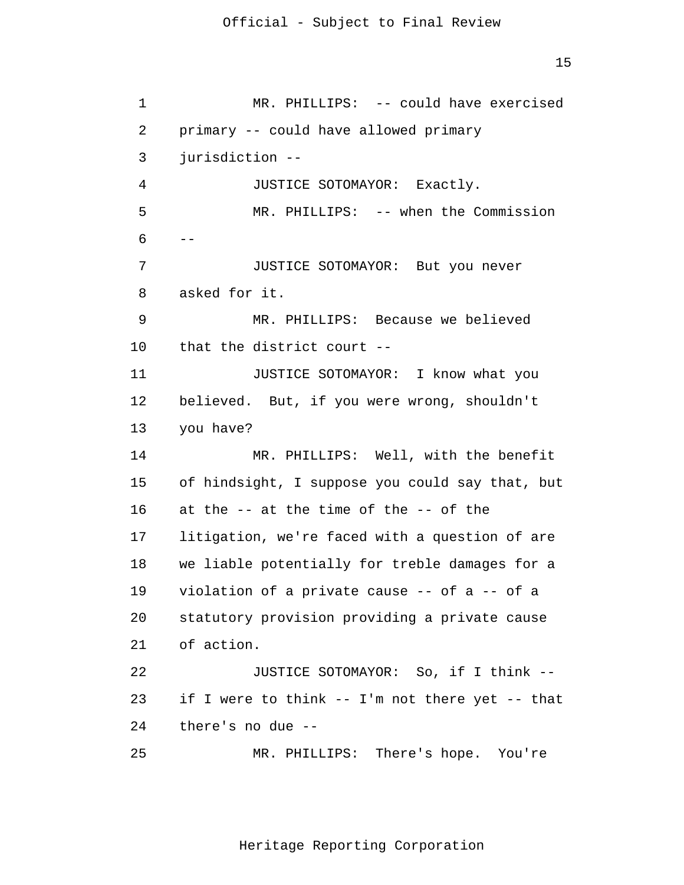MR. PHILLIPS: -- could have exercised primary -- could have allowed primary jurisdiction --

JUSTICE SOTOMAYOR: Exactly.

MR. PHILLIPS: -- when the Commission --

JUSTICE SOTOMAYOR: But you never asked for it.

MR. PHILLIPS: Because we believed that the district court --

JUSTICE SOTOMAYOR: I know what you believed. But, if you were wrong, shouldn't you have?

MR. PHILLIPS: Well, with the benefit of hindsight, I suppose you could say that, but at the -- at the time of the -- of the litigation, we're faced with a question of are we liable potentially for treble damages for a violation of a private cause -- of a -- of a statutory provision providing a private cause of action.

JUSTICE SOTOMAYOR: So, if I think -- if I were to think -- I'm not there yet -- that there's no due --

MR. PHILLIPS: There's hope. You're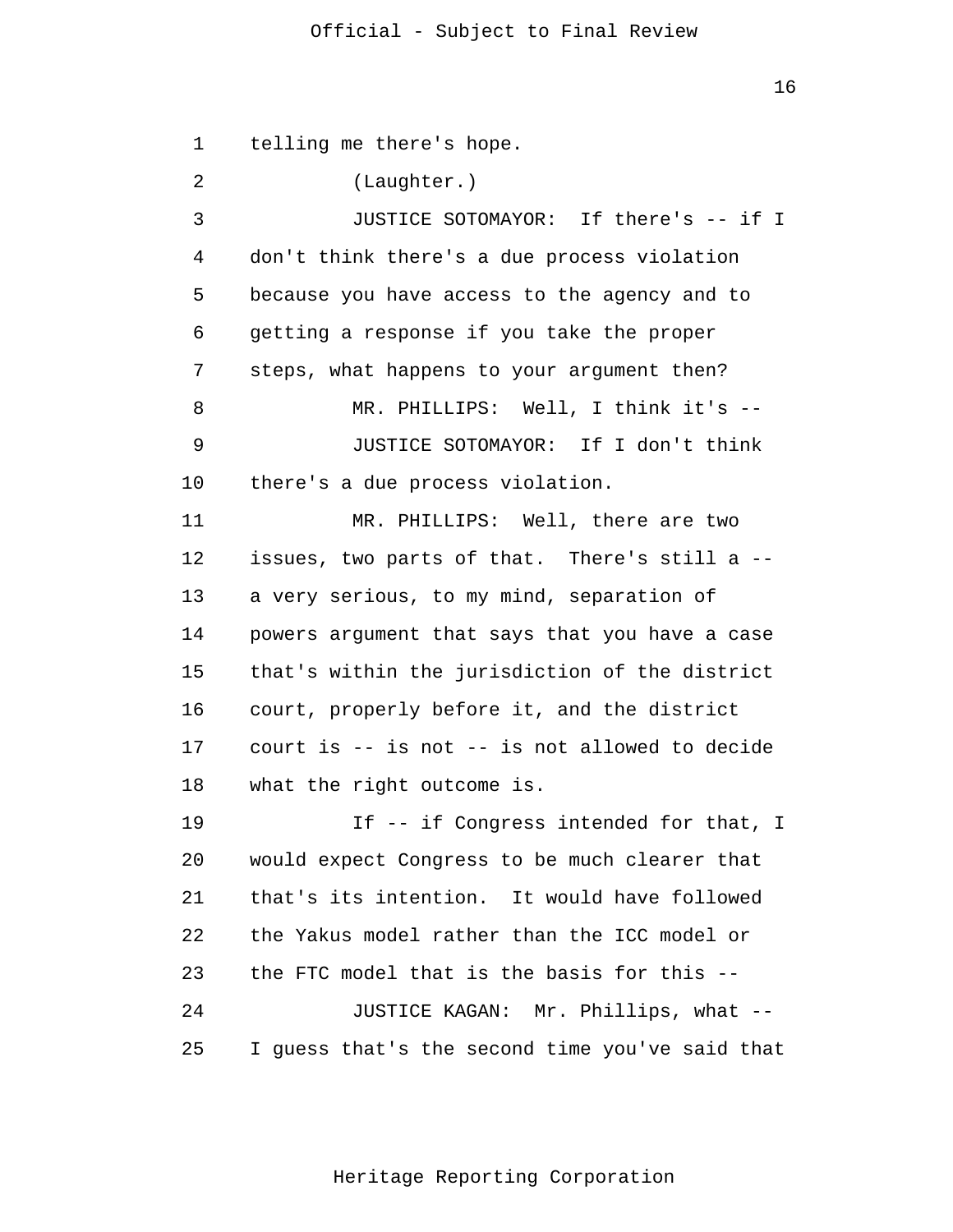telling me there's hope.

(Laughter.)

JUSTICE SOTOMAYOR: If there's -- if I don't think there's a due process violation because you have access to the agency and to getting a response if you take the proper steps, what happens to your argument then?

MR. PHILLIPS: Well, I think it's --

JUSTICE SOTOMAYOR: If I don't think there's a due process violation.

MR. PHILLIPS: Well, there are two issues, two parts of that. There's still a -- a very serious, to my mind, separation of powers argument that says that you have a case that's within the jurisdiction of the district court, properly before it, and the district court is -- is not -- is not allowed to decide what the right outcome is.

If -- if Congress intended for that, I would expect Congress to be much clearer that that's its intention. It would have followed the Yakus model rather than the ICC model or the FTC model that is the basis for this --

JUSTICE KAGAN: Mr. Phillips, what -- I guess that's the second time you've said that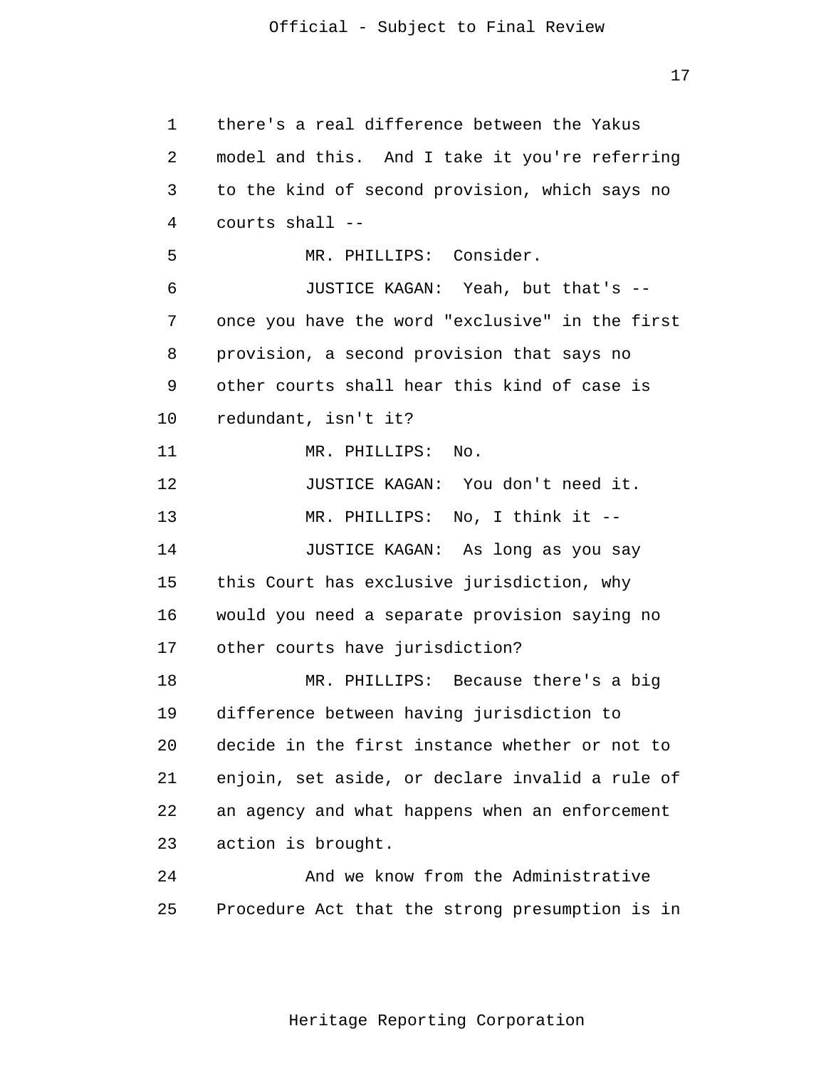there's a real difference between the Yakus model and this. And I take it you're referring to the kind of second provision, which says no courts shall --

MR. PHILLIPS: Consider.

JUSTICE KAGAN: Yeah, but that's -- once you have the word "exclusive" in the first provision, a second provision that says no other courts shall hear this kind of case is redundant, isn't it?

MR. PHILLIPS: No.

JUSTICE KAGAN: You don't need it.

MR. PHILLIPS: No, I think it --

JUSTICE KAGAN: As long as you say this Court has exclusive jurisdiction, why would you need a separate provision saying no other courts have jurisdiction?

MR. PHILLIPS: Because there's a big difference between having jurisdiction to decide in the first instance whether or not to enjoin, set aside, or declare invalid a rule of an agency and what happens when an enforcement action is brought.

And we know from the Administrative Procedure Act that the strong presumption is in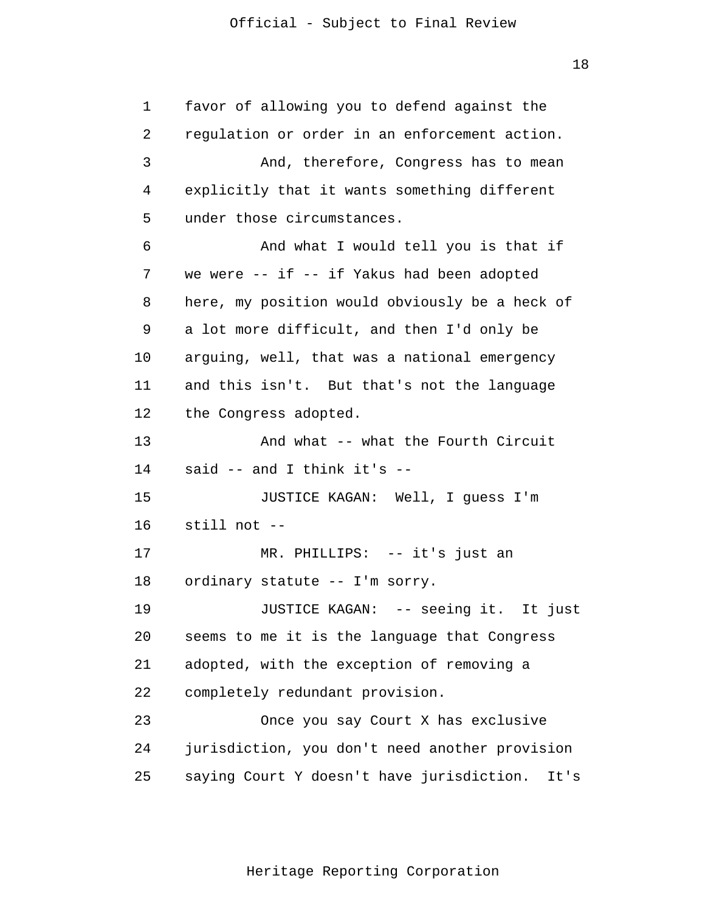favor of allowing you to defend against the regulation or order in an enforcement action.

And, therefore, Congress has to mean explicitly that it wants something different under those circumstances.

And what I would tell you is that if we were -- if -- if Yakus had been adopted here, my position would obviously be a heck of a lot more difficult, and then I'd only be arguing, well, that was a national emergency and this isn't. But that's not the language the Congress adopted.

And what -- what the Fourth Circuit said -- and I think it's --

JUSTICE KAGAN: Well, I guess I'm still not --

MR. PHILLIPS: -- it's just an ordinary statute -- I'm sorry.

JUSTICE KAGAN: -- seeing it. It just seems to me it is the language that Congress adopted, with the exception of removing a completely redundant provision.

Once you say Court X has exclusive jurisdiction, you don't need another provision saying Court Y doesn't have jurisdiction. It's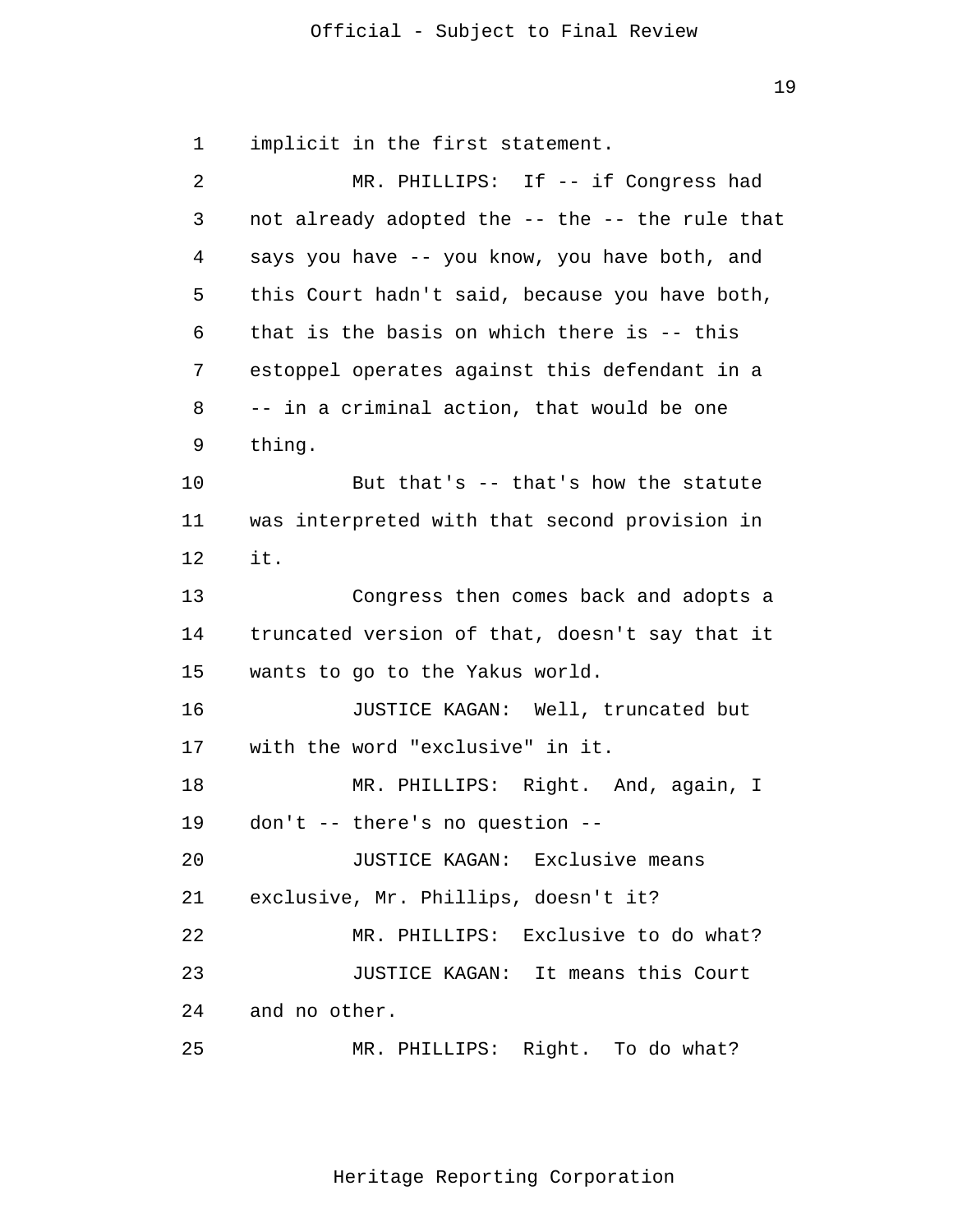implicit in the first statement.

MR. PHILLIPS: If -- if Congress had not already adopted the -- the -- the rule that says you have -- you know, you have both, and this Court hadn't said, because you have both, that is the basis on which there is -- this estoppel operates against this defendant in a -- in a criminal action, that would be one thing.

But that's -- that's how the statute was interpreted with that second provision in it.

Congress then comes back and adopts a truncated version of that, doesn't say that it wants to go to the Yakus world.

JUSTICE KAGAN: Well, truncated but with the word "exclusive" in it.

MR. PHILLIPS: Right. And, again, I don't -- there's no question --

JUSTICE KAGAN: Exclusive means exclusive, Mr. Phillips, doesn't it?

MR. PHILLIPS: Exclusive to do what?

JUSTICE KAGAN: It means this Court and no other.

MR. PHILLIPS: Right. To do what?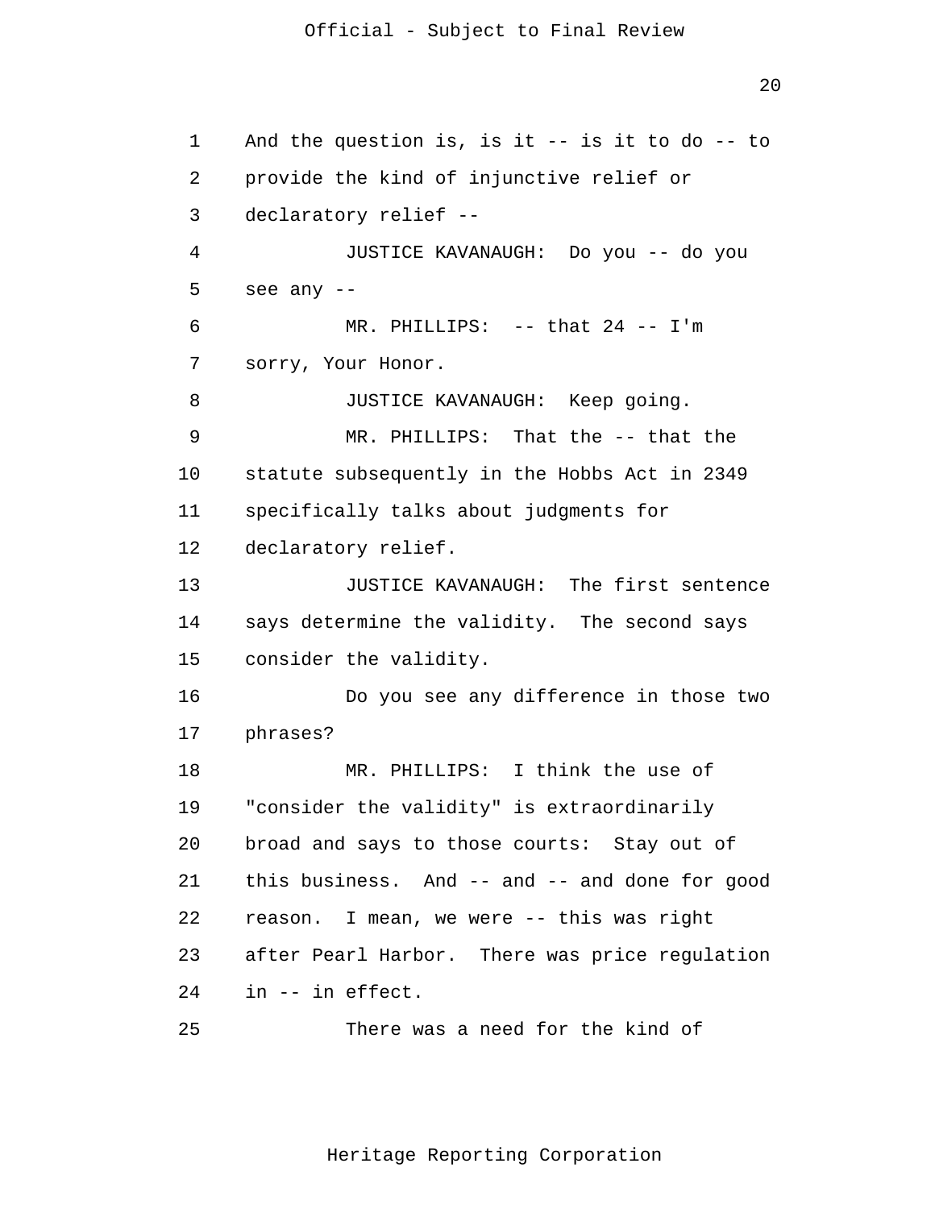And the question is, is it -- is it to do -- to provide the kind of injunctive relief or declaratory relief --

JUSTICE KAVANAUGH: Do you -- do you see any --

MR. PHILLIPS: -- that 24 -- I'm sorry, Your Honor.

JUSTICE KAVANAUGH: Keep going.

MR. PHILLIPS: That the -- that the statute subsequently in the Hobbs Act in 2349 specifically talks about judgments for declaratory relief.

JUSTICE KAVANAUGH: The first sentence says determine the validity. The second says consider the validity.

Do you see any difference in those two phrases?

MR. PHILLIPS: I think the use of "consider the validity" is extraordinarily broad and says to those courts: Stay out of this business. And -- and -- and done for good reason. I mean, we were -- this was right after Pearl Harbor. There was price regulation in -- in effect.

There was a need for the kind of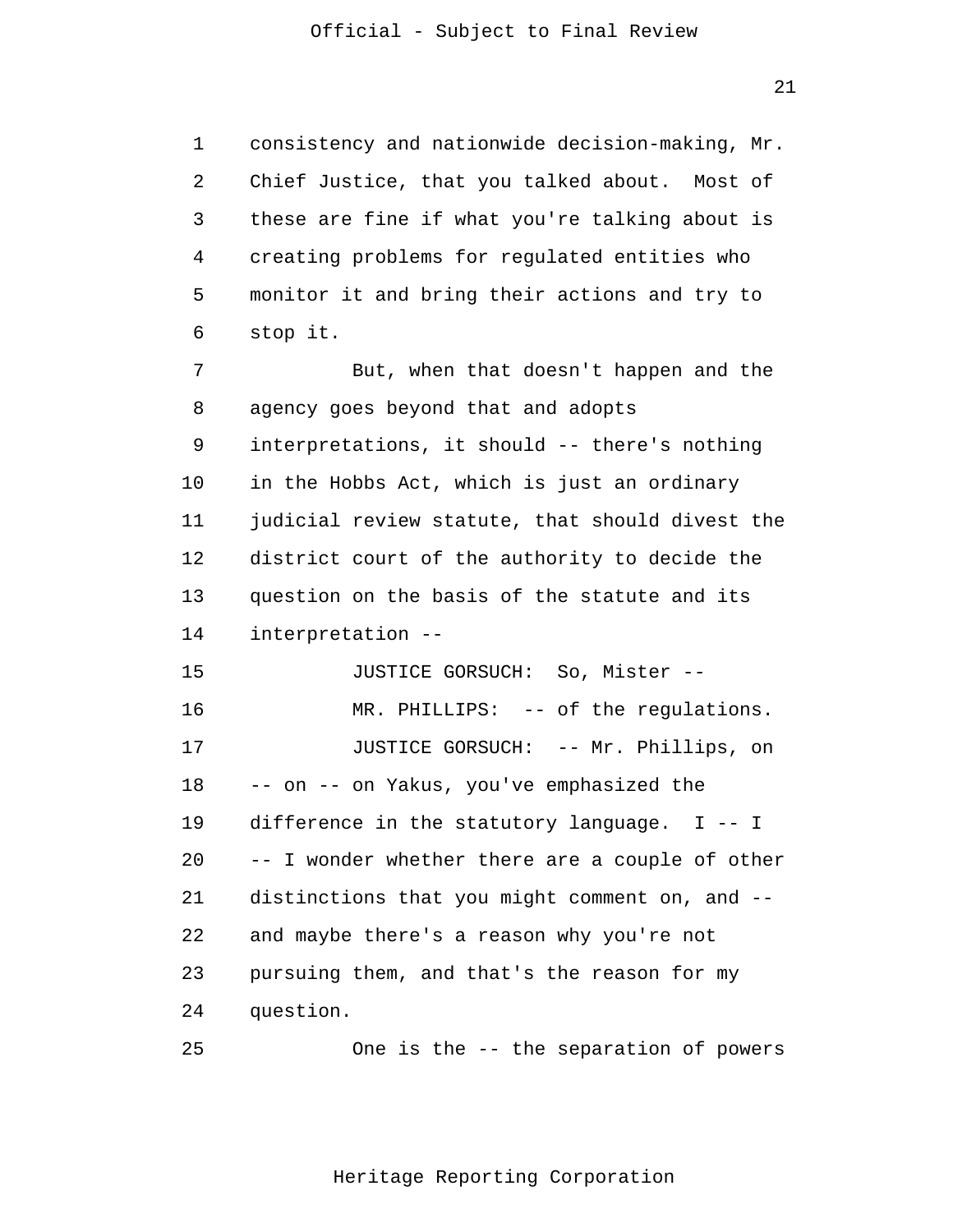consistency and nationwide decision-making, Mr. Chief Justice, that you talked about. Most of these are fine if what you're talking about is creating problems for regulated entities who monitor it and bring their actions and try to stop it.

But, when that doesn't happen and the agency goes beyond that and adopts interpretations, it should -- there's nothing in the Hobbs Act, which is just an ordinary judicial review statute, that should divest the district court of the authority to decide the question on the basis of the statute and its interpretation --

JUSTICE GORSUCH: So, Mister --

MR. PHILLIPS: -- of the regulations.

JUSTICE GORSUCH: -- Mr. Phillips, on -- on -- on Yakus, you've emphasized the difference in the statutory language. I -- I -- I wonder whether there are a couple of other distinctions that you might comment on, and -- and maybe there's a reason why you're not pursuing them, and that's the reason for my question.

One is the -- the separation of powers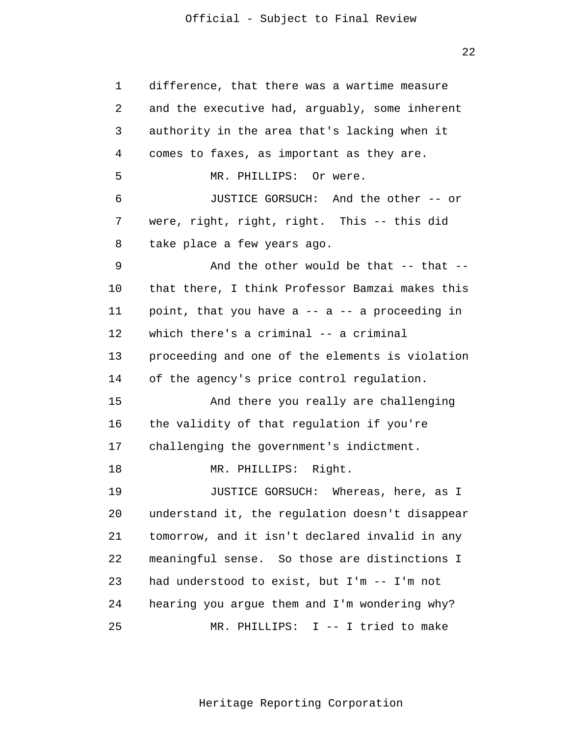1 difference, that there was a wartime measure
2 and the executive had, arguably, some inherent
3 authority in the area that's lacking when it
4 comes to faxes, as important as they are.
5 MR. PHILLIPS: Or were.
6 JUSTICE GORSUCH: And the other -- or
7 were, right, right, right. This -- this did
8 take place a few years ago.
9 And the other would be that -- that --
10 that there, I think Professor Bamzai makes this
11 point, that you have a -- a -- a proceeding in
12 which there's a criminal -- a criminal
13 proceeding and one of the elements is violation
14 of the agency's price control regulation.
15 And there you really are challenging
16 the validity of that regulation if you're
17 challenging the government's indictment.
18 MR. PHILLIPS: Right.
19 JUSTICE GORSUCH: Whereas, here, as I
20 understand it, the regulation doesn't disappear
21 tomorrow, and it isn't declared invalid in any
22 meaningful sense. So those are distinctions I
23 had understood to exist, but I'm -- I'm not
24 hearing you argue them and I'm wondering why?
25 MR. PHILLIPS: I -- I tried to make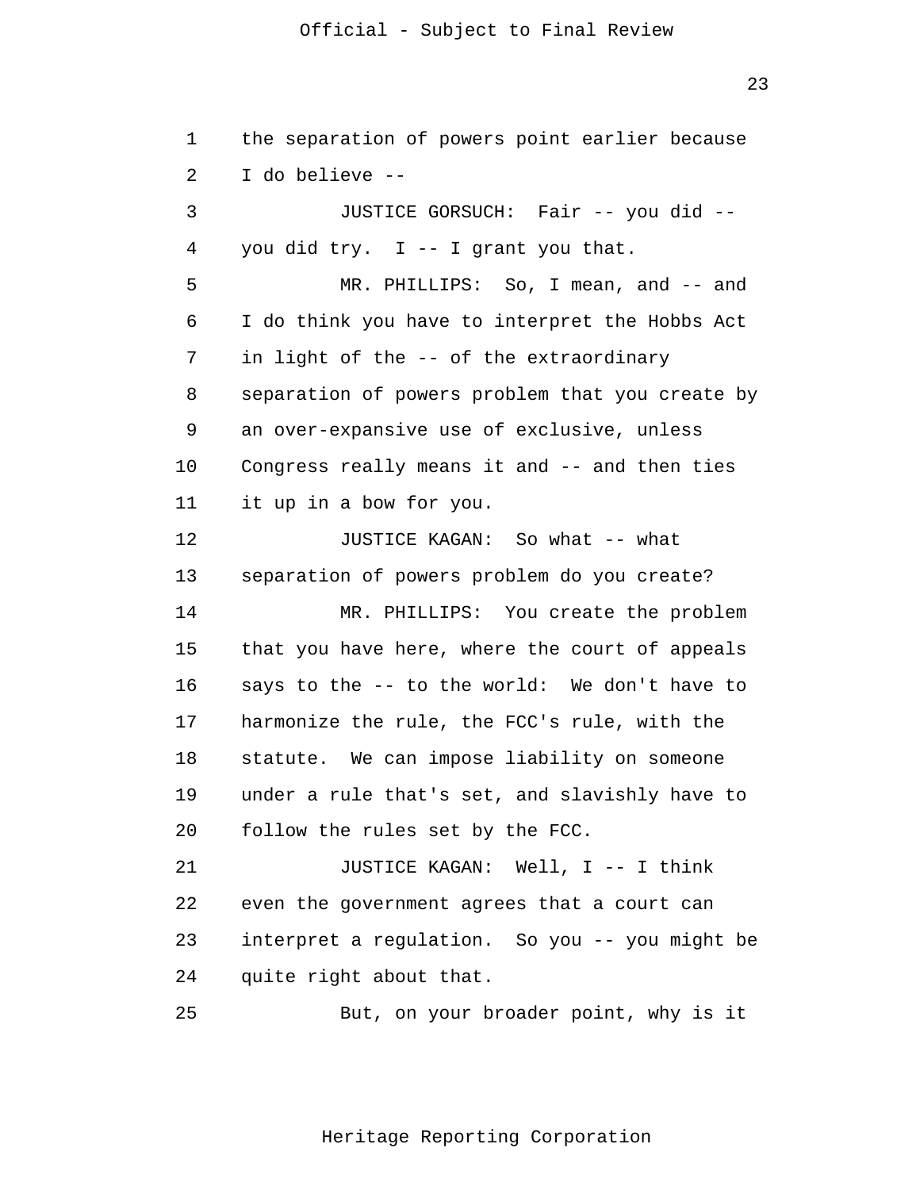1 the separation of powers point earlier because
2 I do believe --
3 JUSTICE GORSUCH: Fair -- you did --
4 you did try. I -- I grant you that.
5 MR. PHILLIPS: So, I mean, and -- and
6 I do think you have to interpret the Hobbs Act
7 in light of the -- of the extraordinary
8 separation of powers problem that you create by
9 an over-expansive use of exclusive, unless
10 Congress really means it and -- and then ties
11 it up in a bow for you.
12 JUSTICE KAGAN: So what -- what
13 separation of powers problem do you create?
14 MR. PHILLIPS: You create the problem
15 that you have here, where the court of appeals
16 says to the -- to the world: We don't have to
17 harmonize the rule, the FCC's rule, with the
18 statute. We can impose liability on someone
19 under a rule that's set, and slavishly have to
20 follow the rules set by the FCC.
21 JUSTICE KAGAN: Well, I -- I think
22 even the government agrees that a court can
23 interpret a regulation. So you -- you might be
24 quite right about that.
25 But, on your broader point, why is it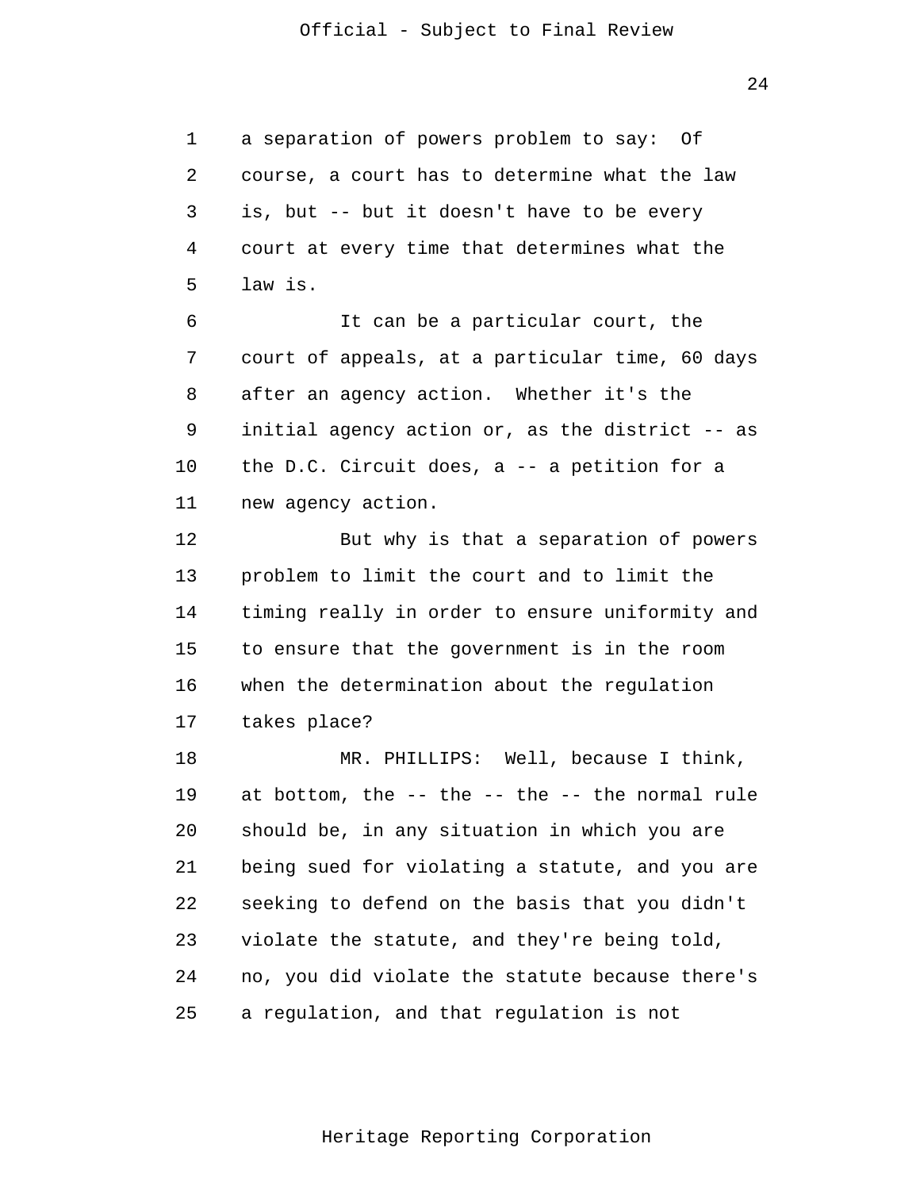a separation of powers problem to say: Of course, a court has to determine what the law is, but -- but it doesn't have to be every court at every time that determines what the law is.

It can be a particular court, the court of appeals, at a particular time, 60 days after an agency action. Whether it's the initial agency action or, as the district -- as the D.C. Circuit does, a -- a petition for a new agency action.

But why is that a separation of powers problem to limit the court and to limit the timing really in order to ensure uniformity and to ensure that the government is in the room when the determination about the regulation takes place?

MR. PHILLIPS: Well, because I think, at bottom, the -- the -- the -- the normal rule should be, in any situation in which you are being sued for violating a statute, and you are seeking to defend on the basis that you didn't violate the statute, and they're being told, no, you did violate the statute because there's a regulation, and that regulation is not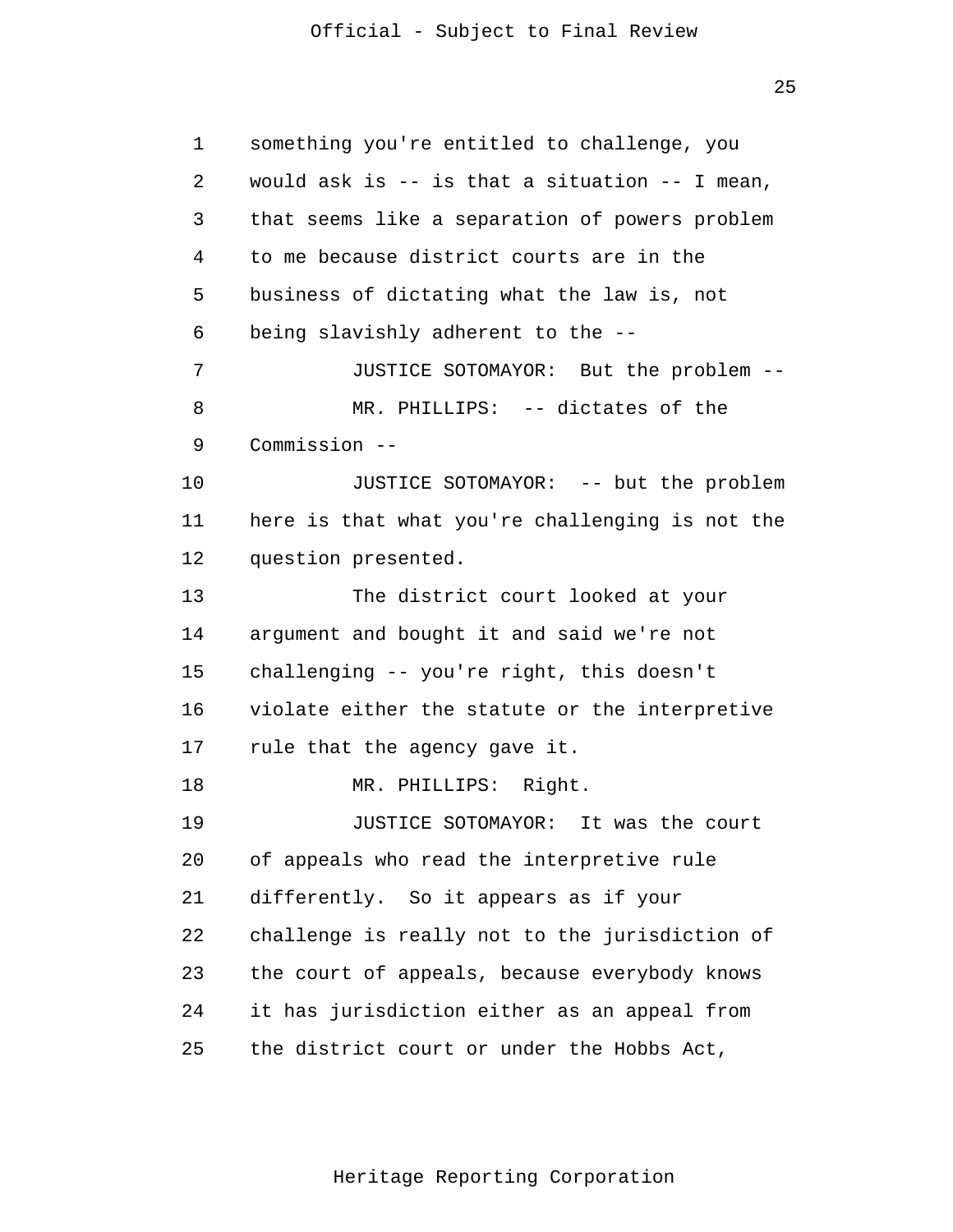something you're entitled to challenge, you would ask is -- is that a situation -- I mean, that seems like a separation of powers problem to me because district courts are in the business of dictating what the law is, not being slavishly adherent to the --

JUSTICE SOTOMAYOR: But the problem --

MR. PHILLIPS: -- dictates of the Commission --

JUSTICE SOTOMAYOR: -- but the problem here is that what you're challenging is not the question presented.

The district court looked at your argument and bought it and said we're not challenging -- you're right, this doesn't violate either the statute or the interpretive rule that the agency gave it.

MR. PHILLIPS: Right.

JUSTICE SOTOMAYOR: It was the court of appeals who read the interpretive rule differently. So it appears as if your challenge is really not to the jurisdiction of the court of appeals, because everybody knows it has jurisdiction either as an appeal from the district court or under the Hobbs Act,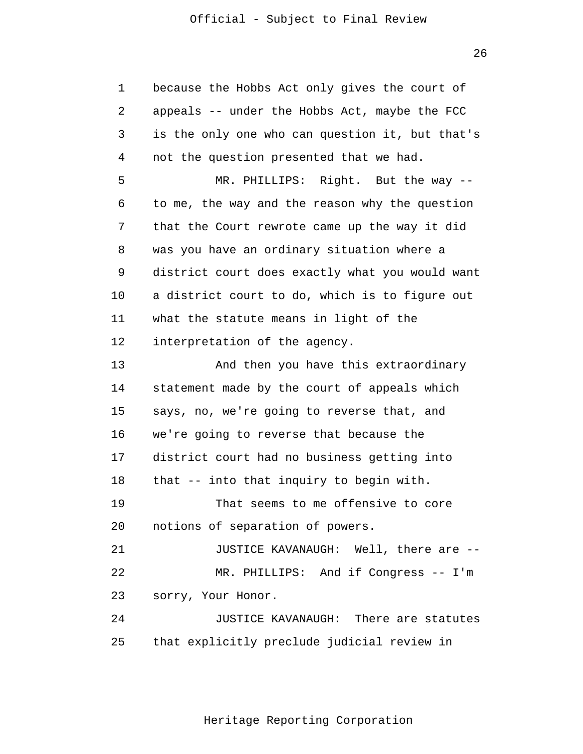because the Hobbs Act only gives the court of appeals -- under the Hobbs Act, maybe the FCC is the only one who can question it, but that's not the question presented that we had.

MR. PHILLIPS: Right. But the way -- to me, the way and the reason why the question that the Court rewrote came up the way it did was you have an ordinary situation where a district court does exactly what you would want a district court to do, which is to figure out what the statute means in light of the interpretation of the agency.

And then you have this extraordinary statement made by the court of appeals which says, no, we're going to reverse that, and we're going to reverse that because the district court had no business getting into that -- into that inquiry to begin with.

That seems to me offensive to core notions of separation of powers.

JUSTICE KAVANAUGH: Well, there are --

MR. PHILLIPS: And if Congress -- I'm sorry, Your Honor.

JUSTICE KAVANAUGH: There are statutes that explicitly preclude judicial review in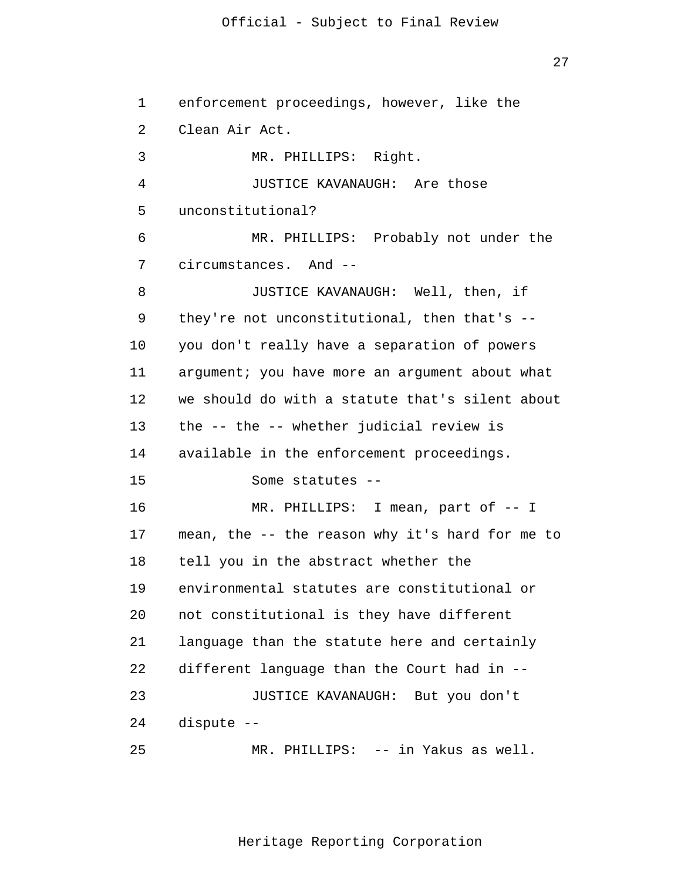enforcement proceedings, however, like the Clean Air Act.

MR. PHILLIPS: Right.

JUSTICE KAVANAUGH: Are those unconstitutional?

MR. PHILLIPS: Probably not under the circumstances. And --

JUSTICE KAVANAUGH: Well, then, if they're not unconstitutional, then that's -- you don't really have a separation of powers argument; you have more an argument about what we should do with a statute that's silent about the -- the -- whether judicial review is available in the enforcement proceedings.

Some statutes --

MR. PHILLIPS: I mean, part of -- I mean, the -- the reason why it's hard for me to tell you in the abstract whether the environmental statutes are constitutional or not constitutional is they have different language than the statute here and certainly different language than the Court had in --

JUSTICE KAVANAUGH: But you don't dispute --

MR. PHILLIPS: -- in Yakus as well.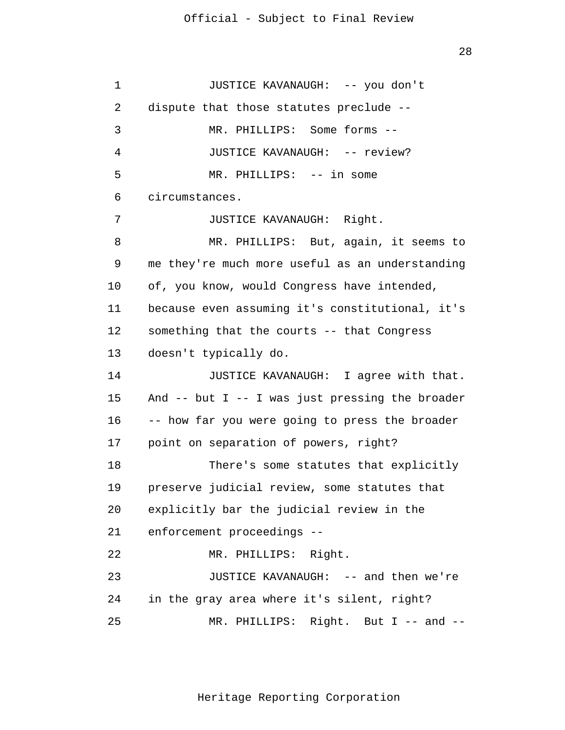JUSTICE KAVANAUGH: -- you don't dispute that those statutes preclude --

MR. PHILLIPS: Some forms --

JUSTICE KAVANAUGH: -- review?

MR. PHILLIPS: -- in some circumstances.

JUSTICE KAVANAUGH: Right.

MR. PHILLIPS: But, again, it seems to me they're much more useful as an understanding of, you know, would Congress have intended, because even assuming it's constitutional, it's something that the courts -- that Congress doesn't typically do.

JUSTICE KAVANAUGH: I agree with that. And -- but I -- I was just pressing the broader -- how far you were going to press the broader point on separation of powers, right?

There's some statutes that explicitly preserve judicial review, some statutes that explicitly bar the judicial review in the enforcement proceedings --

MR. PHILLIPS: Right.

JUSTICE KAVANAUGH: -- and then we're in the gray area where it's silent, right?

MR. PHILLIPS: Right. But I -- and --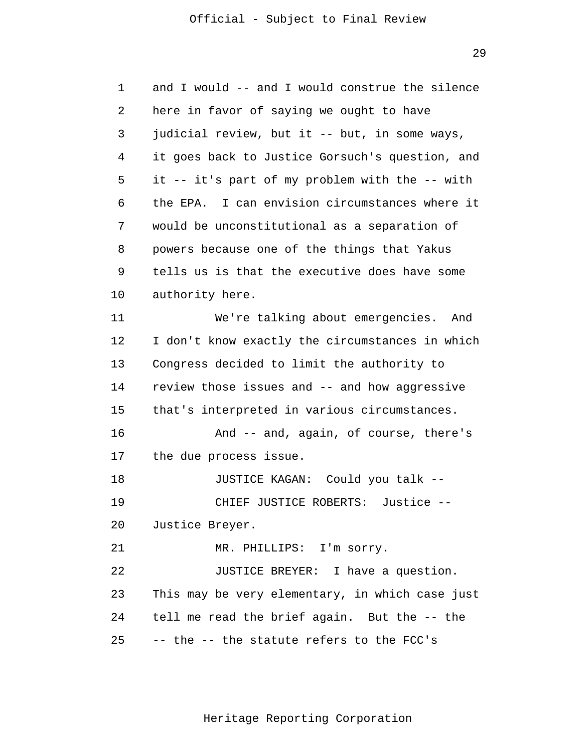and I would -- and I would construe the silence here in favor of saying we ought to have judicial review, but it -- but, in some ways, it goes back to Justice Gorsuch's question, and it -- it's part of my problem with the -- with the EPA. I can envision circumstances where it would be unconstitutional as a separation of powers because one of the things that Yakus tells us is that the executive does have some authority here.

We're talking about emergencies. And I don't know exactly the circumstances in which Congress decided to limit the authority to review those issues and -- and how aggressive that's interpreted in various circumstances.

And -- and, again, of course, there's the due process issue.

JUSTICE KAGAN: Could you talk --

CHIEF JUSTICE ROBERTS: Justice -- Justice Breyer.

MR. PHILLIPS: I'm sorry.

JUSTICE BREYER: I have a question. This may be very elementary, in which case just tell me read the brief again. But the -- the -- the -- the statute refers to the FCC's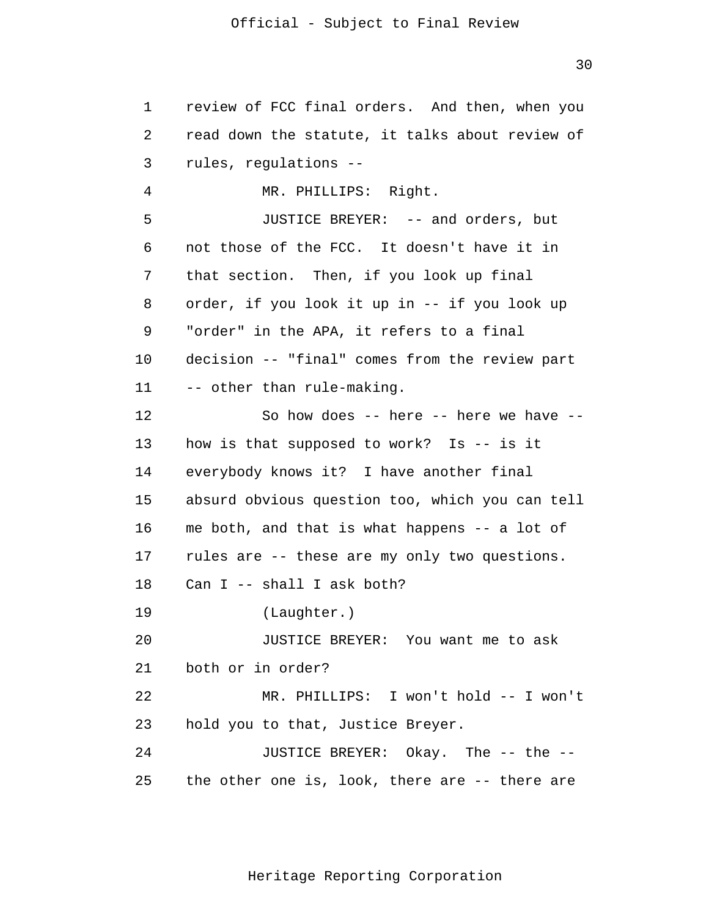review of FCC final orders. And then, when you read down the statute, it talks about review of rules, regulations --

MR. PHILLIPS: Right.

JUSTICE BREYER: -- and orders, but not those of the FCC. It doesn't have it in that section. Then, if you look up final order, if you look it up in -- if you look up "order" in the APA, it refers to a final decision -- "final" comes from the review part -- other than rule-making.

So how does -- here -- here we have -- how is that supposed to work? Is -- is it everybody knows it? I have another final absurd obvious question too, which you can tell me both, and that is what happens -- a lot of rules are -- these are my only two questions. Can I -- shall I ask both?

(Laughter.)

JUSTICE BREYER: You want me to ask both or in order?

MR. PHILLIPS: I won't hold -- I won't hold you to that, Justice Breyer.

JUSTICE BREYER: Okay. The -- the -- the other one is, look, there are -- there are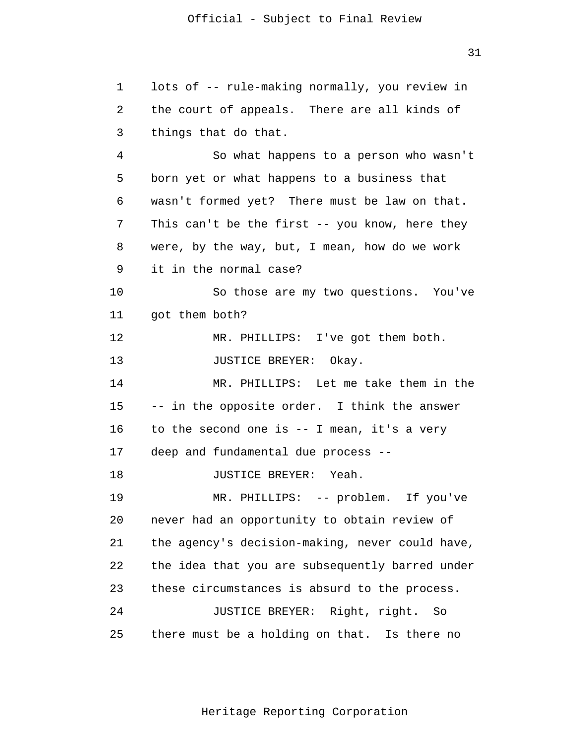lots of -- rule-making normally, you review in the court of appeals. There are all kinds of things that do that.

So what happens to a person who wasn't born yet or what happens to a business that wasn't formed yet? There must be law on that. This can't be the first -- you know, here they were, by the way, but, I mean, how do we work it in the normal case?

So those are my two questions. You've got them both?

MR. PHILLIPS: I've got them both.

JUSTICE BREYER: Okay.

MR. PHILLIPS: Let me take them in the -- in the opposite order. I think the answer to the second one is -- I mean, it's a very deep and fundamental due process --

JUSTICE BREYER: Yeah.

MR. PHILLIPS: -- problem. If you've never had an opportunity to obtain review of the agency's decision-making, never could have, the idea that you are subsequently barred under these circumstances is absurd to the process.

JUSTICE BREYER: Right, right. So there must be a holding on that. Is there no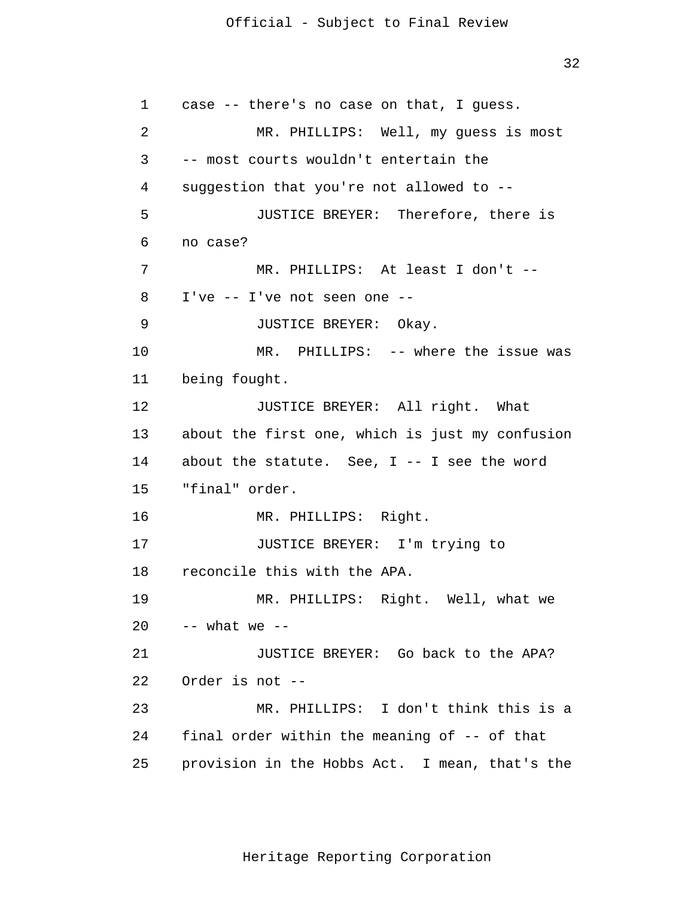case -- there's no case on that, I guess.

MR. PHILLIPS: Well, my guess is most -- most courts wouldn't entertain the suggestion that you're not allowed to --

JUSTICE BREYER: Therefore, there is no case?

MR. PHILLIPS: At least I don't -- I've -- I've not seen one --

JUSTICE BREYER: Okay.

MR. PHILLIPS: -- where the issue was being fought.

JUSTICE BREYER: All right. What about the first one, which is just my confusion about the statute. See, I -- I see the word "final" order.

MR. PHILLIPS: Right.

JUSTICE BREYER: I'm trying to reconcile this with the APA.

MR. PHILLIPS: Right. Well, what we -- what we --

JUSTICE BREYER: Go back to the APA? Order is not --

MR. PHILLIPS: I don't think this is a final order within the meaning of -- of that provision in the Hobbs Act. I mean, that's the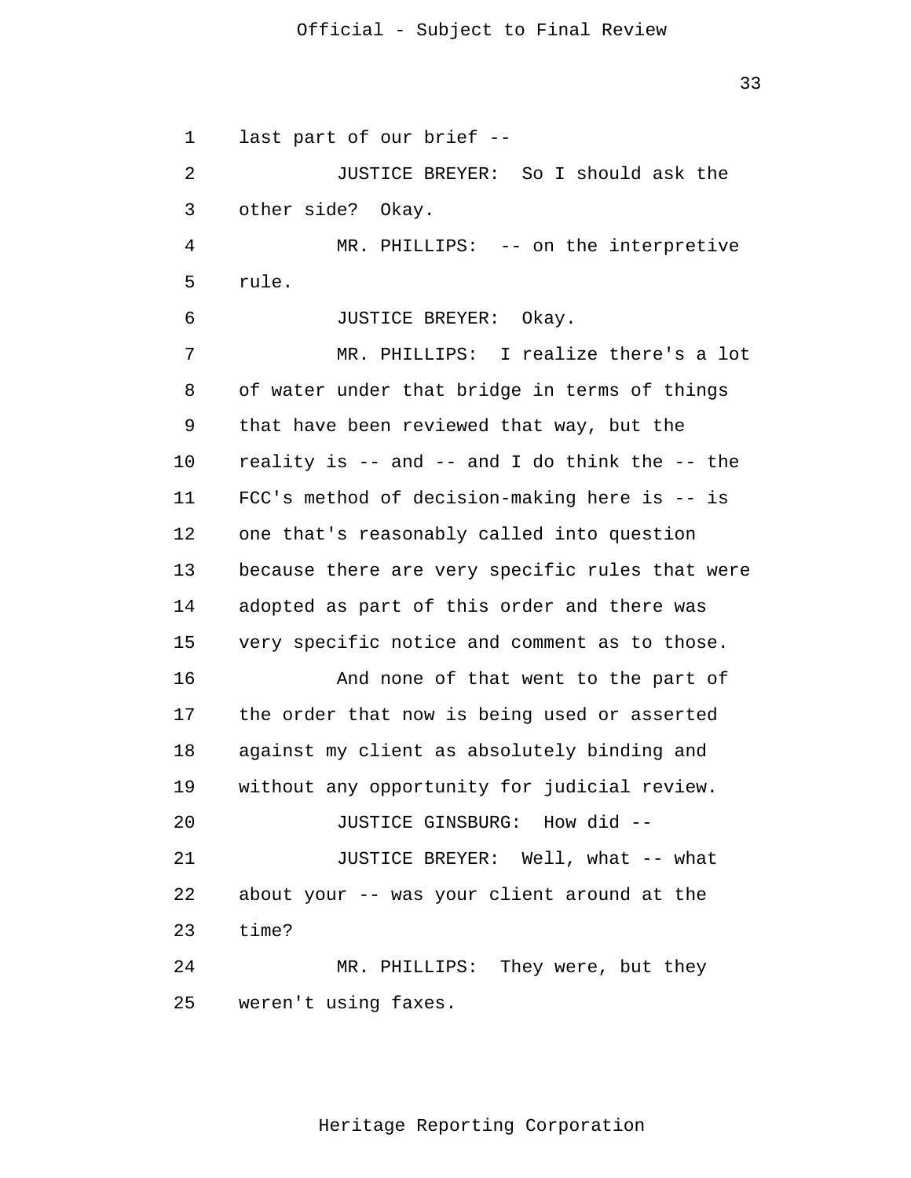last part of our brief --

JUSTICE BREYER: So I should ask the other side? Okay.

MR. PHILLIPS: -- on the interpretive rule.

JUSTICE BREYER: Okay.

MR. PHILLIPS: I realize there's a lot of water under that bridge in terms of things that have been reviewed that way, but the reality is -- and -- and I do think the -- the FCC's method of decision-making here is -- is one that's reasonably called into question because there are very specific rules that were adopted as part of this order and there was very specific notice and comment as to those.

And none of that went to the part of the order that now is being used or asserted against my client as absolutely binding and without any opportunity for judicial review.

JUSTICE GINSBURG: How did --

JUSTICE BREYER: Well, what -- what about your -- was your client around at the time?

MR. PHILLIPS: They were, but they weren't using faxes.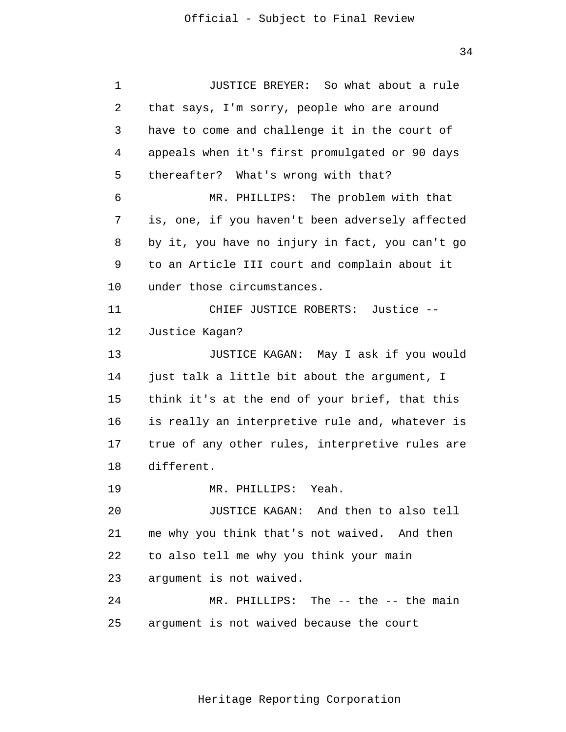JUSTICE BREYER: So what about a rule that says, I'm sorry, people who are around have to come and challenge it in the court of appeals when it's first promulgated or 90 days thereafter? What's wrong with that?

MR. PHILLIPS: The problem with that is, one, if you haven't been adversely affected by it, you have no injury in fact, you can't go to an Article III court and complain about it under those circumstances.

CHIEF JUSTICE ROBERTS: Justice -- Justice Kagan?

JUSTICE KAGAN: May I ask if you would just talk a little bit about the argument, I think it's at the end of your brief, that this is really an interpretive rule and, whatever is true of any other rules, interpretive rules are different.

MR. PHILLIPS: Yeah.

JUSTICE KAGAN: And then to also tell me why you think that's not waived. And then to also tell me why you think your main argument is not waived.

MR. PHILLIPS: The -- the -- the main argument is not waived because the court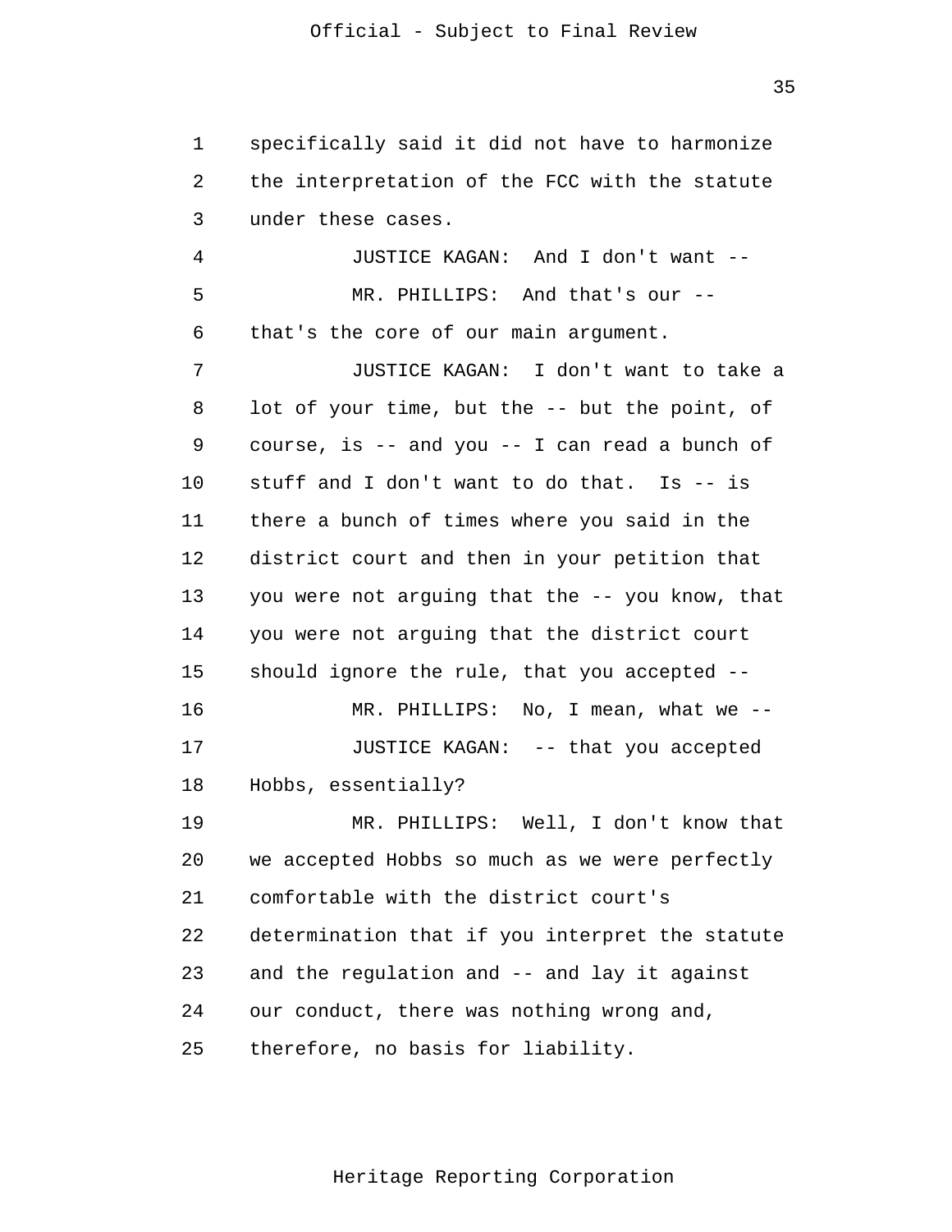specifically said it did not have to harmonize the interpretation of the FCC with the statute under these cases.

JUSTICE KAGAN: And I don't want --

MR. PHILLIPS: And that's our -- that's the core of our main argument.

JUSTICE KAGAN: I don't want to take a lot of your time, but the -- but the point, of course, is -- and you -- I can read a bunch of stuff and I don't want to do that. Is -- is there a bunch of times where you said in the district court and then in your petition that you were not arguing that the -- you know, that you were not arguing that the district court should ignore the rule, that you accepted --

MR. PHILLIPS: No, I mean, what we --

JUSTICE KAGAN: -- that you accepted Hobbs, essentially?

MR. PHILLIPS: Well, I don't know that we accepted Hobbs so much as we were perfectly comfortable with the district court's determination that if you interpret the statute and the regulation and -- and lay it against our conduct, there was nothing wrong and, therefore, no basis for liability.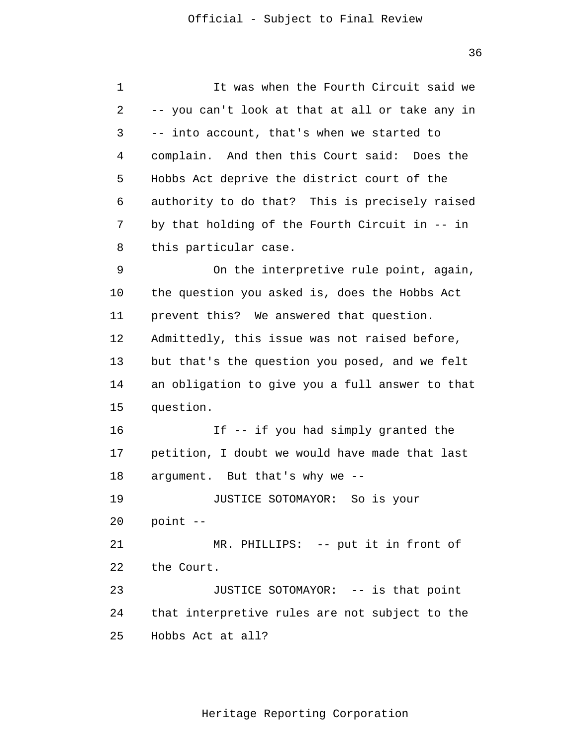It was when the Fourth Circuit said we -- you can't look at that at all or take any in -- into account, that's when we started to complain. And then this Court said: Does the Hobbs Act deprive the district court of the authority to do that? This is precisely raised by that holding of the Fourth Circuit in -- in this particular case.

On the interpretive rule point, again, the question you asked is, does the Hobbs Act prevent this? We answered that question. Admittedly, this issue was not raised before, but that's the question you posed, and we felt an obligation to give you a full answer to that question.

If -- if you had simply granted the petition, I doubt we would have made that last argument. But that's why we --

JUSTICE SOTOMAYOR: So is your point --

MR. PHILLIPS: -- put it in front of the Court.

JUSTICE SOTOMAYOR: -- is that point that interpretive rules are not subject to the Hobbs Act at all?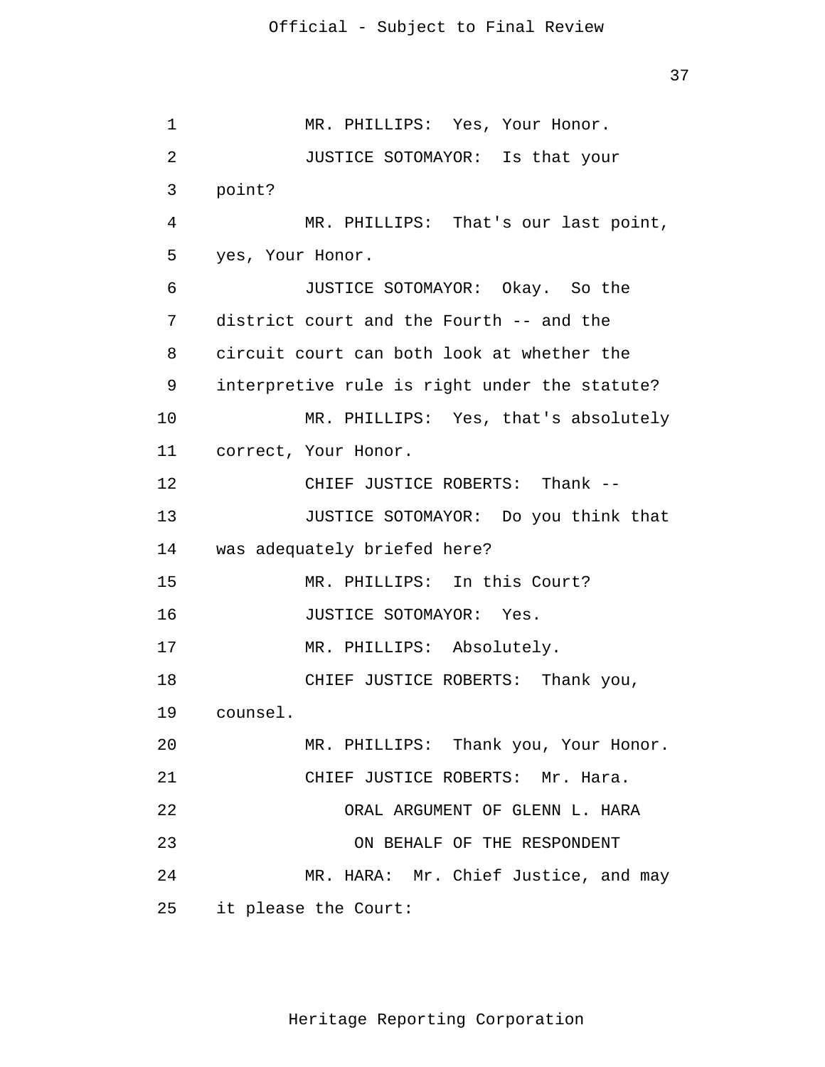MR. PHILLIPS: Yes, Your Honor.

JUSTICE SOTOMAYOR: Is that your point?

MR. PHILLIPS: That's our last point, yes, Your Honor.

JUSTICE SOTOMAYOR: Okay. So the district court and the Fourth -- and the circuit court can both look at whether the interpretive rule is right under the statute?

MR. PHILLIPS: Yes, that's absolutely correct, Your Honor.

CHIEF JUSTICE ROBERTS: Thank --

JUSTICE SOTOMAYOR: Do you think that was adequately briefed here?

MR. PHILLIPS: In this Court?

JUSTICE SOTOMAYOR: Yes.

MR. PHILLIPS: Absolutely.

CHIEF JUSTICE ROBERTS: Thank you, counsel.

MR. PHILLIPS: Thank you, Your Honor.

CHIEF JUSTICE ROBERTS: Mr. Hara.

ORAL ARGUMENT OF GLENN L. HARA

ON BEHALF OF THE RESPONDENT

MR. HARA: Mr. Chief Justice, and may it please the Court: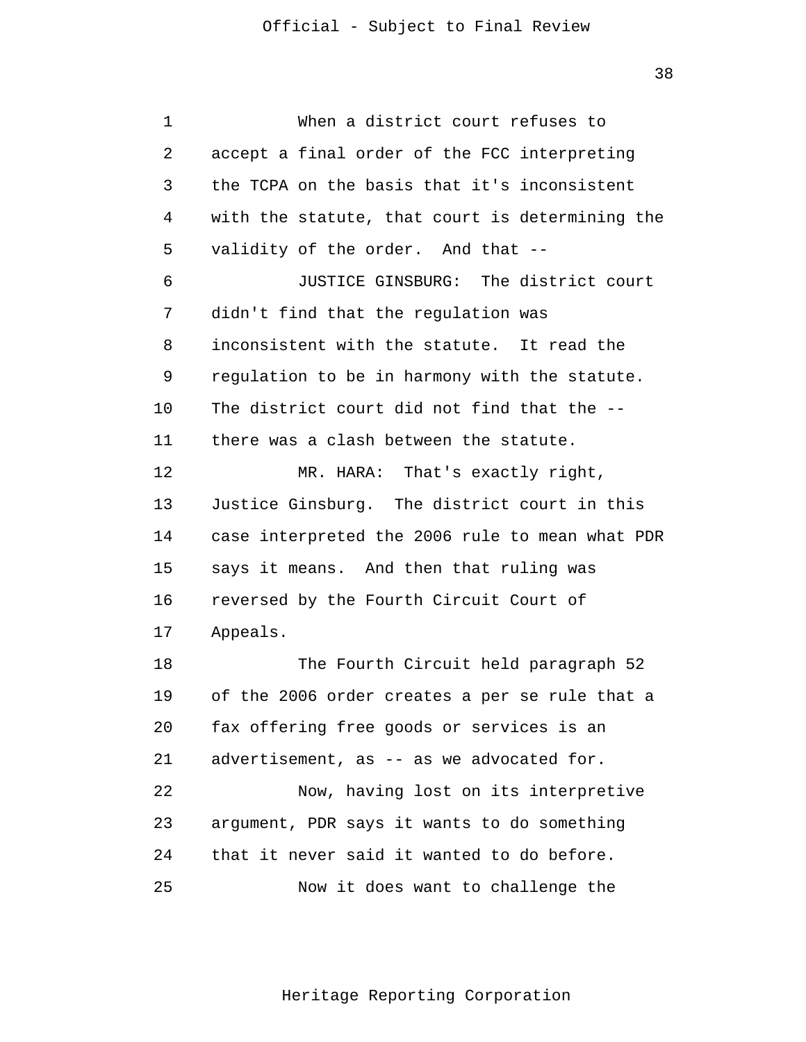When a district court refuses to accept a final order of the FCC interpreting the TCPA on the basis that it's inconsistent with the statute, that court is determining the validity of the order. And that --

JUSTICE GINSBURG: The district court didn't find that the regulation was inconsistent with the statute. It read the regulation to be in harmony with the statute. The district court did not find that the -- there was a clash between the statute.

MR. HARA: That's exactly right, Justice Ginsburg. The district court in this case interpreted the 2006 rule to mean what PDR says it means. And then that ruling was reversed by the Fourth Circuit Court of Appeals.

The Fourth Circuit held paragraph 52 of the 2006 order creates a per se rule that a fax offering free goods or services is an advertisement, as -- as we advocated for.

Now, having lost on its interpretive argument, PDR says it wants to do something that it never said it wanted to do before.

Now it does want to challenge the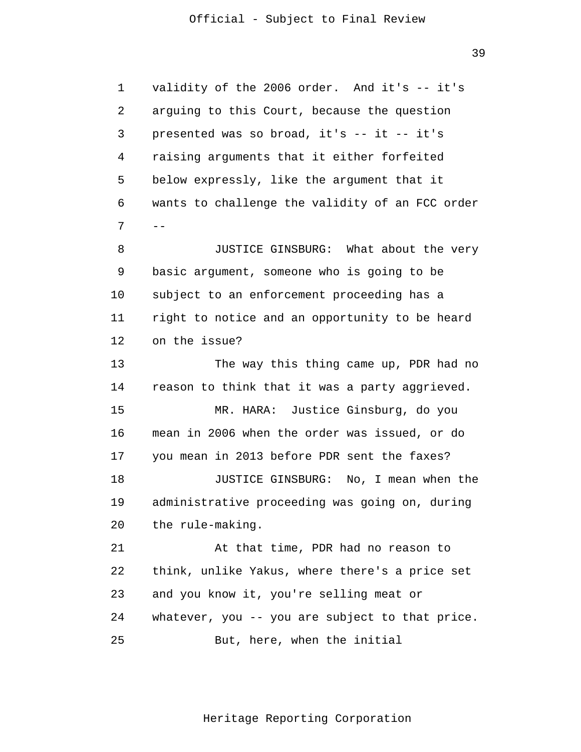validity of the 2006 order. And it's -- it's arguing to this Court, because the question presented was so broad, it's -- it -- it's raising arguments that it either forfeited below expressly, like the argument that it wants to challenge the validity of an FCC order --

JUSTICE GINSBURG: What about the very basic argument, someone who is going to be subject to an enforcement proceeding has a right to notice and an opportunity to be heard on the issue?

The way this thing came up, PDR had no reason to think that it was a party aggrieved.

MR. HARA: Justice Ginsburg, do you mean in 2006 when the order was issued, or do you mean in 2013 before PDR sent the faxes?

JUSTICE GINSBURG: No, I mean when the administrative proceeding was going on, during the rule-making.

At that time, PDR had no reason to think, unlike Yakus, where there's a price set and you know it, you're selling meat or whatever, you -- you are subject to that price.

But, here, when the initial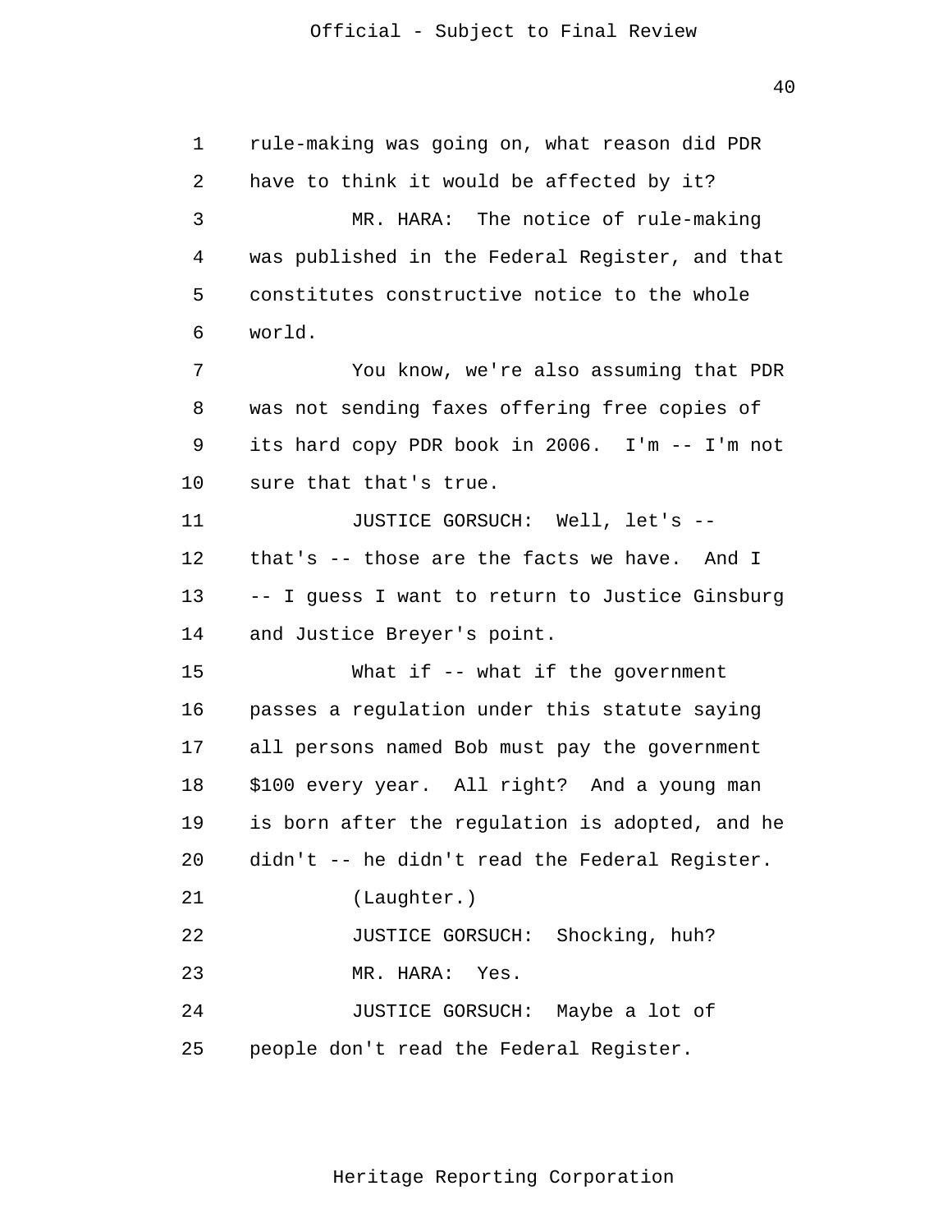rule-making was going on, what reason did PDR have to think it would be affected by it?

MR. HARA: The notice of rule-making was published in the Federal Register, and that constitutes constructive notice to the whole world.

You know, we're also assuming that PDR was not sending faxes offering free copies of its hard copy PDR book in 2006. I'm -- I'm not sure that that's true.

JUSTICE GORSUCH: Well, let's -- that's -- those are the facts we have. And I -- I guess I want to return to Justice Ginsburg and Justice Breyer's point.

What if -- what if the government passes a regulation under this statute saying all persons named Bob must pay the government $100 every year. All right? And a young man is born after the regulation is adopted, and he didn't -- he didn't read the Federal Register.

(Laughter.)

JUSTICE GORSUCH: Shocking, huh?

MR. HARA: Yes.

JUSTICE GORSUCH: Maybe a lot of people don't read the Federal Register.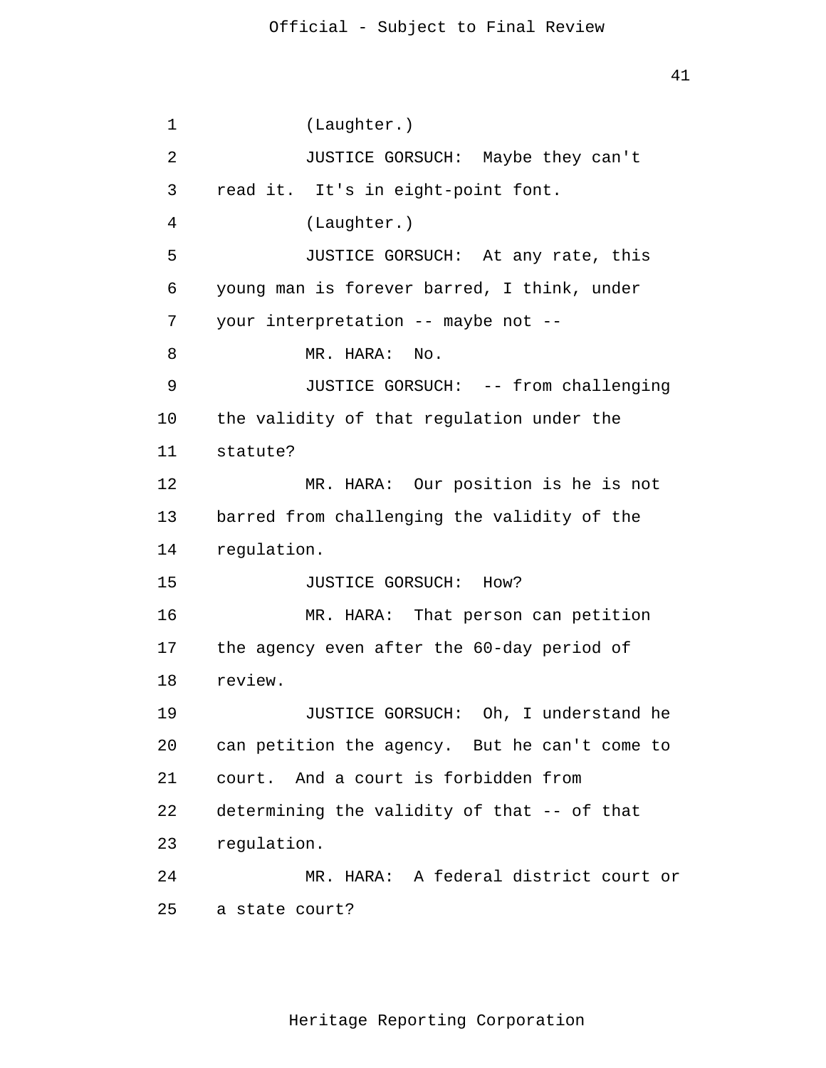(Laughter.)

JUSTICE GORSUCH: Maybe they can't read it. It's in eight-point font.

(Laughter.)

JUSTICE GORSUCH: At any rate, this young man is forever barred, I think, under your interpretation -- maybe not --

MR. HARA: No.

JUSTICE GORSUCH: -- from challenging the validity of that regulation under the statute?

MR. HARA: Our position is he is not barred from challenging the validity of the regulation.

JUSTICE GORSUCH: How?

MR. HARA: That person can petition the agency even after the 60-day period of review.

JUSTICE GORSUCH: Oh, I understand he can petition the agency. But he can't come to court. And a court is forbidden from determining the validity of that -- of that regulation.

MR. HARA: A federal district court or a state court?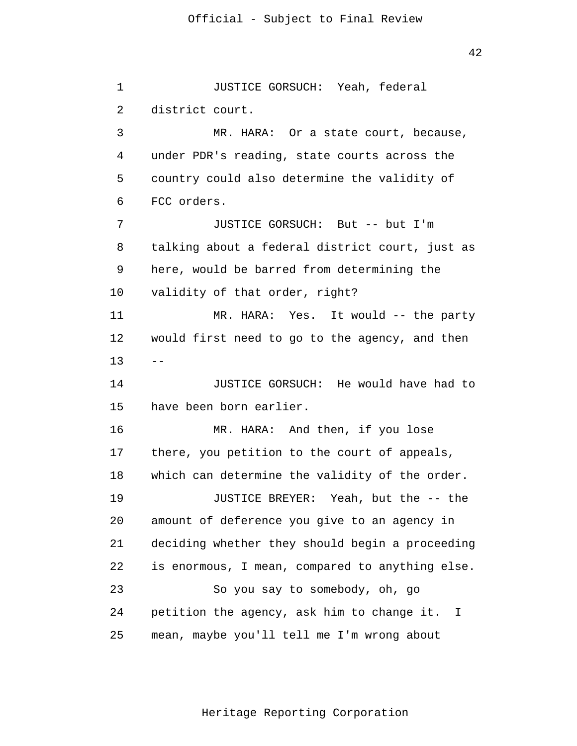JUSTICE GORSUCH: Yeah, federal district court.

MR. HARA: Or a state court, because, under PDR's reading, state courts across the country could also determine the validity of FCC orders.

JUSTICE GORSUCH: But -- but I'm talking about a federal district court, just as here, would be barred from determining the validity of that order, right?

MR. HARA: Yes. It would -- the party would first need to go to the agency, and then --

JUSTICE GORSUCH: He would have had to have been born earlier.

MR. HARA: And then, if you lose there, you petition to the court of appeals, which can determine the validity of the order.

JUSTICE BREYER: Yeah, but the -- the amount of deference you give to an agency in deciding whether they should begin a proceeding is enormous, I mean, compared to anything else.

So you say to somebody, oh, go petition the agency, ask him to change it. I mean, maybe you'll tell me I'm wrong about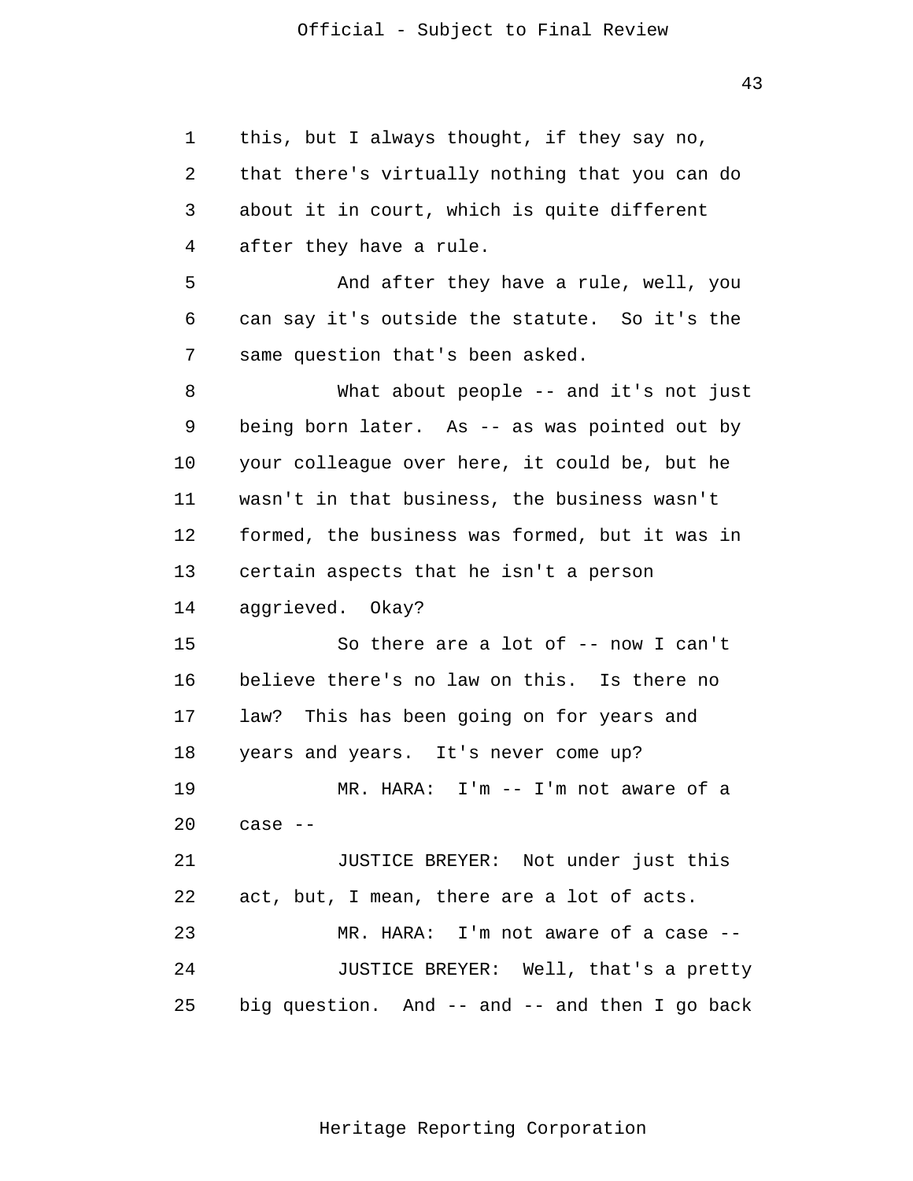this, but I always thought, if they say no, that there's virtually nothing that you can do about it in court, which is quite different after they have a rule.

And after they have a rule, well, you can say it's outside the statute. So it's the same question that's been asked.

What about people -- and it's not just being born later. As -- as was pointed out by your colleague over here, it could be, but he wasn't in that business, the business wasn't formed, the business was formed, but it was in certain aspects that he isn't a person aggrieved. Okay?

So there are a lot of -- now I can't believe there's no law on this. Is there no law? This has been going on for years and years and years. It's never come up?

MR. HARA: I'm -- I'm not aware of a case --

JUSTICE BREYER: Not under just this act, but, I mean, there are a lot of acts.

MR. HARA: I'm not aware of a case --

JUSTICE BREYER: Well, that's a pretty big question. And -- and -- and then I go back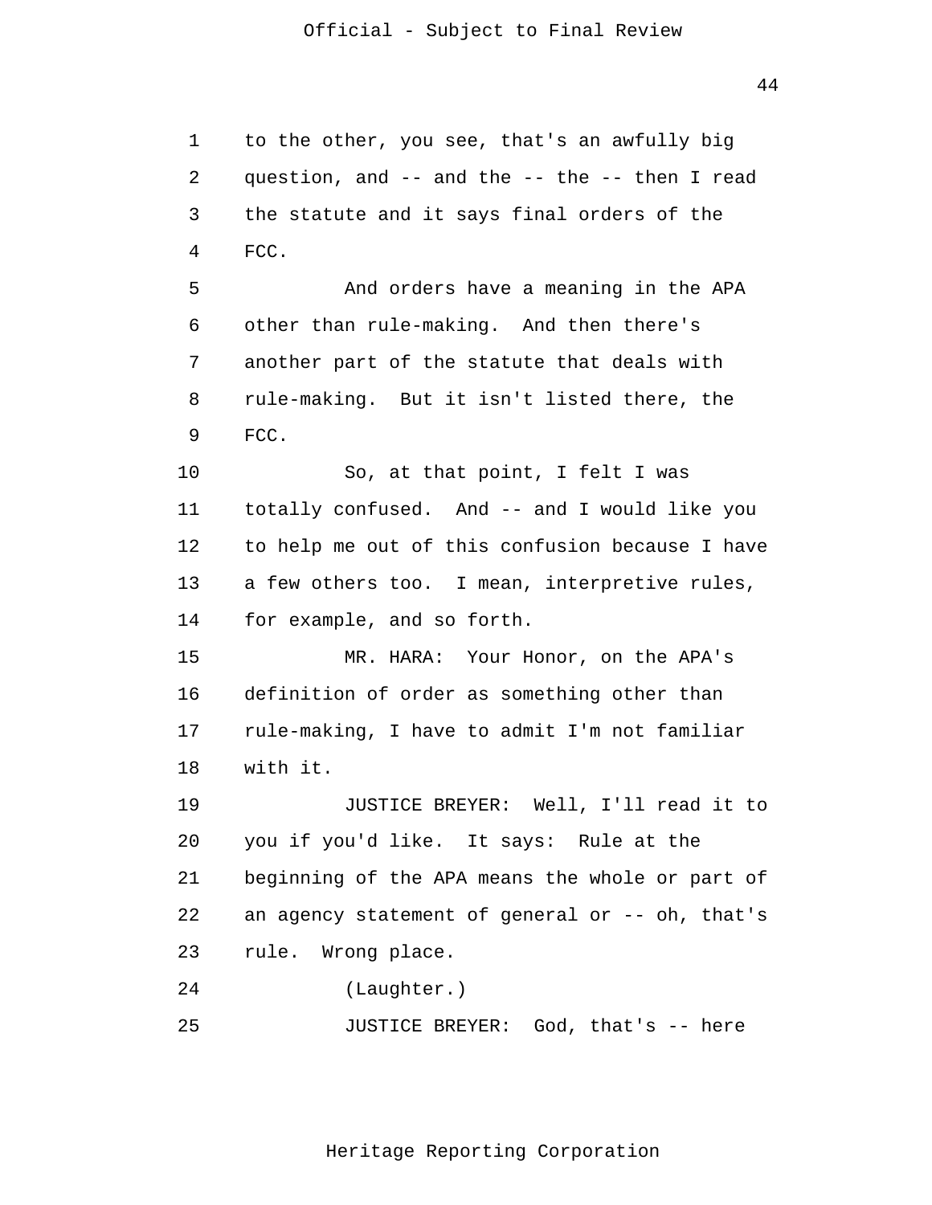to the other, you see, that's an awfully big question, and -- and the -- the -- then I read the statute and it says final orders of the FCC.

And orders have a meaning in the APA other than rule-making. And then there's another part of the statute that deals with rule-making. But it isn't listed there, the FCC.

So, at that point, I felt I was totally confused. And -- and I would like you to help me out of this confusion because I have a few others too. I mean, interpretive rules, for example, and so forth.

MR. HARA: Your Honor, on the APA's definition of order as something other than rule-making, I have to admit I'm not familiar with it.

JUSTICE BREYER: Well, I'll read it to you if you'd like. It says: Rule at the beginning of the APA means the whole or part of an agency statement of general or -- oh, that's rule. Wrong place.

(Laughter.)

JUSTICE BREYER: God, that's -- here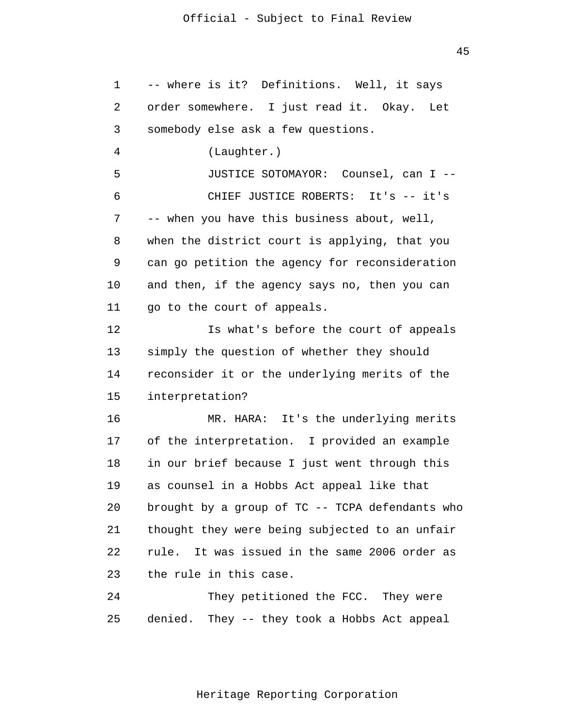-- where is it? Definitions. Well, it says order somewhere. I just read it. Okay. Let somebody else ask a few questions.

(Laughter.)

JUSTICE SOTOMAYOR: Counsel, can I --

CHIEF JUSTICE ROBERTS: It's -- it's -- when you have this business about, well, when the district court is applying, that you can go petition the agency for reconsideration and then, if the agency says no, then you can go to the court of appeals.

Is what's before the court of appeals simply the question of whether they should reconsider it or the underlying merits of the interpretation?

MR. HARA: It's the underlying merits of the interpretation. I provided an example in our brief because I just went through this as counsel in a Hobbs Act appeal like that brought by a group of TC -- TCPA defendants who thought they were being subjected to an unfair rule. It was issued in the same 2006 order as the rule in this case.

They petitioned the FCC. They were denied. They -- they took a Hobbs Act appeal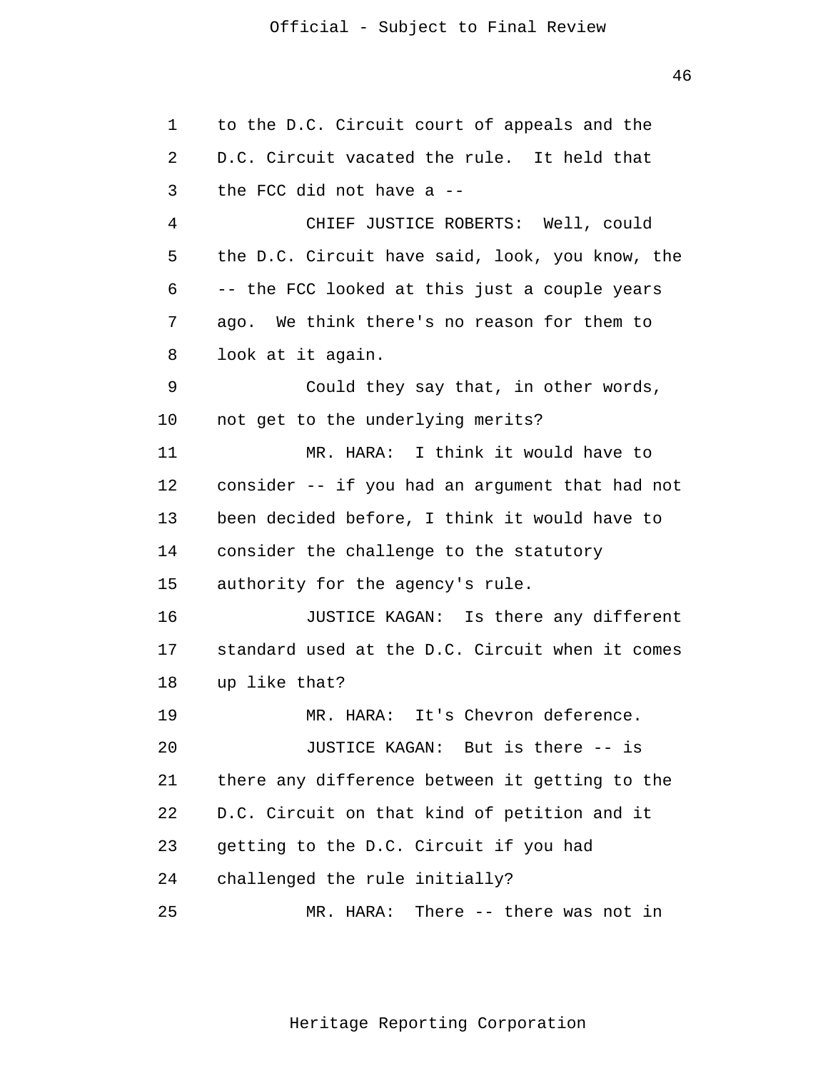to the D.C. Circuit court of appeals and the D.C. Circuit vacated the rule. It held that the FCC did not have a --

CHIEF JUSTICE ROBERTS: Well, could the D.C. Circuit have said, look, you know, the -- the FCC looked at this just a couple years ago. We think there's no reason for them to look at it again.

Could they say that, in other words, not get to the underlying merits?

MR. HARA: I think it would have to consider -- if you had an argument that had not been decided before, I think it would have to consider the challenge to the statutory authority for the agency's rule.

JUSTICE KAGAN: Is there any different standard used at the D.C. Circuit when it comes up like that?

MR. HARA: It's Chevron deference.

JUSTICE KAGAN: But is there -- is there any difference between it getting to the D.C. Circuit on that kind of petition and it getting to the D.C. Circuit if you had challenged the rule initially?

MR. HARA: There -- there was not in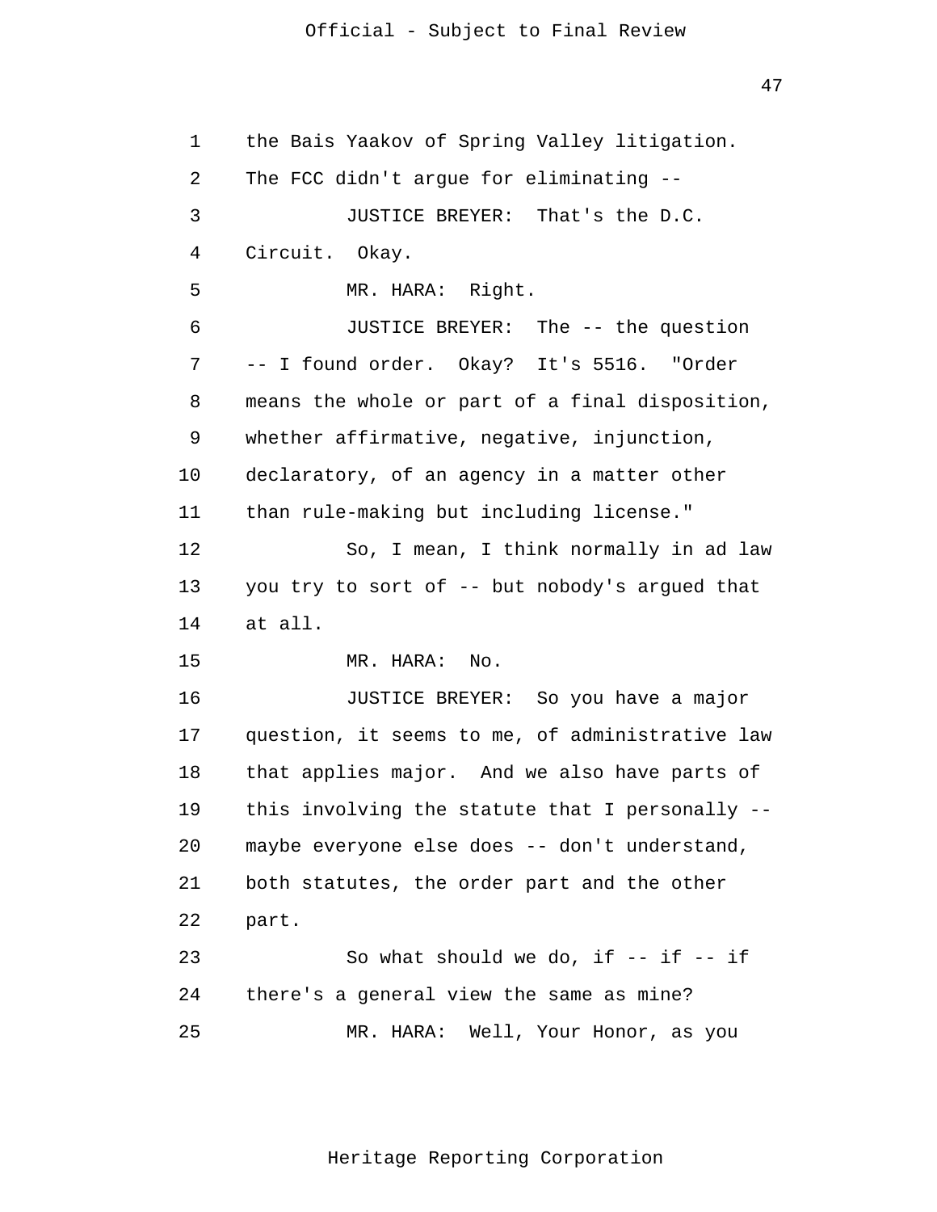the Bais Yaakov of Spring Valley litigation. The FCC didn't argue for eliminating --

JUSTICE BREYER: That's the D.C. Circuit. Okay.

MR. HARA: Right.

JUSTICE BREYER: The -- the question -- I found order. Okay? It's 5516. "Order means the whole or part of a final disposition, whether affirmative, negative, injunction, declaratory, of an agency in a matter other than rule-making but including license."

So, I mean, I think normally in ad law you try to sort of -- but nobody's argued that at all.

MR. HARA: No.

JUSTICE BREYER: So you have a major question, it seems to me, of administrative law that applies major. And we also have parts of this involving the statute that I personally -- maybe everyone else does -- don't understand, both statutes, the order part and the other part.

So what should we do, if -- if -- if there's a general view the same as mine?

MR. HARA: Well, Your Honor, as you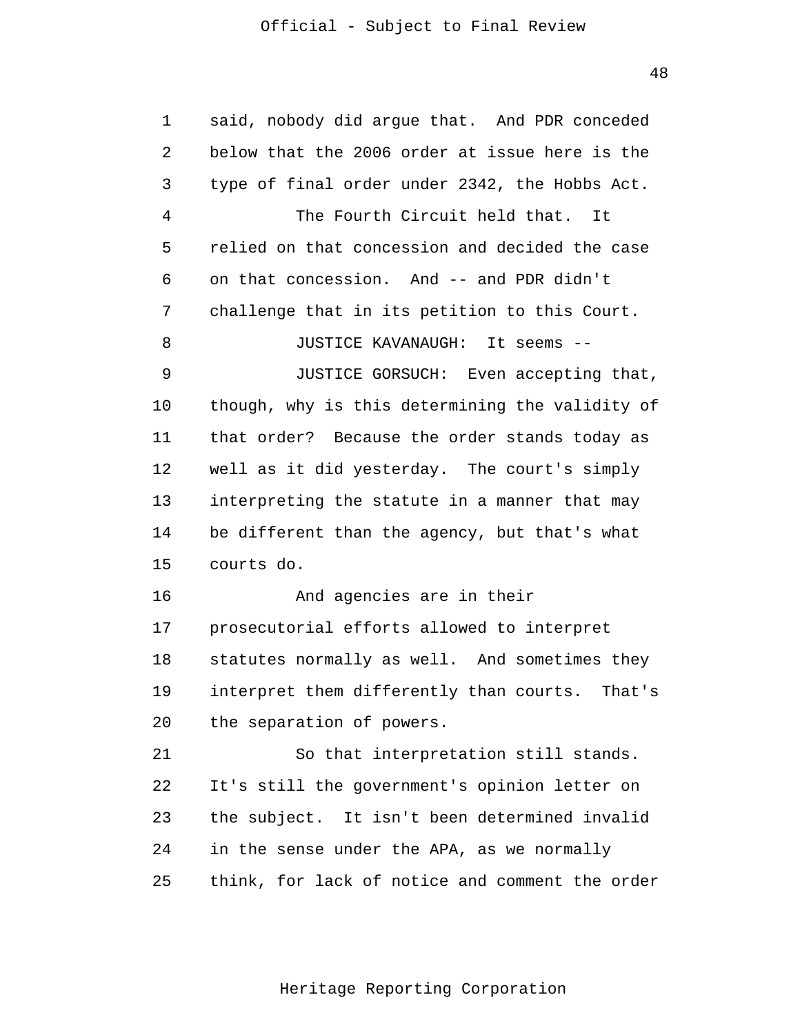said, nobody did argue that. And PDR conceded below that the 2006 order at issue here is the type of final order under 2342, the Hobbs Act.

The Fourth Circuit held that. It relied on that concession and decided the case on that concession. And -- and PDR didn't challenge that in its petition to this Court.

JUSTICE KAVANAUGH: It seems --

JUSTICE GORSUCH: Even accepting that, though, why is this determining the validity of that order? Because the order stands today as well as it did yesterday. The court's simply interpreting the statute in a manner that may be different than the agency, but that's what courts do.

And agencies are in their prosecutorial efforts allowed to interpret statutes normally as well. And sometimes they interpret them differently than courts. That's the separation of powers.

So that interpretation still stands. It's still the government's opinion letter on the subject. It isn't been determined invalid in the sense under the APA, as we normally think, for lack of notice and comment the order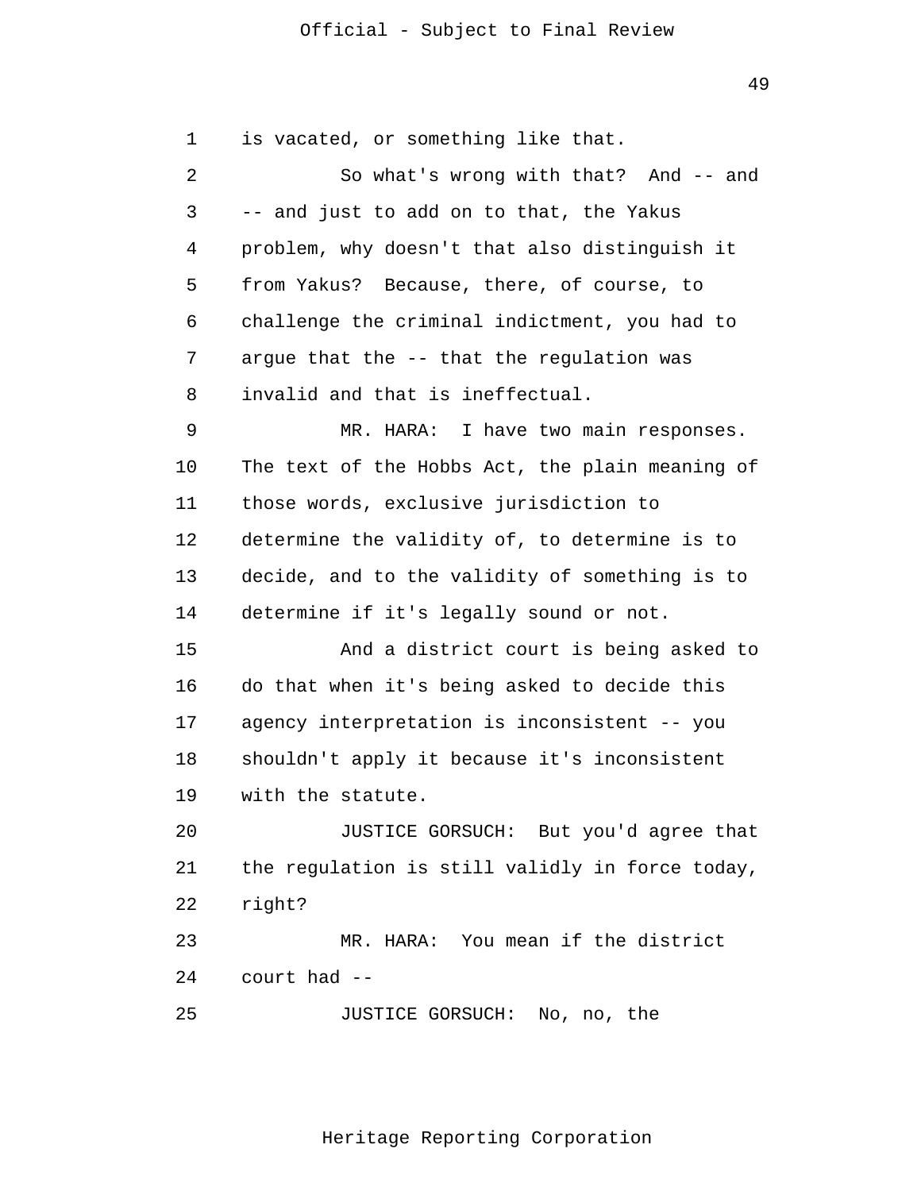is vacated, or something like that.

So what's wrong with that? And -- and -- and just to add on to that, the Yakus problem, why doesn't that also distinguish it from Yakus? Because, there, of course, to challenge the criminal indictment, you had to argue that the -- that the regulation was invalid and that is ineffectual.

MR. HARA: I have two main responses. The text of the Hobbs Act, the plain meaning of those words, exclusive jurisdiction to determine the validity of, to determine is to decide, and to the validity of something is to determine if it's legally sound or not.

And a district court is being asked to do that when it's being asked to decide this agency interpretation is inconsistent -- you shouldn't apply it because it's inconsistent with the statute.

JUSTICE GORSUCH: But you'd agree that the regulation is still validly in force today, right?

MR. HARA: You mean if the district court had --

JUSTICE GORSUCH: No, no, the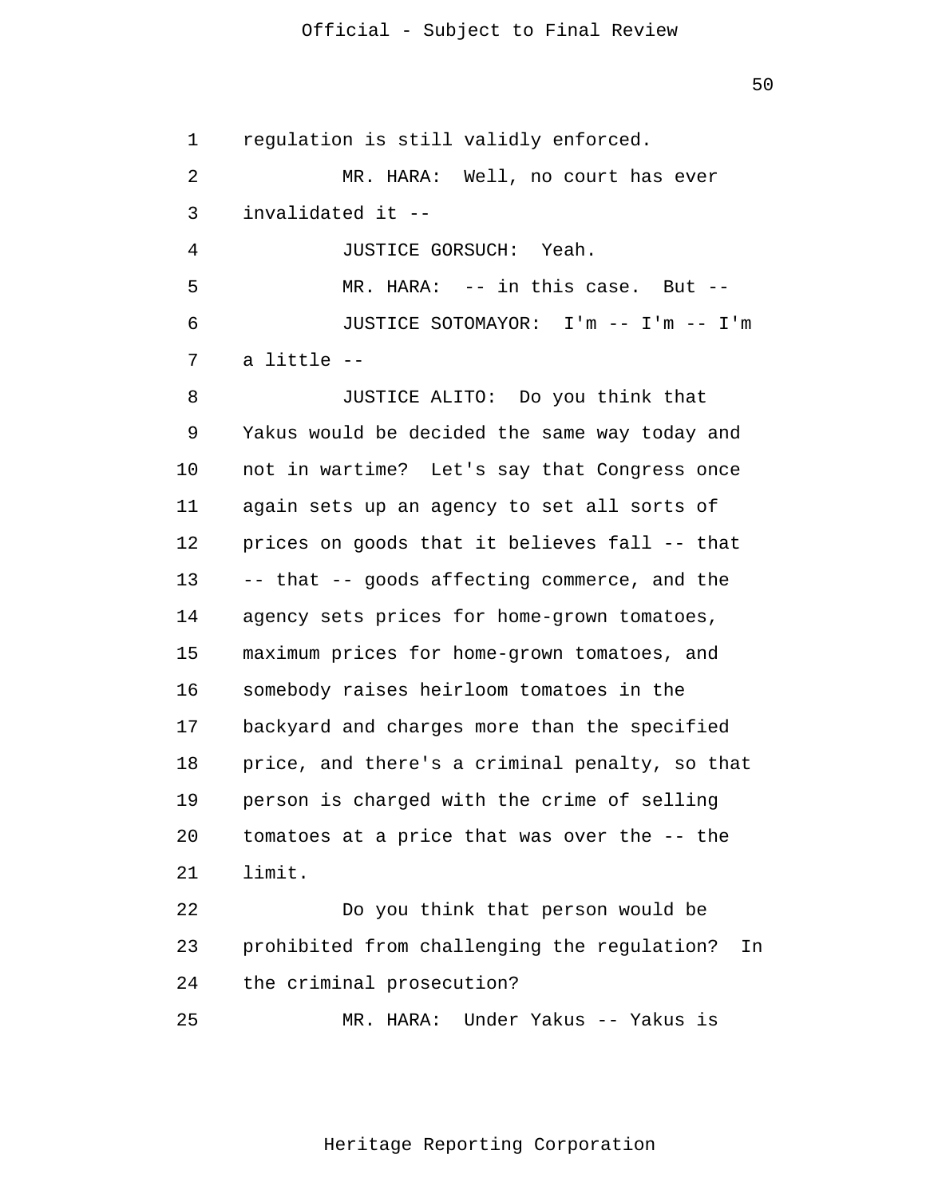regulation is still validly enforced.

MR. HARA: Well, no court has ever invalidated it --

JUSTICE GORSUCH: Yeah.

MR. HARA: -- in this case. But --

JUSTICE SOTOMAYOR: I'm -- I'm -- I'm a little --

JUSTICE ALITO: Do you think that Yakus would be decided the same way today and not in wartime? Let's say that Congress once again sets up an agency to set all sorts of prices on goods that it believes fall -- that -- that -- goods affecting commerce, and the agency sets prices for home-grown tomatoes, maximum prices for home-grown tomatoes, and somebody raises heirloom tomatoes in the backyard and charges more than the specified price, and there's a criminal penalty, so that person is charged with the crime of selling tomatoes at a price that was over the -- the limit.

Do you think that person would be prohibited from challenging the regulation? In the criminal prosecution?

MR. HARA: Under Yakus -- Yakus is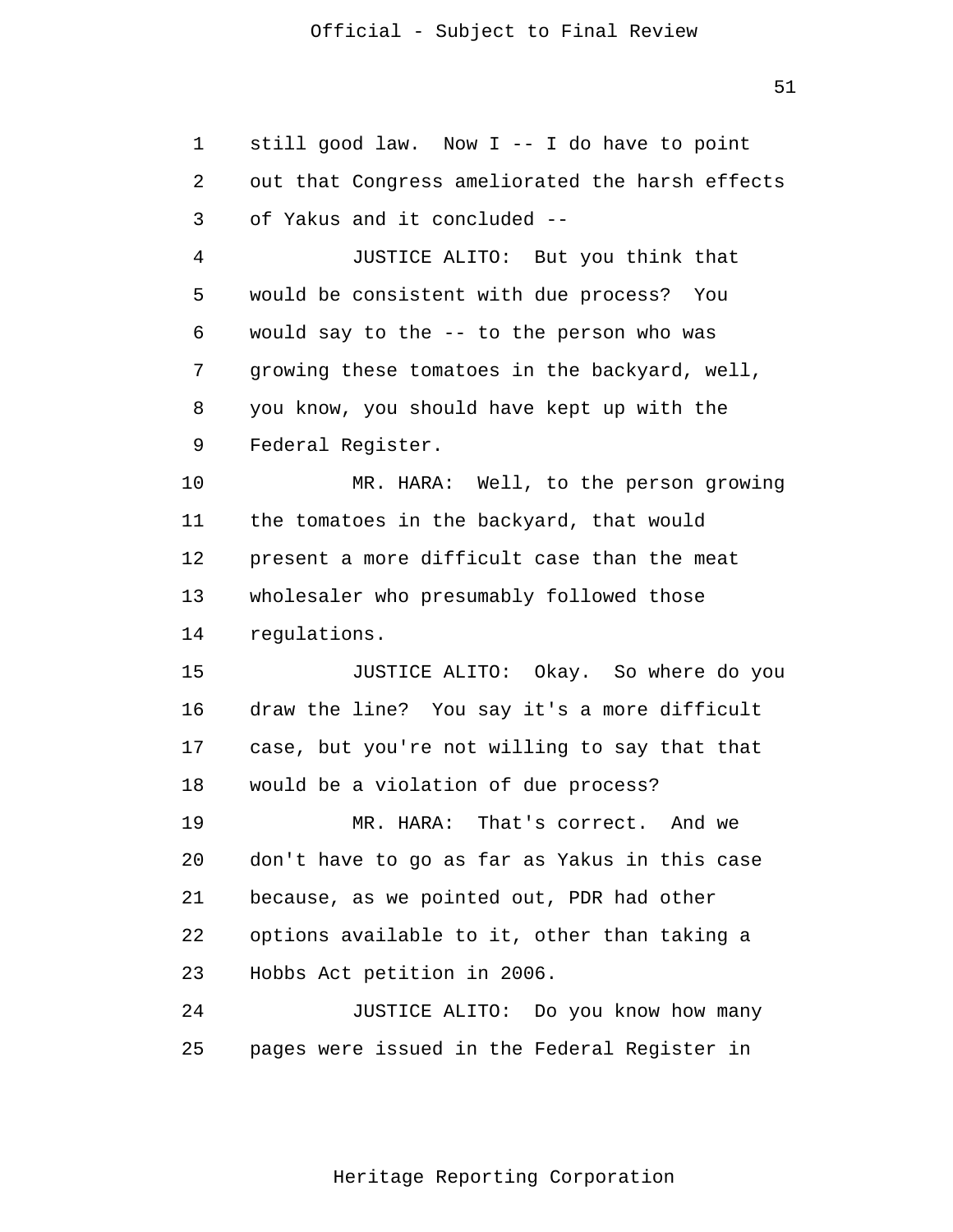still good law. Now I -- I do have to point out that Congress ameliorated the harsh effects of Yakus and it concluded --

JUSTICE ALITO: But you think that would be consistent with due process? You would say to the -- to the person who was growing these tomatoes in the backyard, well, you know, you should have kept up with the Federal Register.

MR. HARA: Well, to the person growing the tomatoes in the backyard, that would present a more difficult case than the meat wholesaler who presumably followed those regulations.

JUSTICE ALITO: Okay. So where do you draw the line? You say it's a more difficult case, but you're not willing to say that that would be a violation of due process?

MR. HARA: That's correct. And we don't have to go as far as Yakus in this case because, as we pointed out, PDR had other options available to it, other than taking a Hobbs Act petition in 2006.

JUSTICE ALITO: Do you know how many pages were issued in the Federal Register in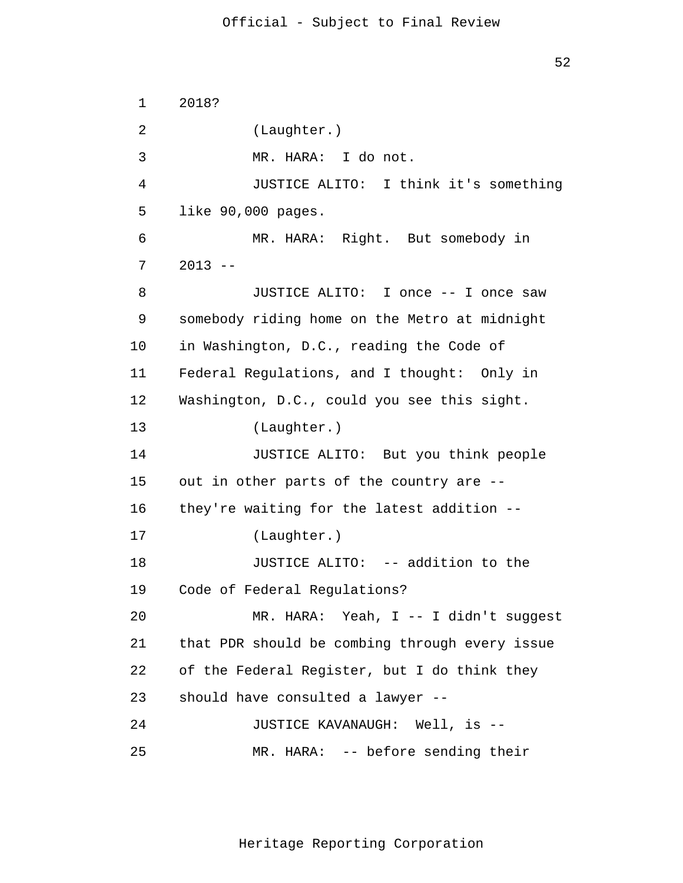2018?

(Laughter.)

MR. HARA: I do not.

JUSTICE ALITO: I think it's something like 90,000 pages.

MR. HARA: Right. But somebody in 2013 --

JUSTICE ALITO: I once -- I once saw somebody riding home on the Metro at midnight in Washington, D.C., reading the Code of Federal Regulations, and I thought: Only in Washington, D.C., could you see this sight.

(Laughter.)

JUSTICE ALITO: But you think people out in other parts of the country are -- they're waiting for the latest addition --

(Laughter.)

JUSTICE ALITO: -- addition to the Code of Federal Regulations?

MR. HARA: Yeah, I -- I didn't suggest that PDR should be combing through every issue of the Federal Register, but I do think they should have consulted a lawyer --

JUSTICE KAVANAUGH: Well, is --

MR. HARA: -- before sending their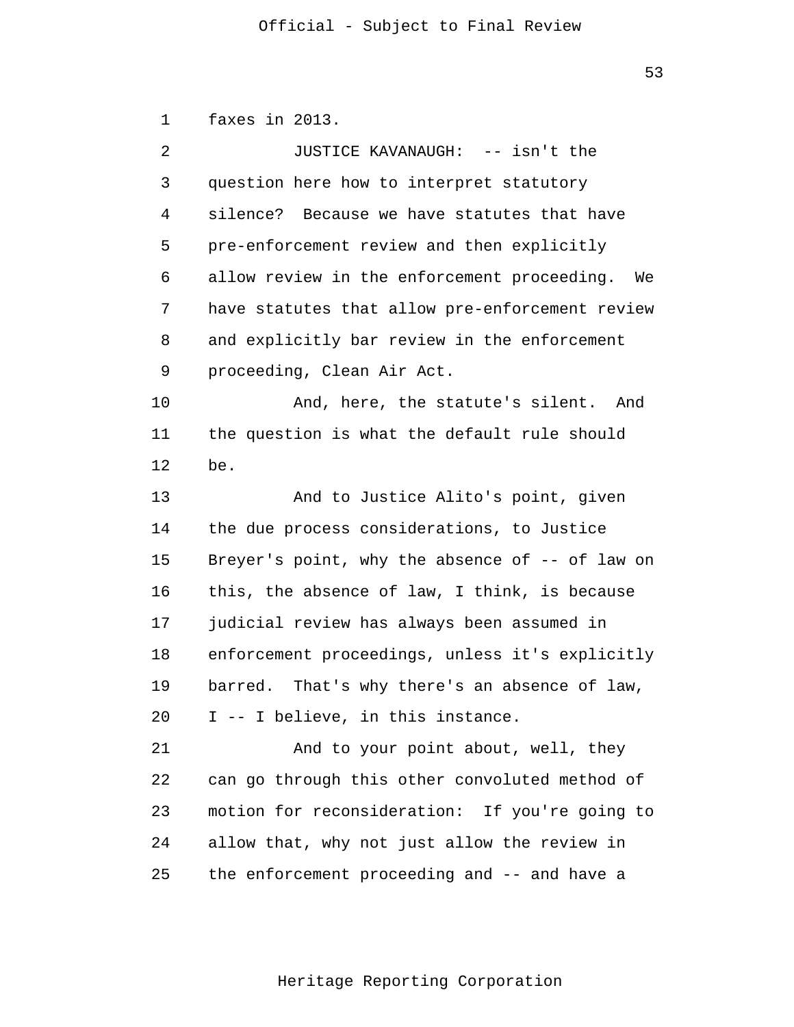faxes in 2013.

JUSTICE KAVANAUGH: -- isn't the question here how to interpret statutory silence? Because we have statutes that have pre-enforcement review and then explicitly allow review in the enforcement proceeding. We have statutes that allow pre-enforcement review and explicitly bar review in the enforcement proceeding, Clean Air Act.

And, here, the statute's silent. And the question is what the default rule should be.

And to Justice Alito's point, given the due process considerations, to Justice Breyer's point, why the absence of -- of law on this, the absence of law, I think, is because judicial review has always been assumed in enforcement proceedings, unless it's explicitly barred. That's why there's an absence of law, I -- I believe, in this instance.

And to your point about, well, they can go through this other convoluted method of motion for reconsideration: If you're going to allow that, why not just allow the review in the enforcement proceeding and -- and have a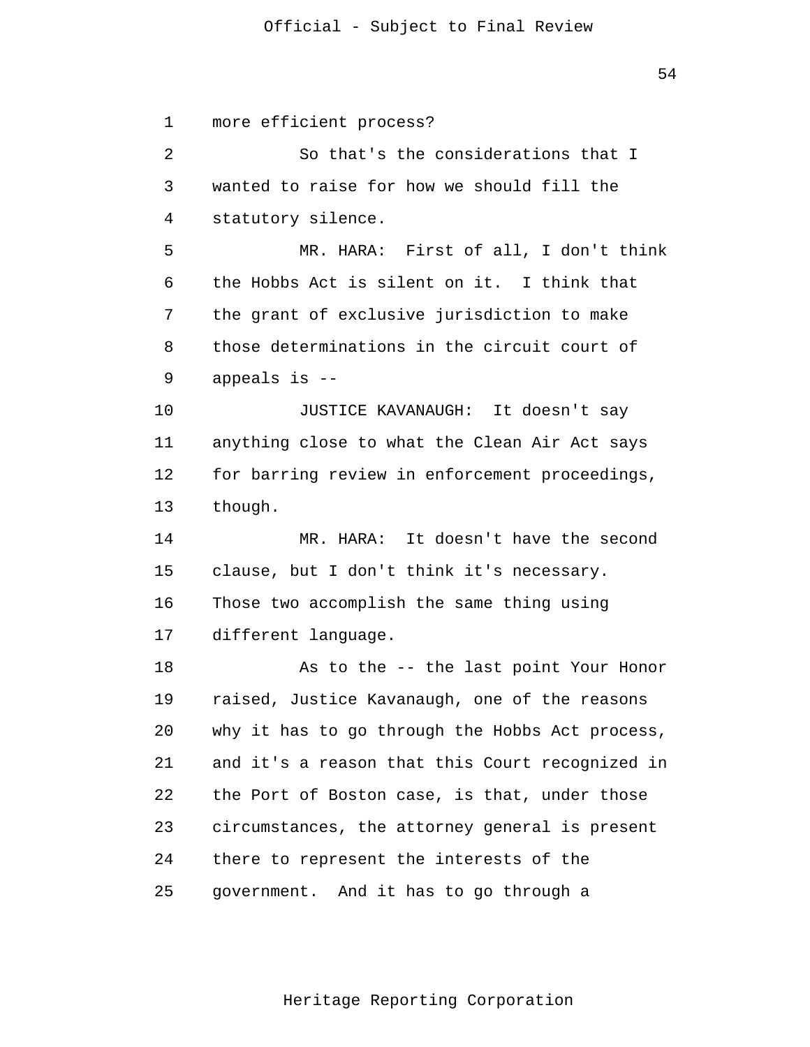more efficient process?

So that's the considerations that I wanted to raise for how we should fill the statutory silence.

MR. HARA: First of all, I don't think the Hobbs Act is silent on it. I think that the grant of exclusive jurisdiction to make those determinations in the circuit court of appeals is --

JUSTICE KAVANAUGH: It doesn't say anything close to what the Clean Air Act says for barring review in enforcement proceedings, though.

MR. HARA: It doesn't have the second clause, but I don't think it's necessary. Those two accomplish the same thing using different language.

As to the -- the last point Your Honor raised, Justice Kavanaugh, one of the reasons why it has to go through the Hobbs Act process, and it's a reason that this Court recognized in the Port of Boston case, is that, under those circumstances, the attorney general is present there to represent the interests of the government. And it has to go through a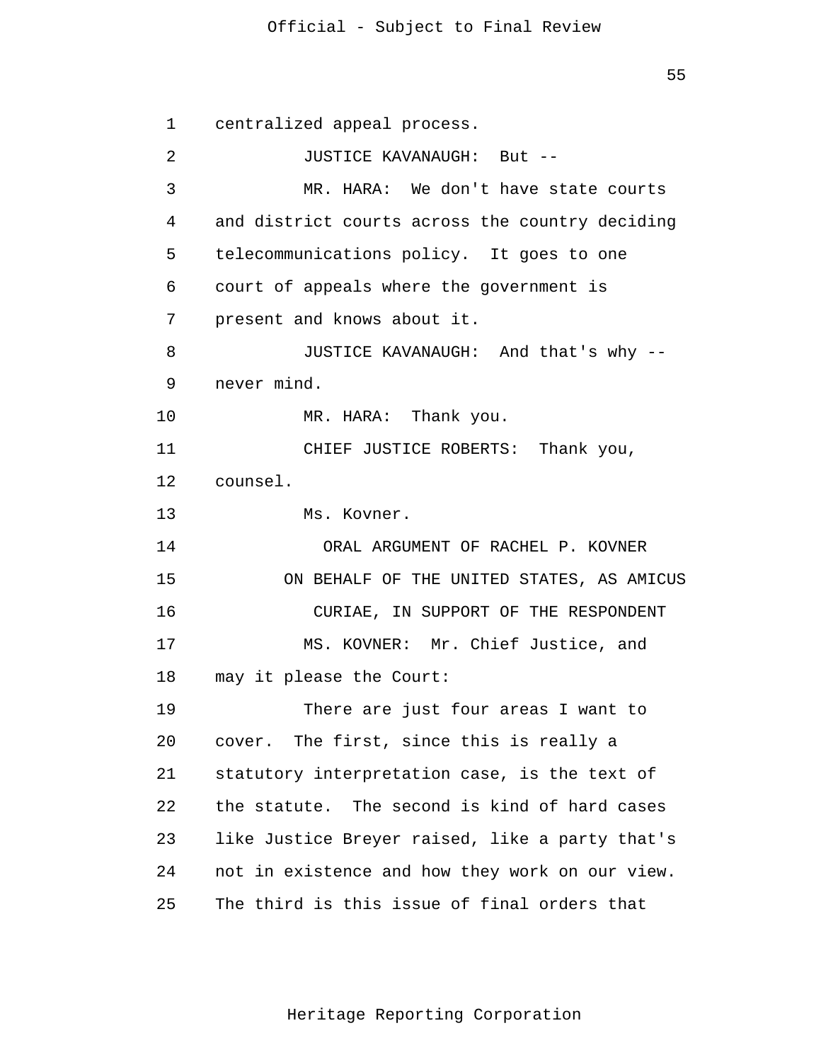centralized appeal process.

JUSTICE KAVANAUGH: But --

MR. HARA: We don't have state courts and district courts across the country deciding telecommunications policy. It goes to one court of appeals where the government is present and knows about it.

JUSTICE KAVANAUGH: And that's why -- never mind.

MR. HARA: Thank you.

CHIEF JUSTICE ROBERTS: Thank you, counsel.

Ms. Kovner.

ORAL ARGUMENT OF RACHEL P. KOVNER
ON BEHALF OF THE UNITED STATES, AS AMICUS
CURIAE, IN SUPPORT OF THE RESPONDENT

MS. KOVNER: Mr. Chief Justice, and may it please the Court:

There are just four areas I want to cover. The first, since this is really a statutory interpretation case, is the text of the statute. The second is kind of hard cases like Justice Breyer raised, like a party that's not in existence and how they work on our view. The third is this issue of final orders that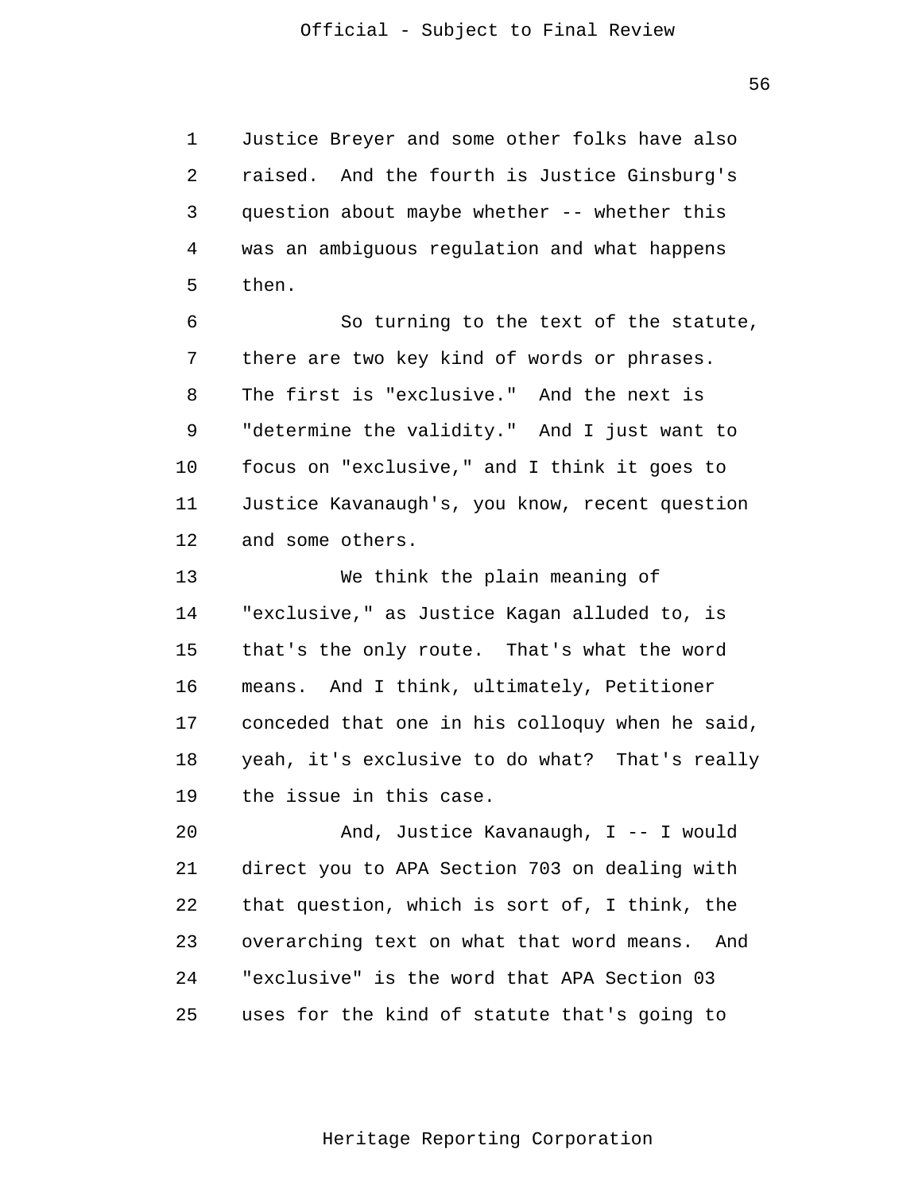Justice Breyer and some other folks have also raised. And the fourth is Justice Ginsburg's question about maybe whether -- whether this was an ambiguous regulation and what happens then.

So turning to the text of the statute, there are two key kind of words or phrases. The first is "exclusive." And the next is "determine the validity." And I just want to focus on "exclusive," and I think it goes to Justice Kavanaugh's, you know, recent question and some others.

We think the plain meaning of "exclusive," as Justice Kagan alluded to, is that's the only route. That's what the word means. And I think, ultimately, Petitioner conceded that one in his colloquy when he said, yeah, it's exclusive to do what? That's really the issue in this case.

And, Justice Kavanaugh, I -- I would direct you to APA Section 703 on dealing with that question, which is sort of, I think, the overarching text on what that word means. And "exclusive" is the word that APA Section 03 uses for the kind of statute that's going to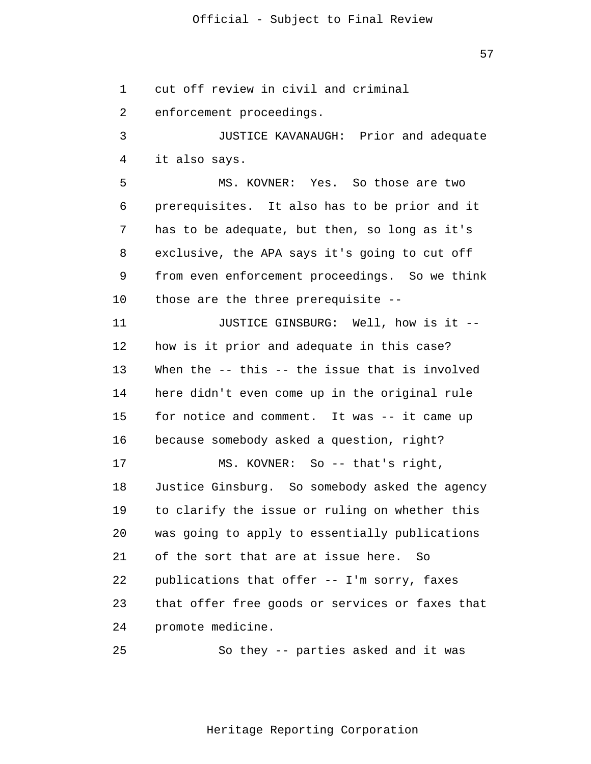cut off review in civil and criminal enforcement proceedings.

JUSTICE KAVANAUGH: Prior and adequate it also says.

MS. KOVNER: Yes. So those are two prerequisites. It also has to be prior and it has to be adequate, but then, so long as it's exclusive, the APA says it's going to cut off from even enforcement proceedings. So we think those are the three prerequisite --

JUSTICE GINSBURG: Well, how is it -- how is it prior and adequate in this case? When the -- this -- the issue that is involved here didn't even come up in the original rule for notice and comment. It was -- it came up because somebody asked a question, right?

MS. KOVNER: So -- that's right, Justice Ginsburg. So somebody asked the agency to clarify the issue or ruling on whether this was going to apply to essentially publications of the sort that are at issue here. So publications that offer -- I'm sorry, faxes that offer free goods or services or faxes that promote medicine.

So they -- parties asked and it was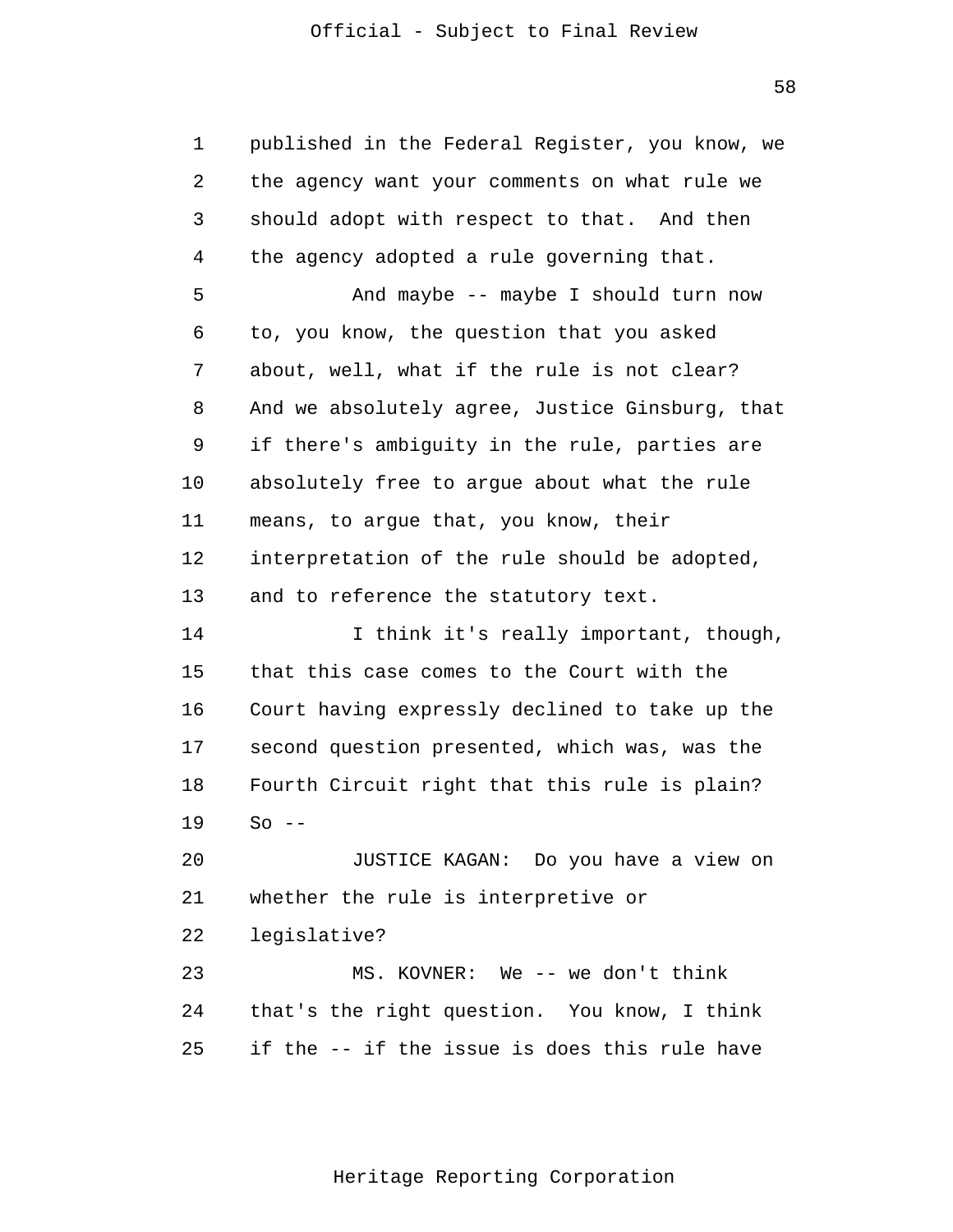published in the Federal Register, you know, we the agency want your comments on what rule we should adopt with respect to that. And then the agency adopted a rule governing that.

And maybe -- maybe I should turn now to, you know, the question that you asked about, well, what if the rule is not clear? And we absolutely agree, Justice Ginsburg, that if there's ambiguity in the rule, parties are absolutely free to argue about what the rule means, to argue that, you know, their interpretation of the rule should be adopted, and to reference the statutory text.

I think it's really important, though, that this case comes to the Court with the Court having expressly declined to take up the second question presented, which was, was the Fourth Circuit right that this rule is plain? So --

JUSTICE KAGAN: Do you have a view on whether the rule is interpretive or legislative?

MS. KOVNER: We -- we don't think that's the right question. You know, I think if the -- if the issue is does this rule have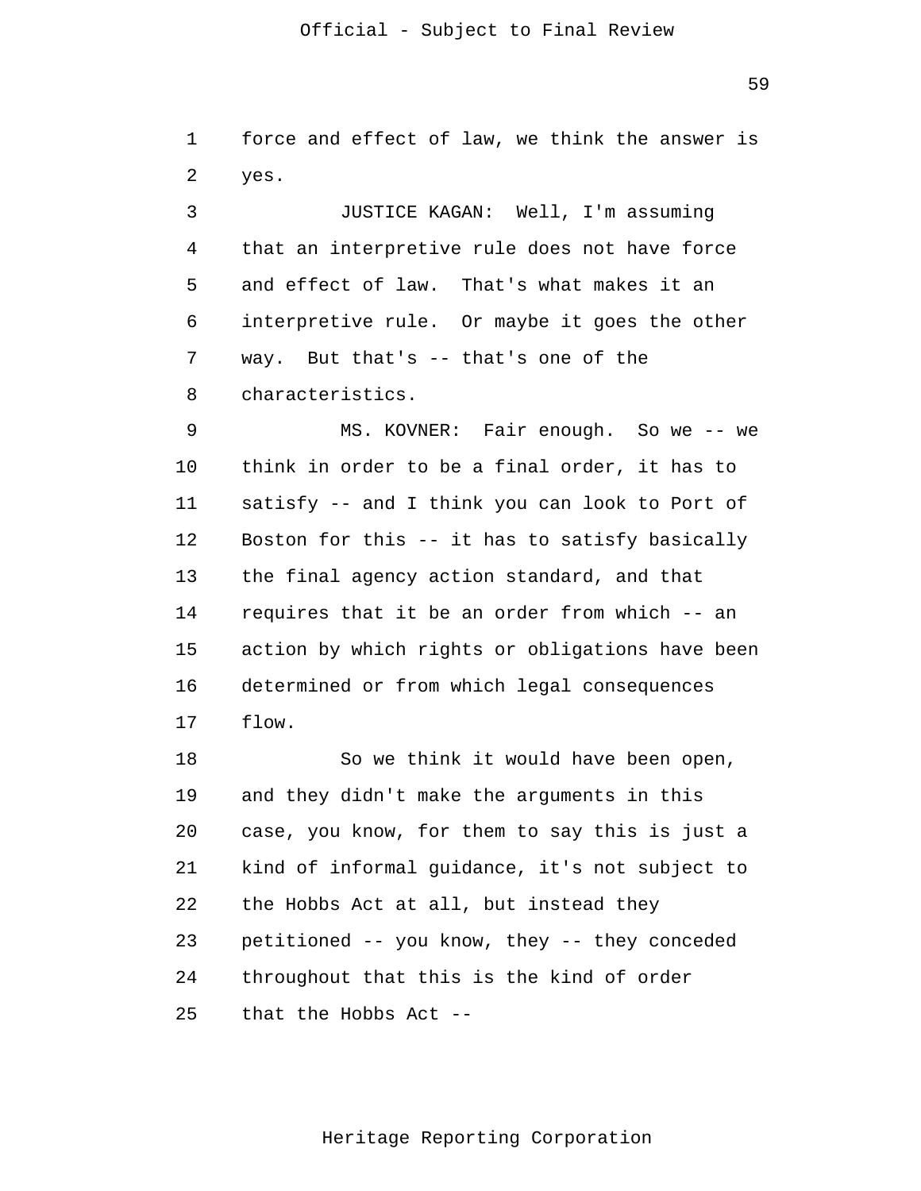force and effect of law, we think the answer is yes.

JUSTICE KAGAN: Well, I'm assuming that an interpretive rule does not have force and effect of law. That's what makes it an interpretive rule. Or maybe it goes the other way. But that's -- that's one of the characteristics.

MS. KOVNER: Fair enough. So we -- we think in order to be a final order, it has to satisfy -- and I think you can look to Port of Boston for this -- it has to satisfy basically the final agency action standard, and that requires that it be an order from which -- an action by which rights or obligations have been determined or from which legal consequences flow.

So we think it would have been open, and they didn't make the arguments in this case, you know, for them to say this is just a kind of informal guidance, it's not subject to the Hobbs Act at all, but instead they petitioned -- you know, they -- they conceded throughout that this is the kind of order that the Hobbs Act --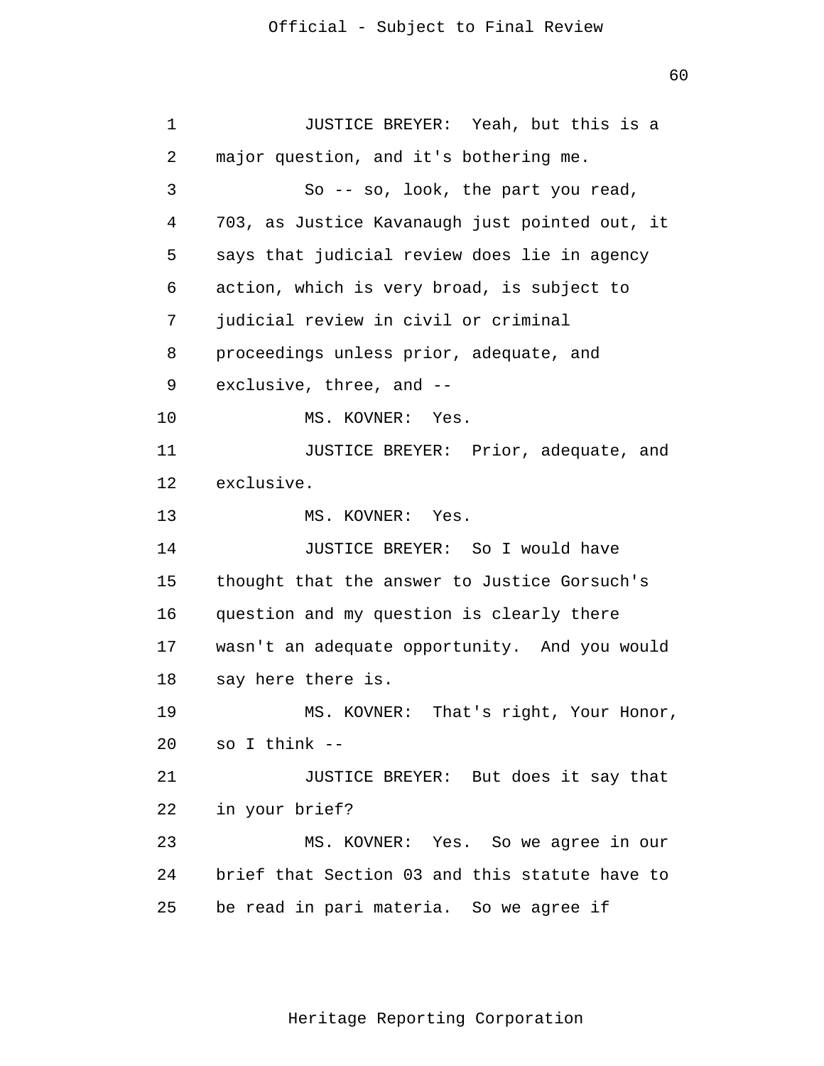JUSTICE BREYER: Yeah, but this is a major question, and it's bothering me.

So -- so, look, the part you read, 703, as Justice Kavanaugh just pointed out, it says that judicial review does lie in agency action, which is very broad, is subject to judicial review in civil or criminal proceedings unless prior, adequate, and exclusive, three, and --

MS. KOVNER: Yes.

JUSTICE BREYER: Prior, adequate, and exclusive.

MS. KOVNER: Yes.

JUSTICE BREYER: So I would have thought that the answer to Justice Gorsuch's question and my question is clearly there wasn't an adequate opportunity. And you would say here there is.

MS. KOVNER: That's right, Your Honor, so I think --

JUSTICE BREYER: But does it say that in your brief?

MS. KOVNER: Yes. So we agree in our brief that Section 03 and this statute have to be read in pari materia. So we agree if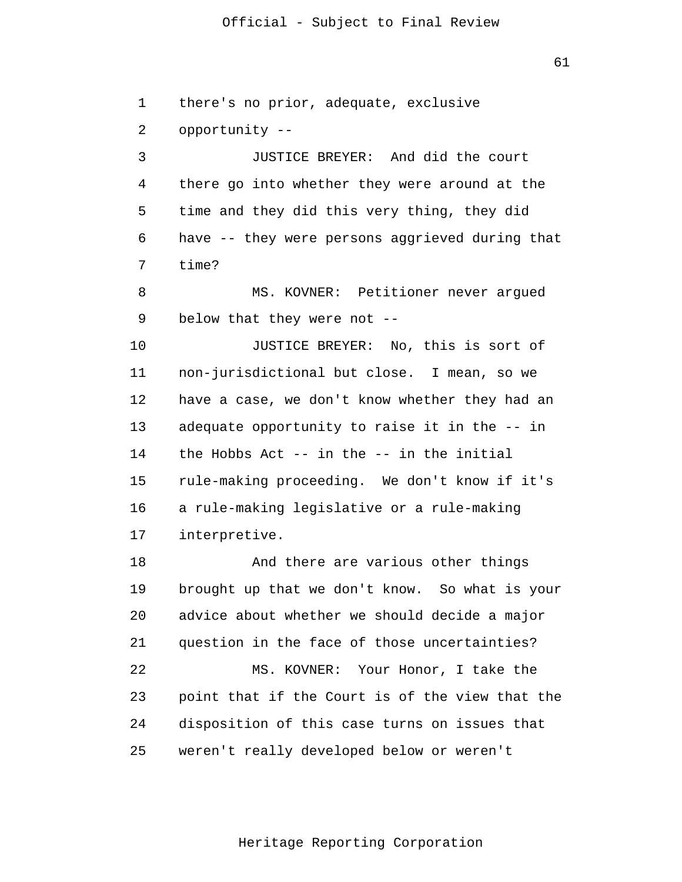there's no prior, adequate, exclusive opportunity --

JUSTICE BREYER: And did the court there go into whether they were around at the time and they did this very thing, they did have -- they were persons aggrieved during that time?

MS. KOVNER: Petitioner never argued below that they were not --

JUSTICE BREYER: No, this is sort of non-jurisdictional but close. I mean, so we have a case, we don't know whether they had an adequate opportunity to raise it in the -- in the Hobbs Act -- in the -- in the initial rule-making proceeding. We don't know if it's a rule-making legislative or a rule-making interpretive.

And there are various other things brought up that we don't know. So what is your advice about whether we should decide a major question in the face of those uncertainties?

MS. KOVNER: Your Honor, I take the point that if the Court is of the view that the disposition of this case turns on issues that weren't really developed below or weren't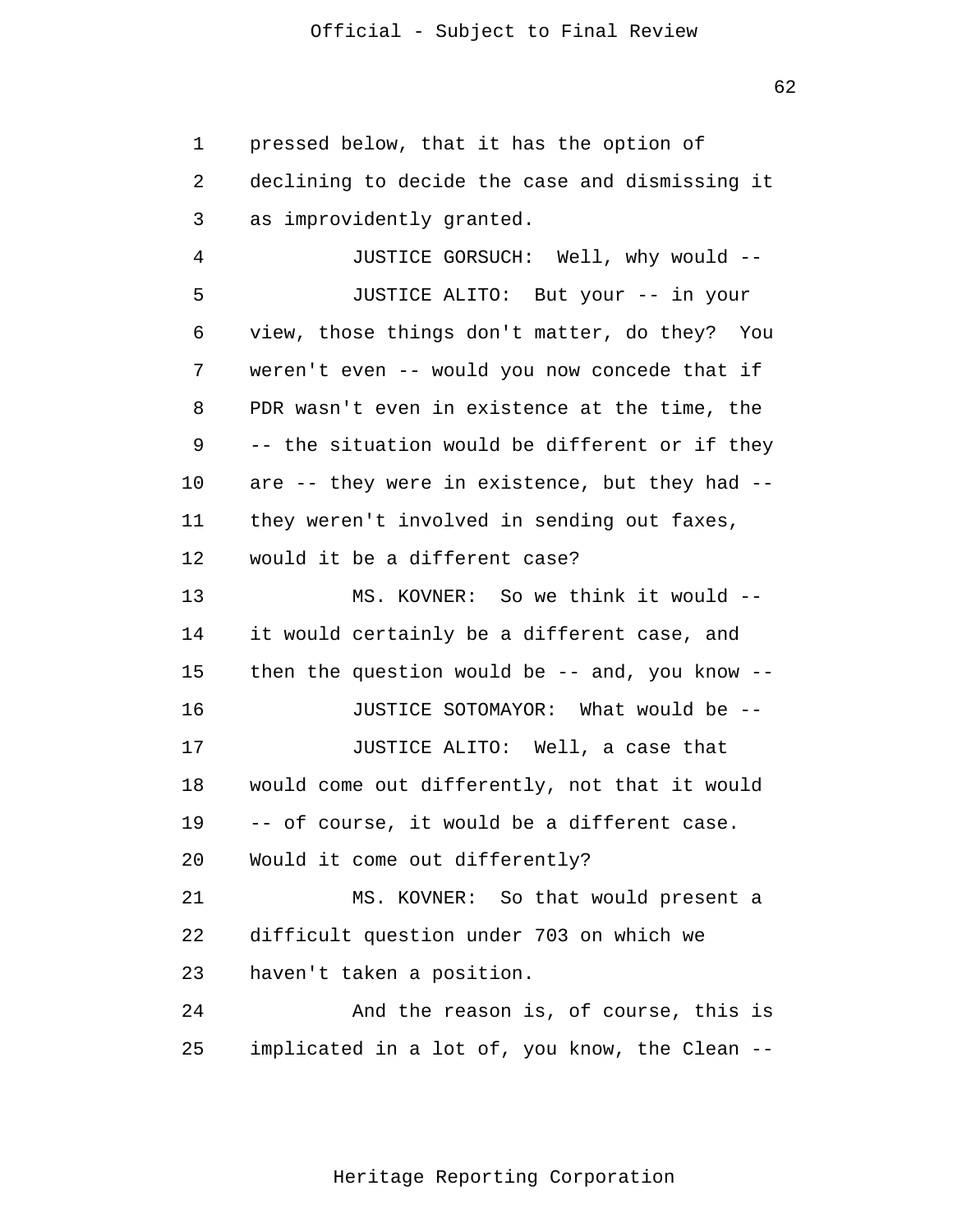pressed below, that it has the option of declining to decide the case and dismissing it as improvidently granted.

JUSTICE GORSUCH: Well, why would --

JUSTICE ALITO: But your -- in your view, those things don't matter, do they? You weren't even -- would you now concede that if PDR wasn't even in existence at the time, the -- the situation would be different or if they are -- they were in existence, but they had -- they weren't involved in sending out faxes, would it be a different case?

MS. KOVNER: So we think it would -- it would certainly be a different case, and then the question would be -- and, you know --

JUSTICE SOTOMAYOR: What would be --

JUSTICE ALITO: Well, a case that would come out differently, not that it would -- of course, it would be a different case. Would it come out differently?

MS. KOVNER: So that would present a difficult question under 703 on which we haven't taken a position.

And the reason is, of course, this is implicated in a lot of, you know, the Clean --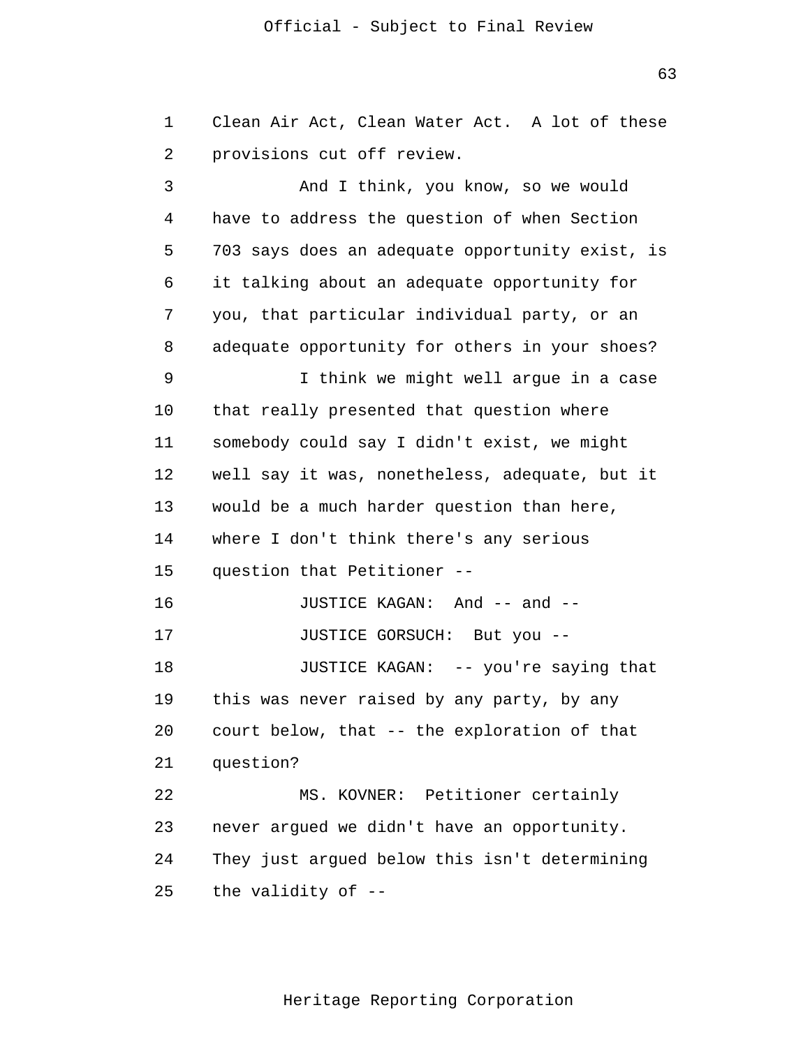Clean Air Act, Clean Water Act. A lot of these provisions cut off review.

And I think, you know, so we would have to address the question of when Section 703 says does an adequate opportunity exist, is it talking about an adequate opportunity for you, that particular individual party, or an adequate opportunity for others in your shoes?

I think we might well argue in a case that really presented that question where somebody could say I didn't exist, we might well say it was, nonetheless, adequate, but it would be a much harder question than here, where I don't think there's any serious question that Petitioner --

JUSTICE KAGAN: And -- and --

JUSTICE GORSUCH: But you --

JUSTICE KAGAN: -- you're saying that this was never raised by any party, by any court below, that -- the exploration of that question?

MS. KOVNER: Petitioner certainly never argued we didn't have an opportunity. They just argued below this isn't determining the validity of --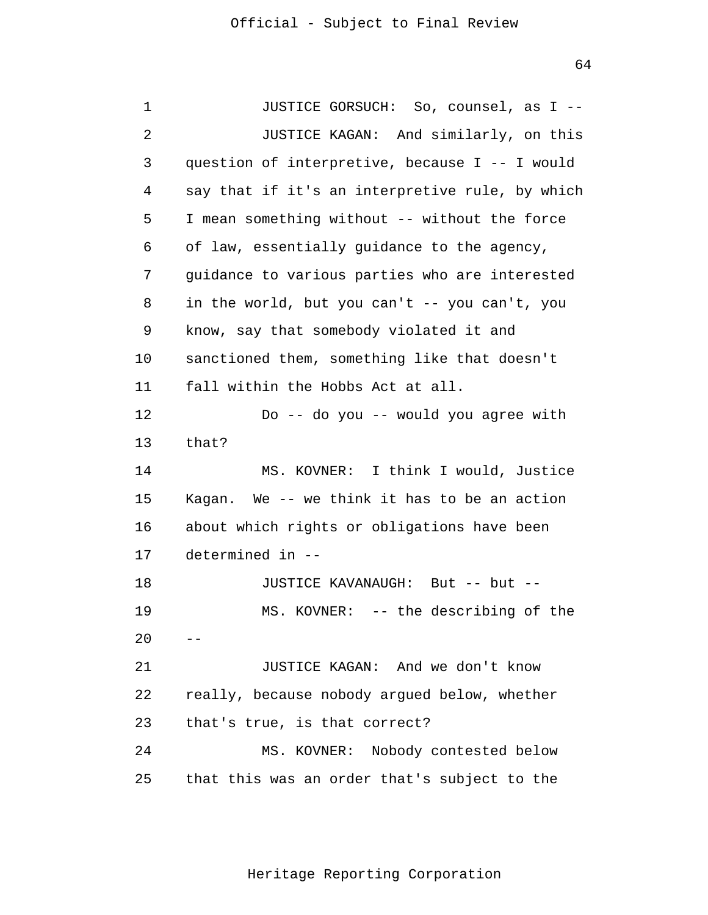JUSTICE GORSUCH: So, counsel, as I --

JUSTICE KAGAN: And similarly, on this question of interpretive, because I -- I would say that if it's an interpretive rule, by which I mean something without -- without the force of law, essentially guidance to the agency, guidance to various parties who are interested in the world, but you can't -- you can't, you know, say that somebody violated it and sanctioned them, something like that doesn't fall within the Hobbs Act at all.

Do -- do you -- would you agree with that?

MS. KOVNER: I think I would, Justice Kagan. We -- we think it has to be an action about which rights or obligations have been determined in --

JUSTICE KAVANAUGH: But -- but --

MS. KOVNER: -- the describing of the --

JUSTICE KAGAN: And we don't know really, because nobody argued below, whether that's true, is that correct?

MS. KOVNER: Nobody contested below that this was an order that's subject to the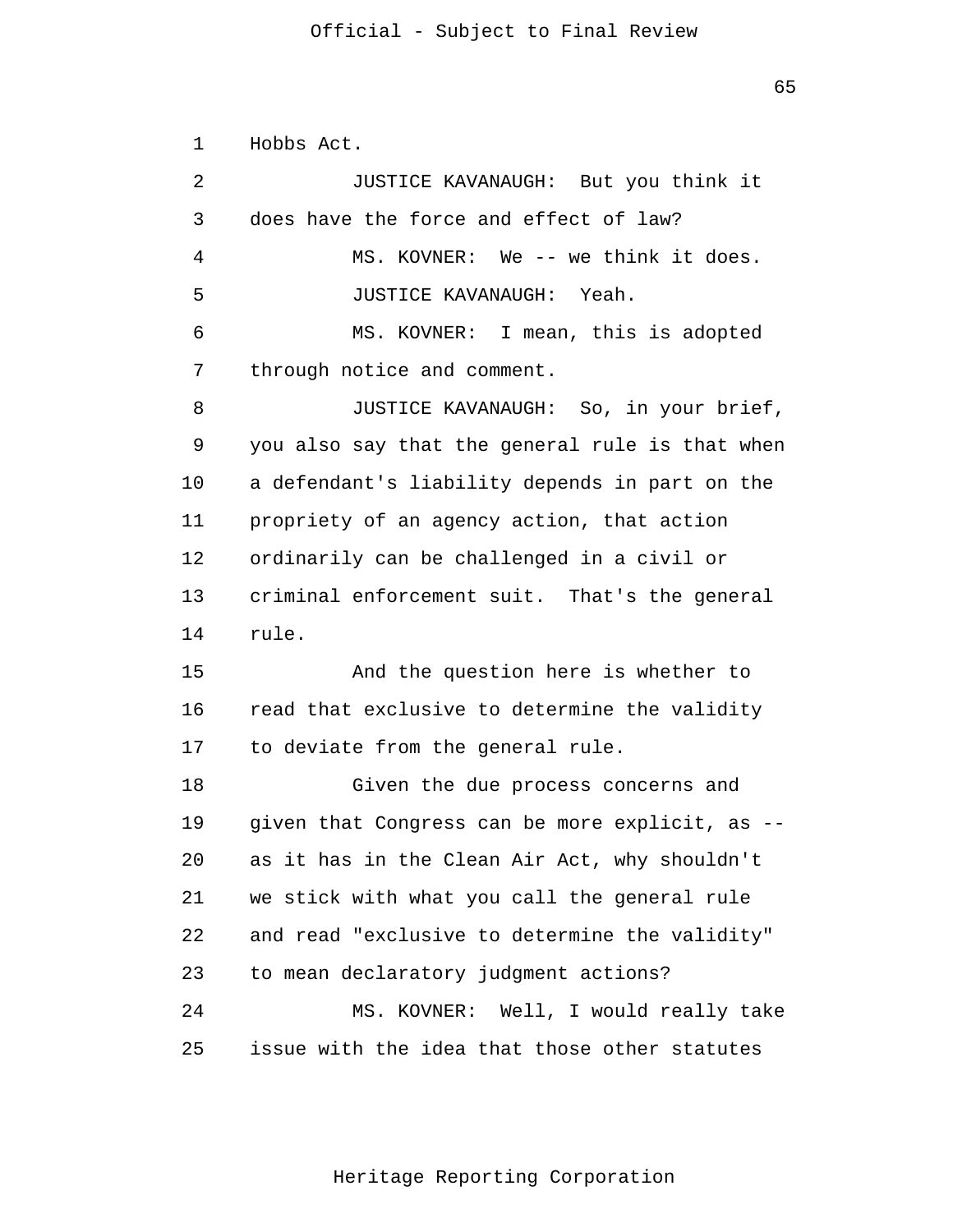Hobbs Act.

JUSTICE KAVANAUGH: But you think it does have the force and effect of law?

MS. KOVNER: We -- we think it does.

JUSTICE KAVANAUGH: Yeah.

MS. KOVNER: I mean, this is adopted through notice and comment.

JUSTICE KAVANAUGH: So, in your brief, you also say that the general rule is that when a defendant's liability depends in part on the propriety of an agency action, that action ordinarily can be challenged in a civil or criminal enforcement suit. That's the general rule.

And the question here is whether to read that exclusive to determine the validity to deviate from the general rule.

Given the due process concerns and given that Congress can be more explicit, as -- as it has in the Clean Air Act, why shouldn't we stick with what you call the general rule and read "exclusive to determine the validity" to mean declaratory judgment actions?

MS. KOVNER: Well, I would really take issue with the idea that those other statutes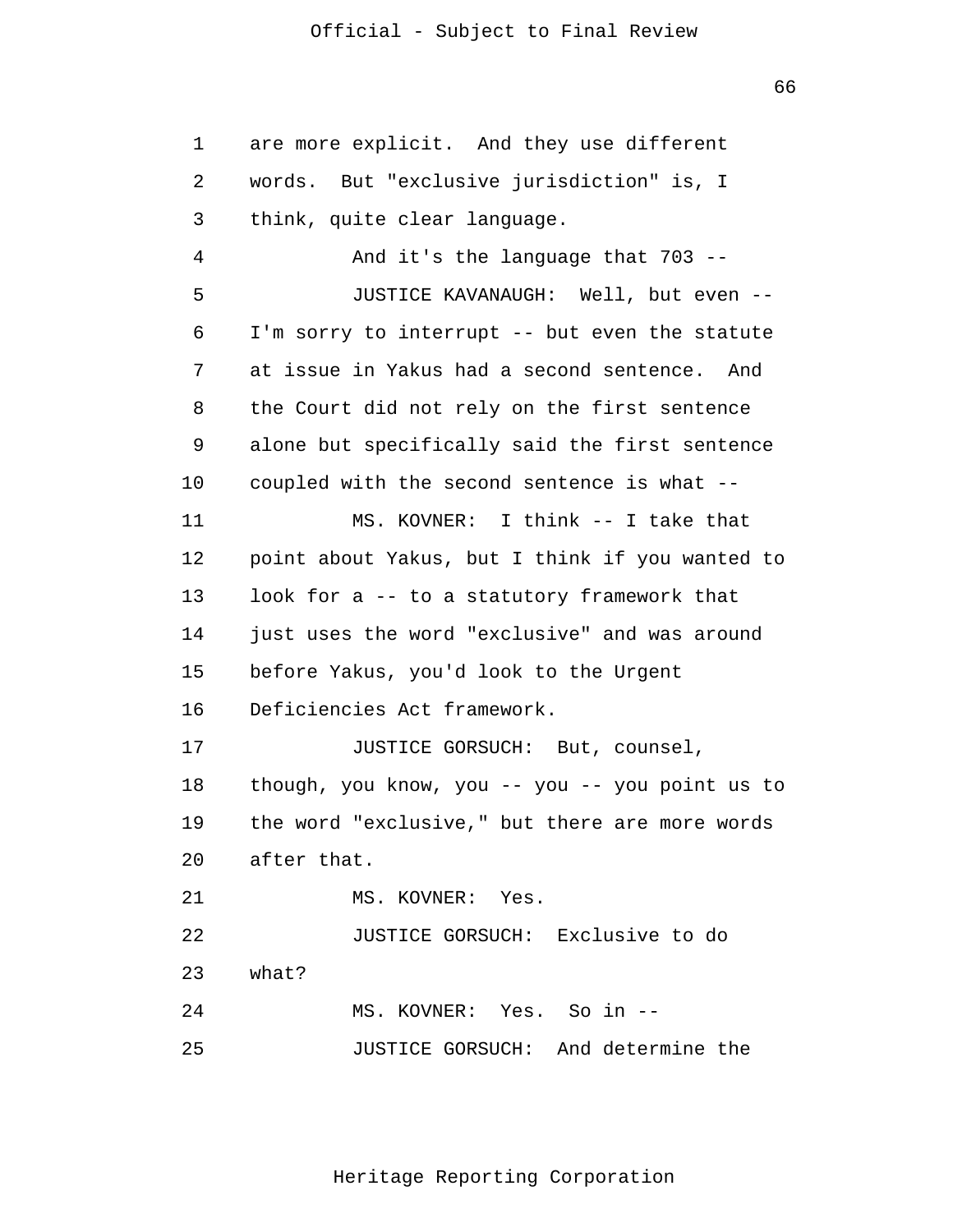are more explicit. And they use different words. But "exclusive jurisdiction" is, I think, quite clear language.

And it's the language that 703 --

JUSTICE KAVANAUGH: Well, but even -- I'm sorry to interrupt -- but even the statute at issue in Yakus had a second sentence. And the Court did not rely on the first sentence alone but specifically said the first sentence coupled with the second sentence is what --

MS. KOVNER: I think -- I take that point about Yakus, but I think if you wanted to look for a -- to a statutory framework that just uses the word "exclusive" and was around before Yakus, you'd look to the Urgent Deficiencies Act framework.

JUSTICE GORSUCH: But, counsel, though, you know, you -- you -- you point us to the word "exclusive," but there are more words after that.

MS. KOVNER: Yes.

JUSTICE GORSUCH: Exclusive to do what?

MS. KOVNER: Yes. So in --

JUSTICE GORSUCH: And determine the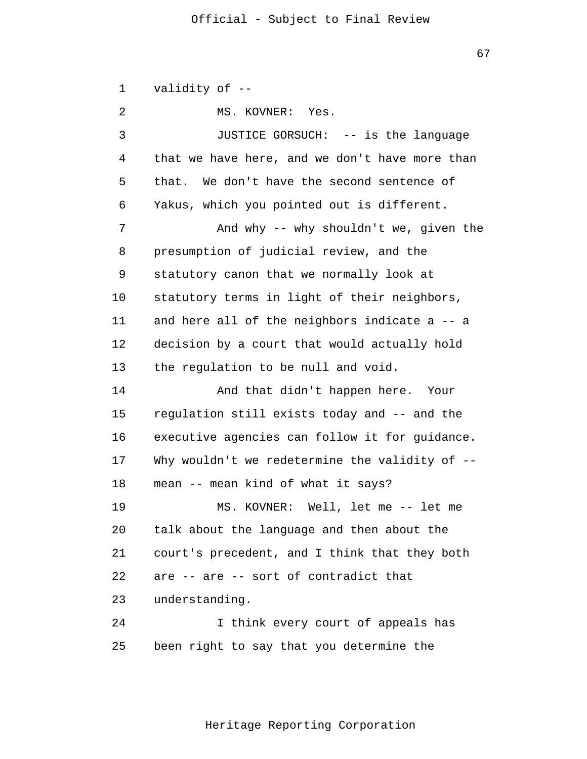validity of --

MS. KOVNER: Yes.

JUSTICE GORSUCH: -- is the language that we have here, and we don't have more than that. We don't have the second sentence of Yakus, which you pointed out is different.

And why -- why shouldn't we, given the presumption of judicial review, and the statutory canon that we normally look at statutory terms in light of their neighbors, and here all of the neighbors indicate a -- a decision by a court that would actually hold the regulation to be null and void.

And that didn't happen here. Your regulation still exists today and -- and the executive agencies can follow it for guidance. Why wouldn't we redetermine the validity of -- mean -- mean kind of what it says?

MS. KOVNER: Well, let me -- let me talk about the language and then about the court's precedent, and I think that they both are -- are -- sort of contradict that understanding.

I think every court of appeals has been right to say that you determine the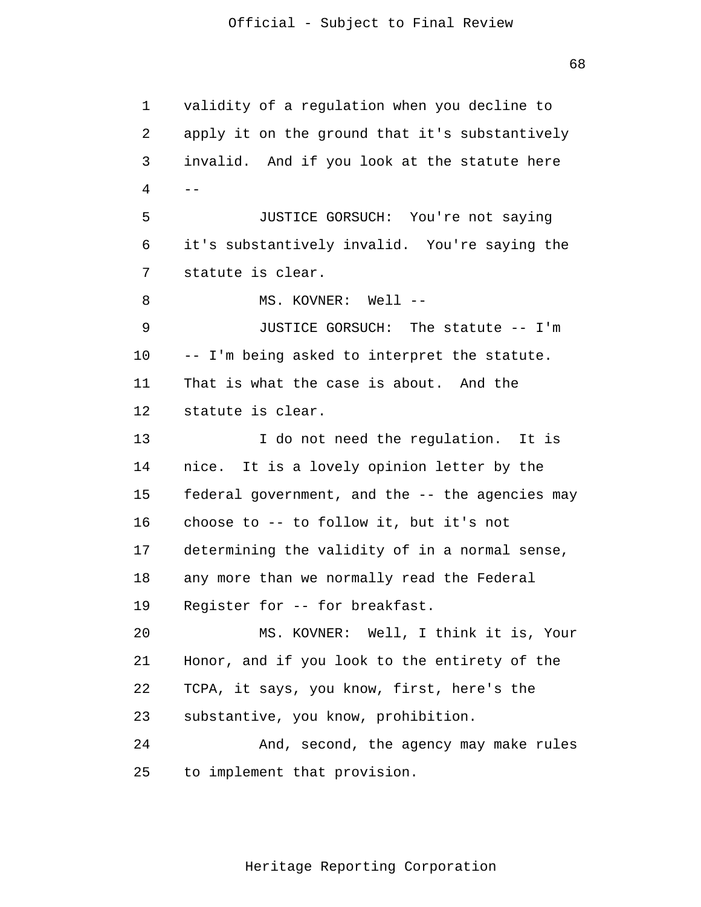validity of a regulation when you decline to apply it on the ground that it's substantively invalid. And if you look at the statute here --

JUSTICE GORSUCH: You're not saying it's substantively invalid. You're saying the statute is clear.

MS. KOVNER: Well --

JUSTICE GORSUCH: The statute -- I'm -- I'm being asked to interpret the statute. That is what the case is about. And the statute is clear.

I do not need the regulation. It is nice. It is a lovely opinion letter by the federal government, and the -- the agencies may choose to -- to follow it, but it's not determining the validity of in a normal sense, any more than we normally read the Federal Register for -- for breakfast.

MS. KOVNER: Well, I think it is, Your Honor, and if you look to the entirety of the TCPA, it says, you know, first, here's the substantive, you know, prohibition.

And, second, the agency may make rules to implement that provision.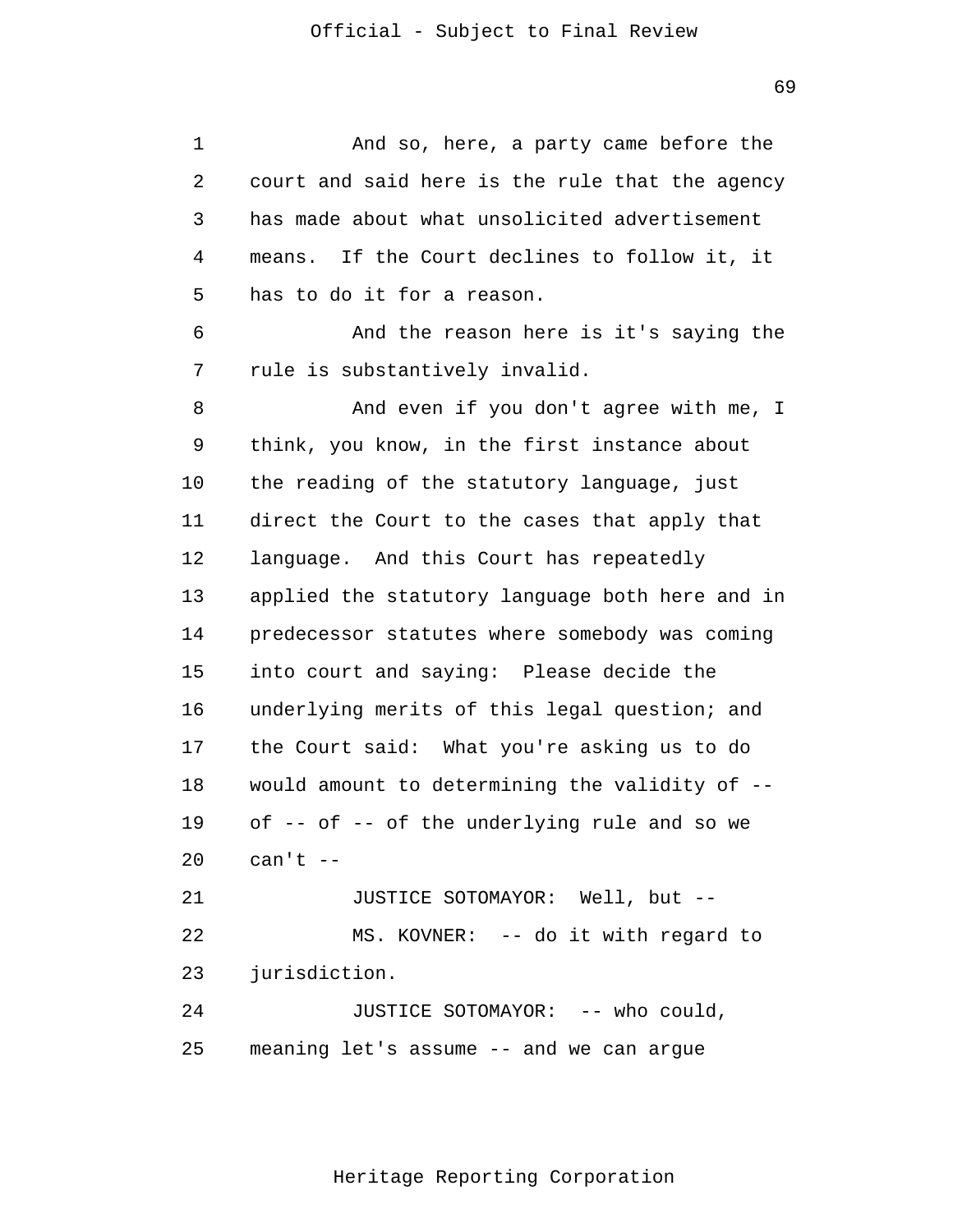And so, here, a party came before the court and said here is the rule that the agency has made about what unsolicited advertisement means. If the Court declines to follow it, it has to do it for a reason.

And the reason here is it's saying the rule is substantively invalid.

And even if you don't agree with me, I think, you know, in the first instance about the reading of the statutory language, just direct the Court to the cases that apply that language. And this Court has repeatedly applied the statutory language both here and in predecessor statutes where somebody was coming into court and saying: Please decide the underlying merits of this legal question; and the Court said: What you're asking us to do would amount to determining the validity of -- of -- of -- of the underlying rule and so we can't --

JUSTICE SOTOMAYOR: Well, but --

MS. KOVNER: -- do it with regard to jurisdiction.

JUSTICE SOTOMAYOR: -- who could, meaning let's assume -- and we can argue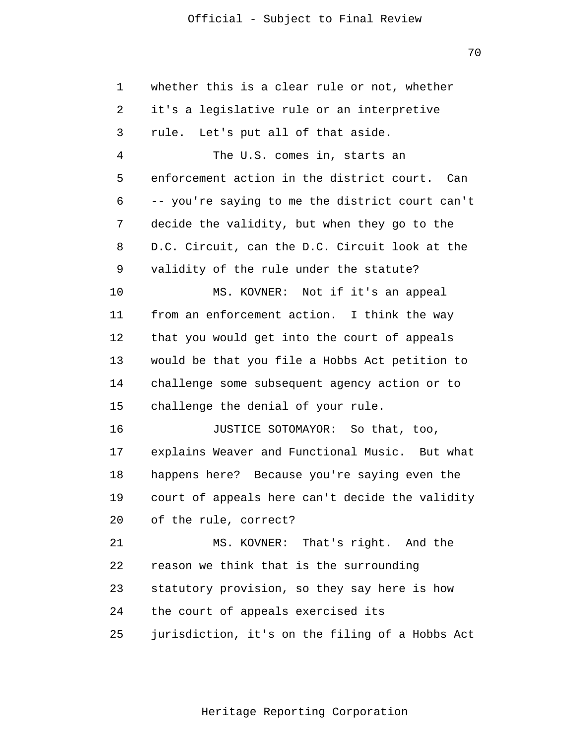whether this is a clear rule or not, whether it's a legislative rule or an interpretive rule. Let's put all of that aside.

The U.S. comes in, starts an enforcement action in the district court. Can -- you're saying to me the district court can't decide the validity, but when they go to the D.C. Circuit, can the D.C. Circuit look at the validity of the rule under the statute?

MS. KOVNER: Not if it's an appeal from an enforcement action. I think the way that you would get into the court of appeals would be that you file a Hobbs Act petition to challenge some subsequent agency action or to challenge the denial of your rule.

JUSTICE SOTOMAYOR: So that, too, explains Weaver and Functional Music. But what happens here? Because you're saying even the court of appeals here can't decide the validity of the rule, correct?

MS. KOVNER: That's right. And the reason we think that is the surrounding statutory provision, so they say here is how the court of appeals exercised its jurisdiction, it's on the filing of a Hobbs Act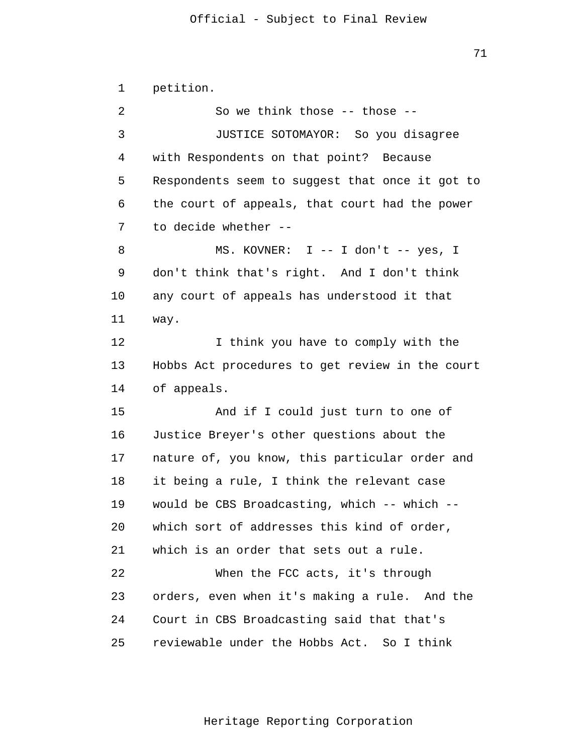petition.

So we think those -- those --

JUSTICE SOTOMAYOR: So you disagree with Respondents on that point? Because Respondents seem to suggest that once it got to the court of appeals, that court had the power to decide whether --

MS. KOVNER: I -- I don't -- yes, I don't think that's right. And I don't think any court of appeals has understood it that way.

I think you have to comply with the Hobbs Act procedures to get review in the court of appeals.

And if I could just turn to one of Justice Breyer's other questions about the nature of, you know, this particular order and it being a rule, I think the relevant case would be CBS Broadcasting, which -- which -- which sort of addresses this kind of order, which is an order that sets out a rule.

When the FCC acts, it's through orders, even when it's making a rule. And the Court in CBS Broadcasting said that that's reviewable under the Hobbs Act. So I think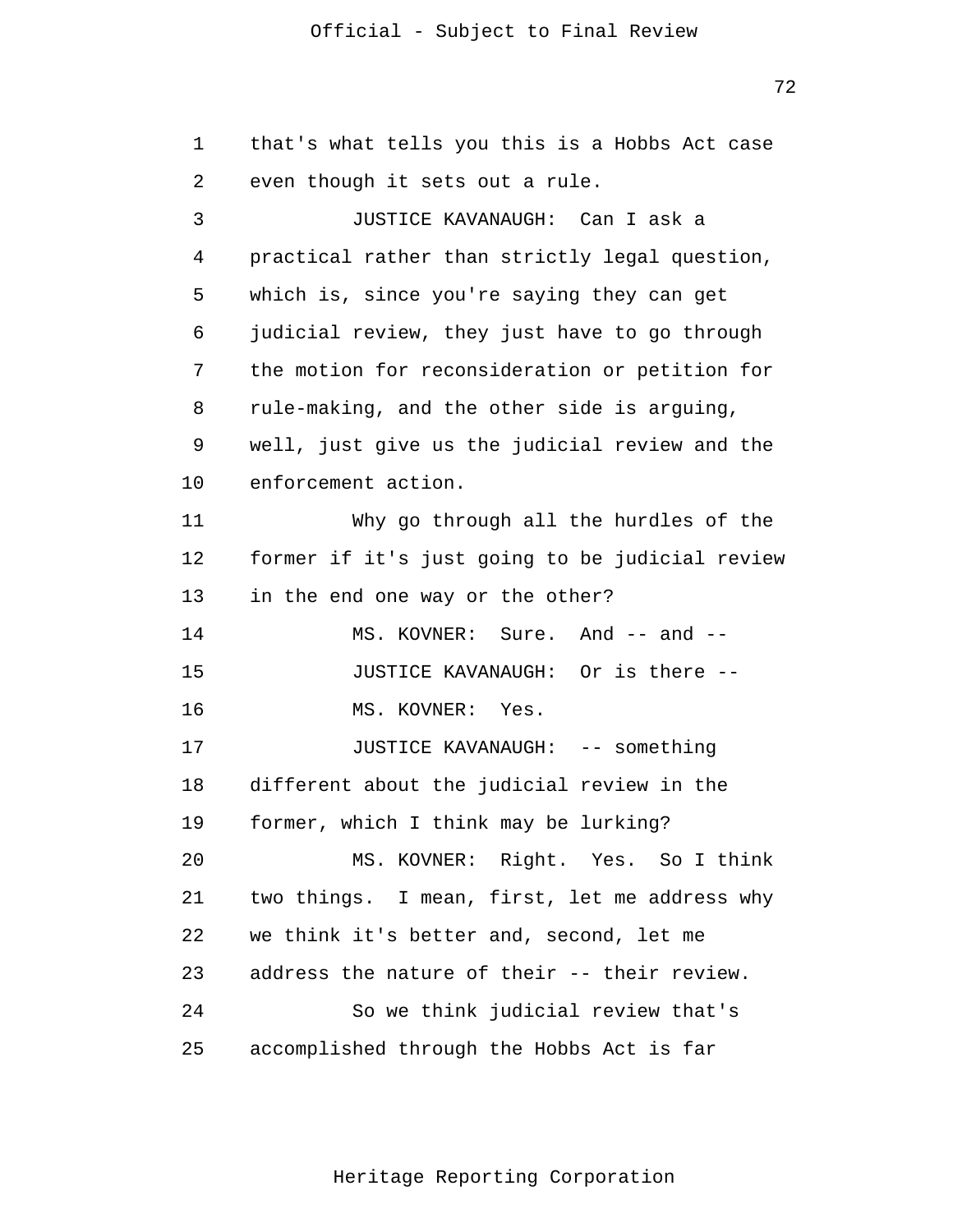that's what tells you this is a Hobbs Act case even though it sets out a rule.

JUSTICE KAVANAUGH: Can I ask a practical rather than strictly legal question, which is, since you're saying they can get judicial review, they just have to go through the motion for reconsideration or petition for rule-making, and the other side is arguing, well, just give us the judicial review and the enforcement action.

Why go through all the hurdles of the former if it's just going to be judicial review in the end one way or the other?

MS. KOVNER: Sure. And -- and --

JUSTICE KAVANAUGH: Or is there --

MS. KOVNER: Yes.

JUSTICE KAVANAUGH: -- something different about the judicial review in the former, which I think may be lurking?

MS. KOVNER: Right. Yes. So I think two things. I mean, first, let me address why we think it's better and, second, let me address the nature of their -- their review.

So we think judicial review that's accomplished through the Hobbs Act is far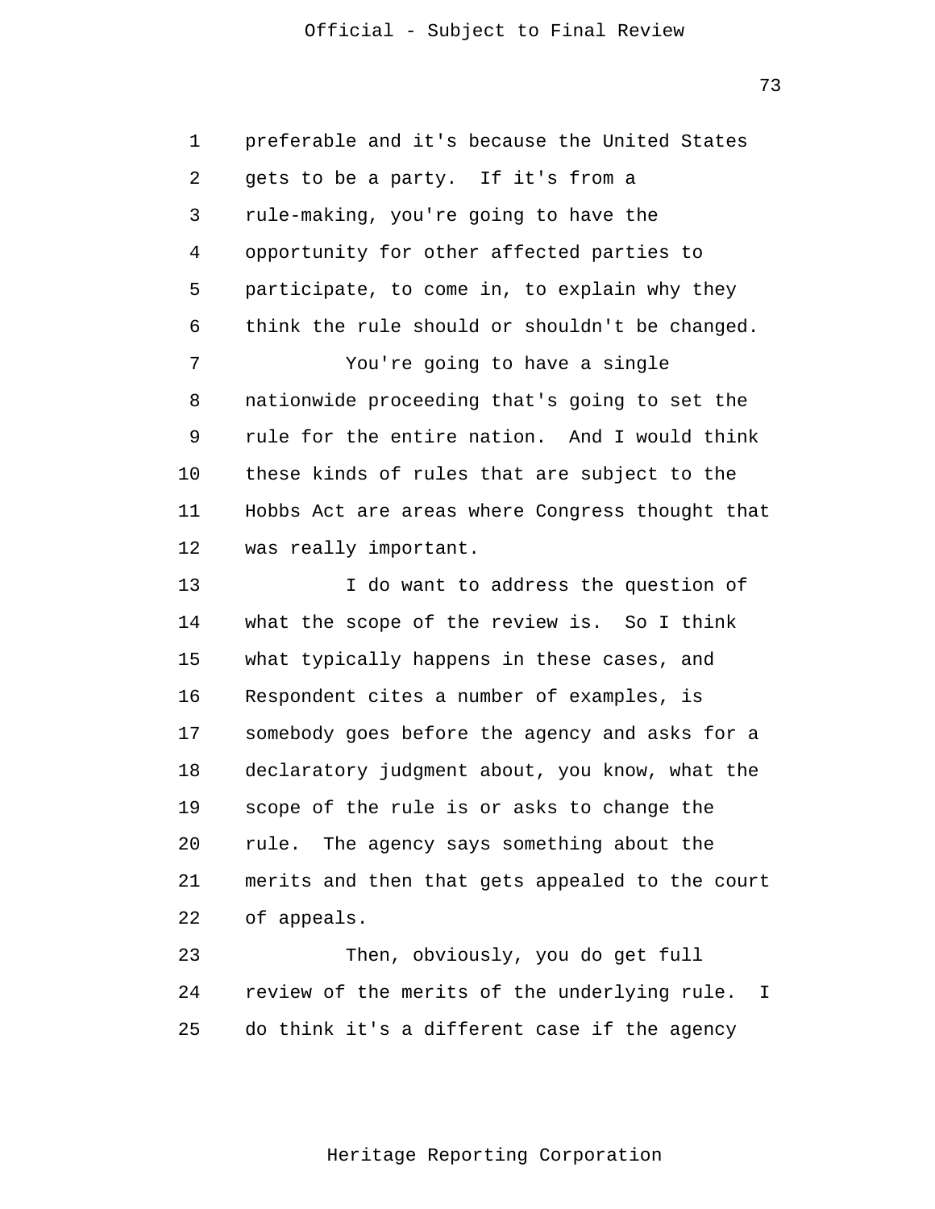preferable and it's because the United States gets to be a party. If it's from a rule-making, you're going to have the opportunity for other affected parties to participate, to come in, to explain why they think the rule should or shouldn't be changed.

You're going to have a single nationwide proceeding that's going to set the rule for the entire nation. And I would think these kinds of rules that are subject to the Hobbs Act are areas where Congress thought that was really important.

I do want to address the question of what the scope of the review is. So I think what typically happens in these cases, and Respondent cites a number of examples, is somebody goes before the agency and asks for a declaratory judgment about, you know, what the scope of the rule is or asks to change the rule. The agency says something about the merits and then that gets appealed to the court of appeals.

Then, obviously, you do get full review of the merits of the underlying rule. I do think it's a different case if the agency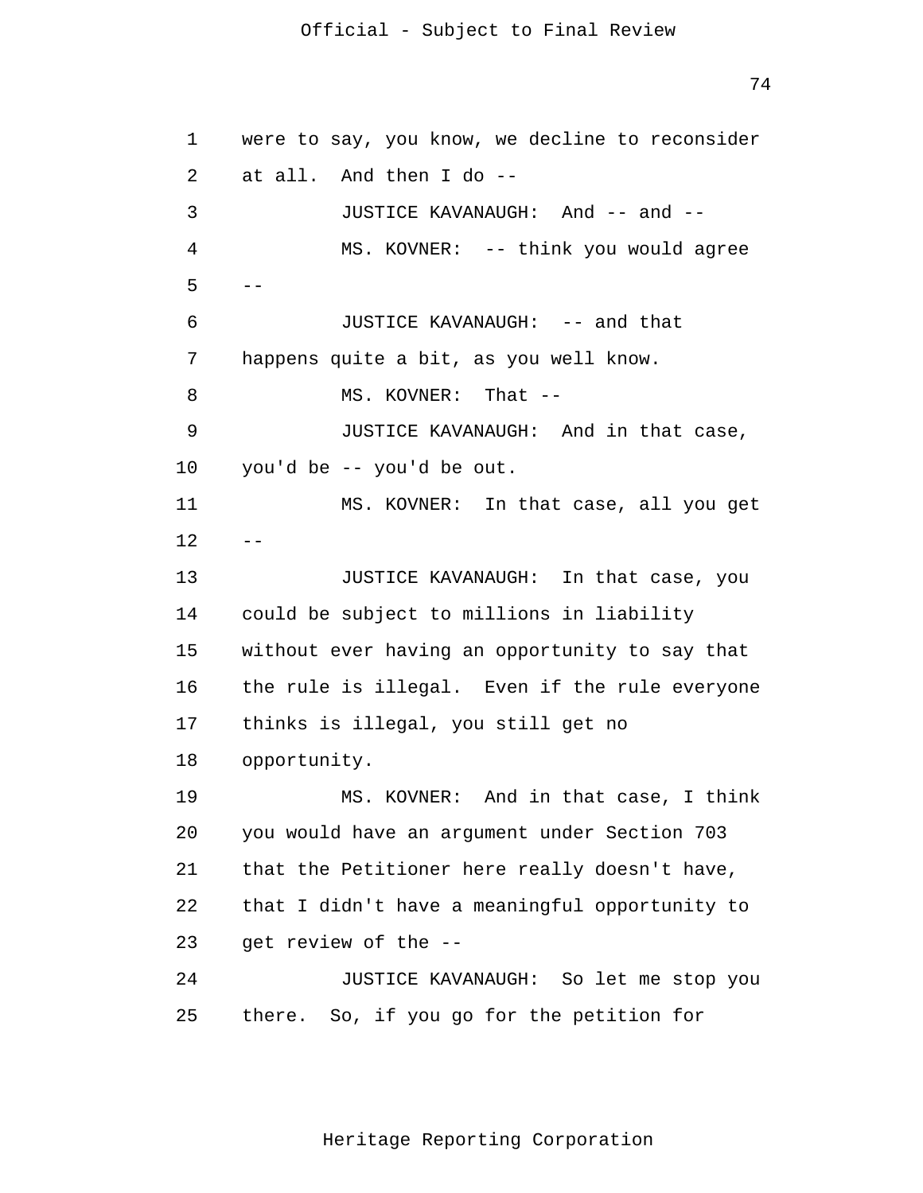were to say, you know, we decline to reconsider at all. And then I do --

JUSTICE KAVANAUGH: And -- and --

MS. KOVNER: -- think you would agree --

JUSTICE KAVANAUGH: -- and that happens quite a bit, as you well know.

MS. KOVNER: That --

JUSTICE KAVANAUGH: And in that case, you'd be -- you'd be out.

MS. KOVNER: In that case, all you get --

JUSTICE KAVANAUGH: In that case, you could be subject to millions in liability without ever having an opportunity to say that the rule is illegal. Even if the rule everyone thinks is illegal, you still get no opportunity.

MS. KOVNER: And in that case, I think you would have an argument under Section 703 that the Petitioner here really doesn't have, that I didn't have a meaningful opportunity to get review of the --

JUSTICE KAVANAUGH: So let me stop you there. So, if you go for the petition for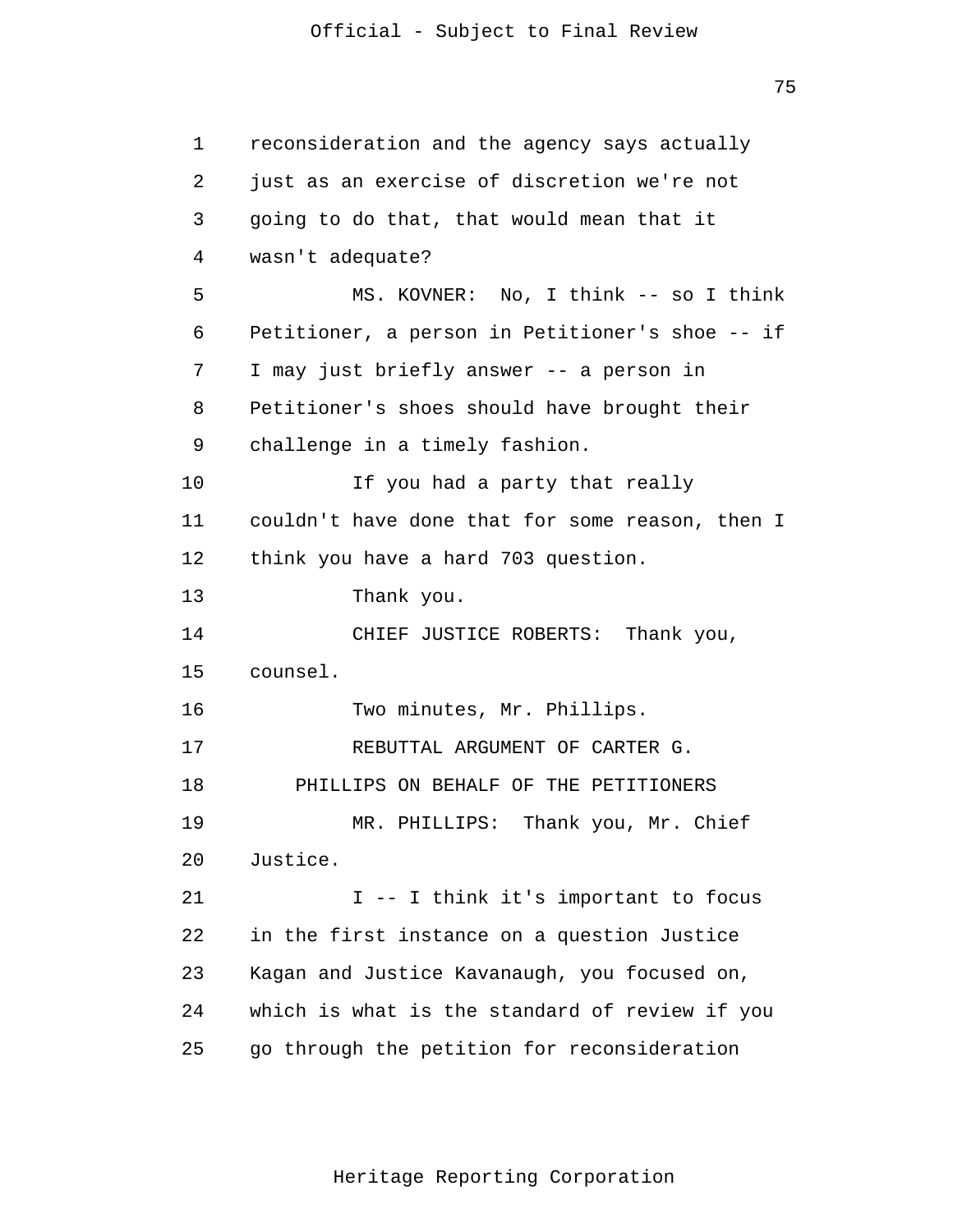reconsideration and the agency says actually just as an exercise of discretion we're not going to do that, that would mean that it wasn't adequate?

MS. KOVNER: No, I think -- so I think Petitioner, a person in Petitioner's shoe -- if I may just briefly answer -- a person in Petitioner's shoes should have brought their challenge in a timely fashion.

If you had a party that really couldn't have done that for some reason, then I think you have a hard 703 question.

Thank you.

CHIEF JUSTICE ROBERTS: Thank you, counsel.

Two minutes, Mr. Phillips.

REBUTTAL ARGUMENT OF CARTER G. PHILLIPS ON BEHALF OF THE PETITIONERS

MR. PHILLIPS: Thank you, Mr. Chief Justice.

I -- I think it's important to focus in the first instance on a question Justice Kagan and Justice Kavanaugh, you focused on, which is what is the standard of review if you go through the petition for reconsideration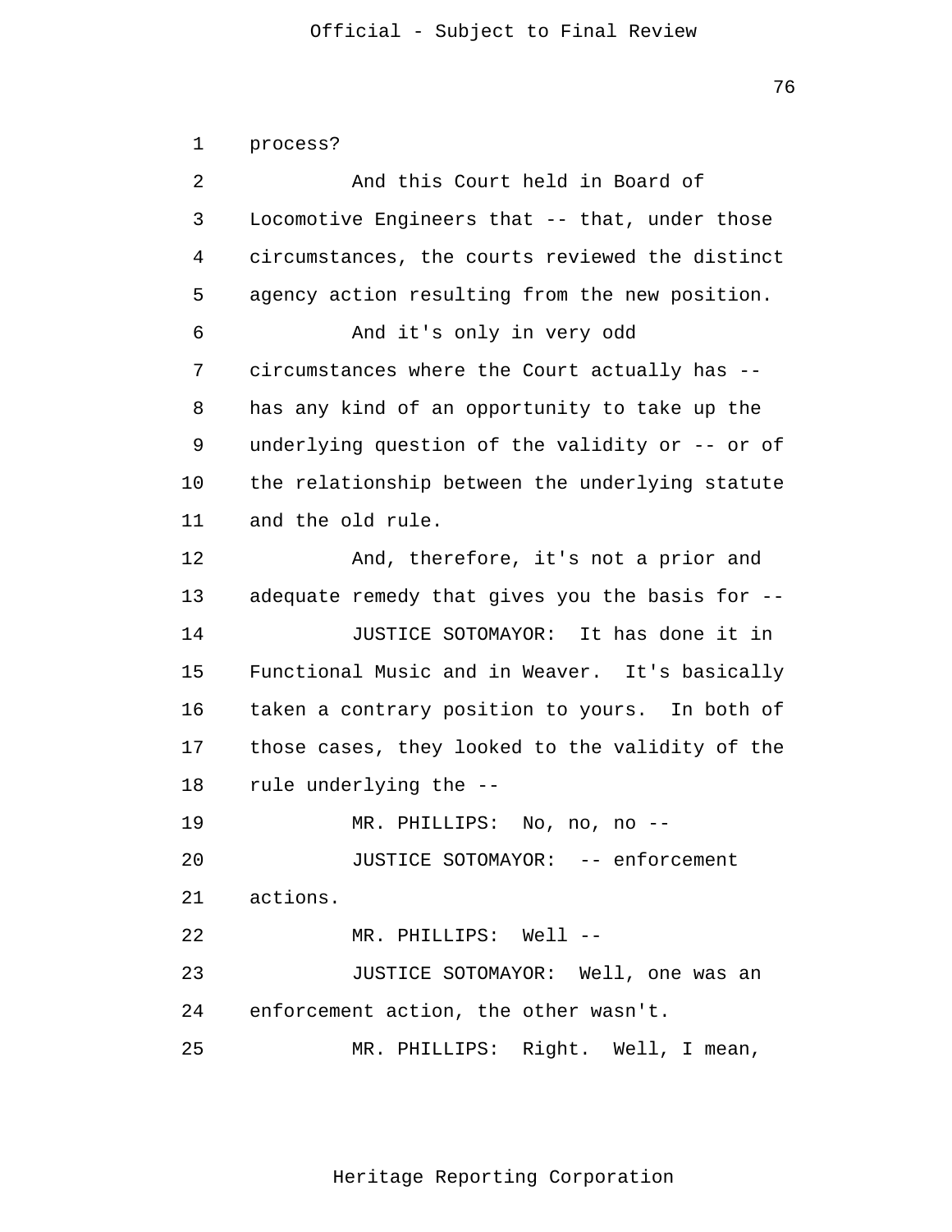process?

And this Court held in Board of Locomotive Engineers that -- that, under those circumstances, the courts reviewed the distinct agency action resulting from the new position.

And it's only in very odd circumstances where the Court actually has -- has any kind of an opportunity to take up the underlying question of the validity or -- or of the relationship between the underlying statute and the old rule.

And, therefore, it's not a prior and adequate remedy that gives you the basis for --

JUSTICE SOTOMAYOR: It has done it in Functional Music and in Weaver. It's basically taken a contrary position to yours. In both of those cases, they looked to the validity of the rule underlying the --

MR. PHILLIPS: No, no, no --

JUSTICE SOTOMAYOR: -- enforcement actions.

MR. PHILLIPS: Well --

JUSTICE SOTOMAYOR: Well, one was an enforcement action, the other wasn't.

MR. PHILLIPS: Right. Well, I mean,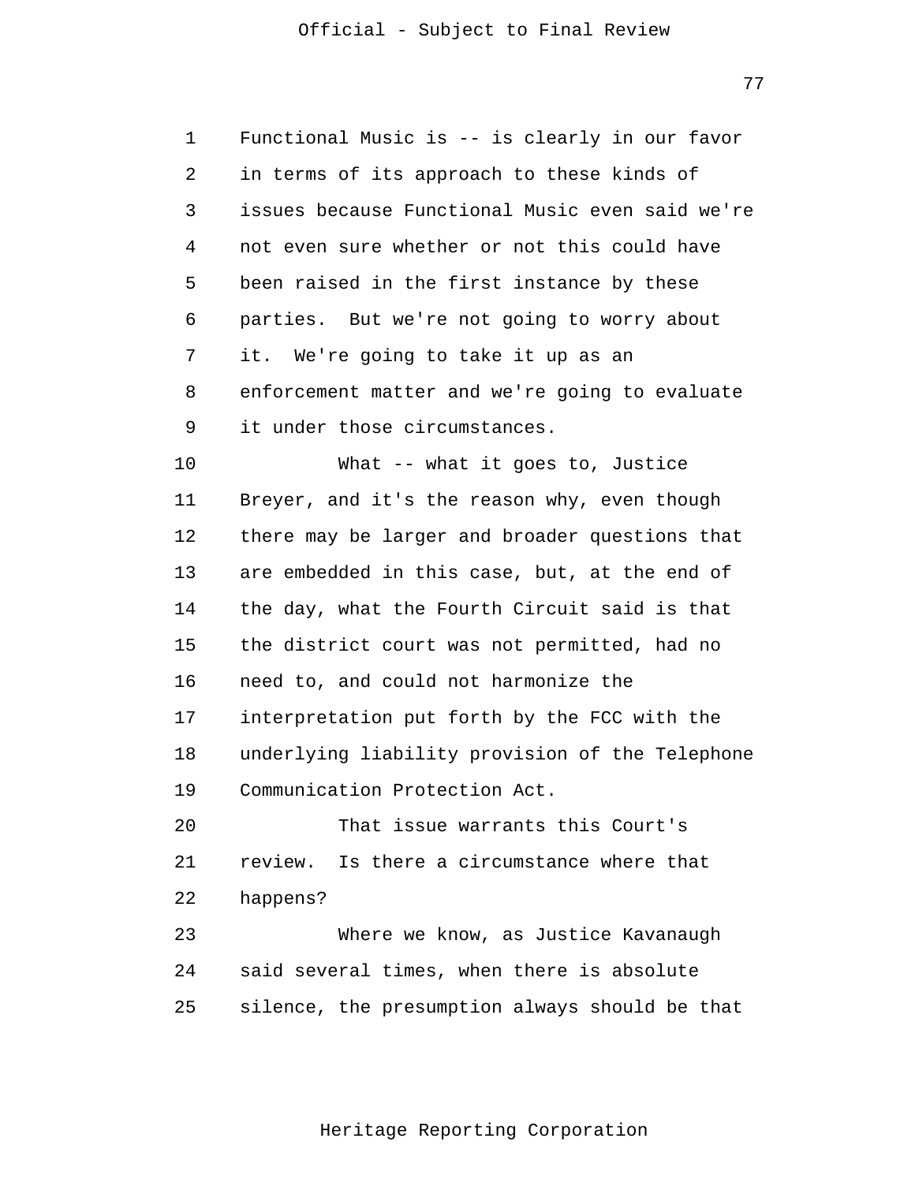Functional Music is -- is clearly in our favor in terms of its approach to these kinds of issues because Functional Music even said we're not even sure whether or not this could have been raised in the first instance by these parties. But we're not going to worry about it. We're going to take it up as an enforcement matter and we're going to evaluate it under those circumstances.

What -- what it goes to, Justice Breyer, and it's the reason why, even though there may be larger and broader questions that are embedded in this case, but, at the end of the day, what the Fourth Circuit said is that the district court was not permitted, had no need to, and could not harmonize the interpretation put forth by the FCC with the underlying liability provision of the Telephone Communication Protection Act.

That issue warrants this Court's review. Is there a circumstance where that happens?

Where we know, as Justice Kavanaugh said several times, when there is absolute silence, the presumption always should be that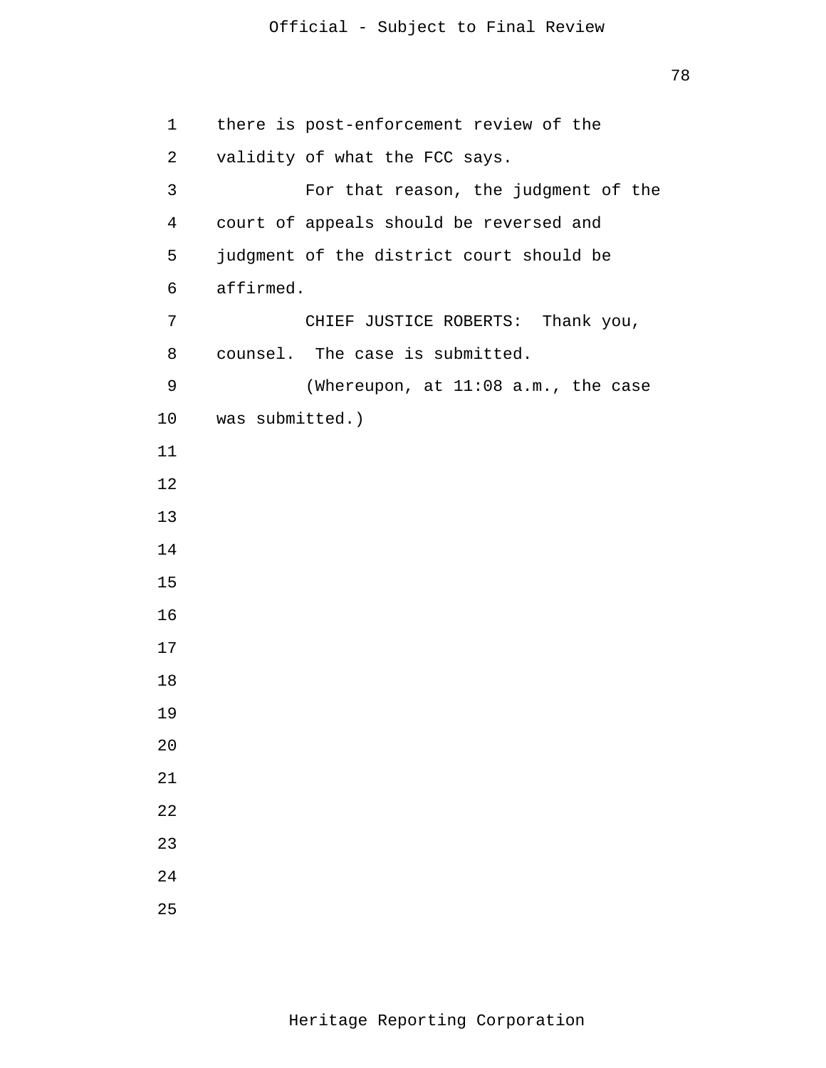there is post-enforcement review of the validity of what the FCC says.

For that reason, the judgment of the court of appeals should be reversed and judgment of the district court should be affirmed.

CHIEF JUSTICE ROBERTS: Thank you, counsel. The case is submitted.

(Whereupon, at 11:08 a.m., the case was submitted.)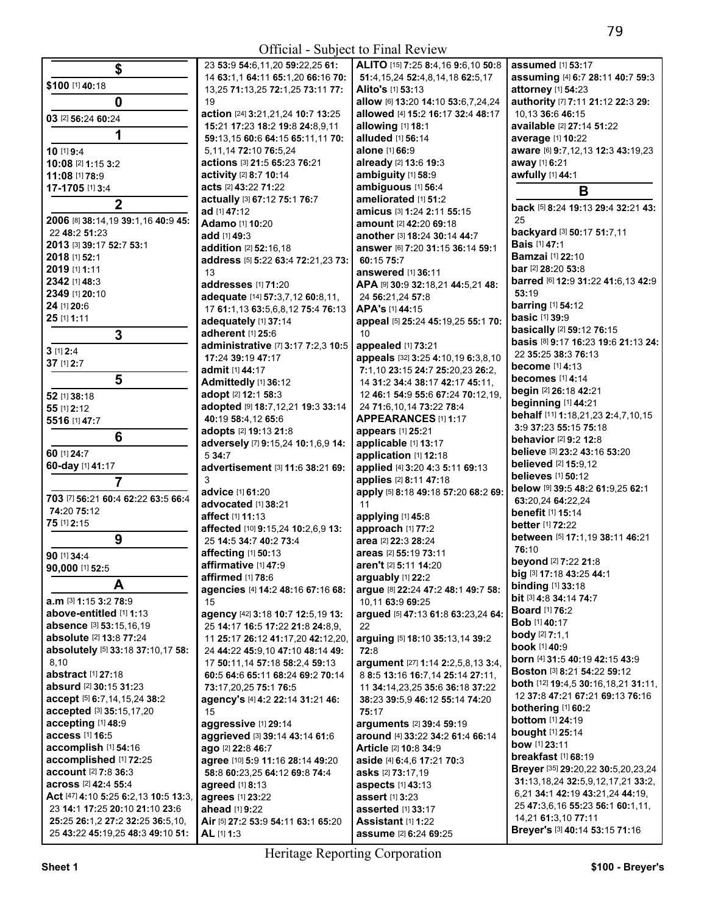Official - Subject to Final Review

## $

**$100** [1] **40:**18

## 0

**03** [2] **56:**24 **60:**24

## 1

**10** [1] **9:**4
**10:08** [2] **1:**15 **3:**2
**11:08** [1] **78:**9
**17-1705** [1] **3:**4

## 2

**2006** [8] **38:**14,19 **39:**1,16 **40:**9 **45:**22 **48:**2 **51:**23
**2013** [3] **39:**17 **52:**7 **53:**1
**2018** [1] **52:**1
**2019** [1] **1:**11
**2342** [1] **48:**3
**2349** [1] **20:**10
**24** [1] **20:**6
**25** [1] **1:**11

## 3

**3** [1] **2:**4
**37** [1] **2:**7

## 5

**52** [1] **38:**18
**55** [1] **2:**12
**5516** [1] **47:**7

## 6

**60** [1] **24:**7
**60-day** [1] **41:**17

## 7

**703** [7] **56:**21 **60:**4 **62:**22 **63:**5 **66:**4 **74:**20 **75:**12
**75** [1] **2:**15

## 9

**90** [1] **34:**4
**90,000** [1] **52:**5

## A

**a.m** [3] **1:**15 **3:**2 **78:**9
**above-entitled** [1] **1:**13
**absence** [3] **53:**15,16,19
**absolute** [2] **13:**8 **77:**24
**absolutely** [5] **33:**18 **37:**10,17 **58:**8,10
**abstract** [1] **27:**18
**absurd** [2] **30:**15 **31:**23
**accept** [5] **6:**7,14,15,24 **38:**2
**accepted** [3] **35:**15,17,20
**accepting** [1] **48:**9
**access** [1] **16:**5
**accomplish** [1] **54:**16
**accomplished** [1] **72:**25
**account** [2] **7:**8 **36:**3
**across** [2] **42:**4 **55:**4
**Act** [47] **4:**10 **5:**25 **6:**2,13 **10:**5 **13:**3,23 **14:**1 **17:**25 **20:**10 **21:**10 **23:**6 **25:**25 **26:**1,2 **27:**2 **32:**25 **36:**5,10,25 **43:**22 **45:**19,25 **48:**3 **49:**10 **51:**23 **53:**9 **54:**6,11,20 **59:**22,25 **61:**14 **63:**1,1 **64:**11 **65:**1,20 **66:**16 **70:**13,25 **71:**13,25 **72:**1,25 **73:**11 **77:**19
**action** [24] **3:**21,21,24 **10:**7 **13:**25 **15:**21 **17:**23 **18:**2 **19:**8 **24:**8,9,11 **59:**13,15 **60:**6 **64:**15 **65:**11,11 **70:**5,11,14 **72:**10 **76:**5,24
**actions** [3] **21:**5 **65:**23 **76:**21
**activity** [2] **8:**7 **10:**14
**acts** [2] **43:**22 **71:**22
**actually** [3] **67:**12 **75:**1 **76:**7
**ad** [1] **47:**12
**Adamo** [1] **10:**20
**add** [1] **49:**3
**addition** [2] **52:**16,18
**address** [5] **5:**22 **63:**4 **72:**21,23 **73:**13
**addresses** [1] **71:**20
**adequate** [14] **57:**3,7,12 **60:**8,11,17 **61:**1,13 **63:**5,6,8,12 **75:**4 **76:**13
**adequately** [1] **37:**14
**adherent** [1] **25:**6
**administrative** [7] **3:**17 **7:**2,3 **10:**5 **17:**24 **39:**19 **47:**17
**admit** [1] **44:**17
**Admittedly** [1] **36:**12
**adopt** [2] **12:**1 **58:**3
**adopted** [9] **18:**7,12,21 **19:**3 **33:**14 **40:**19 **58:**4,12 **65:**6
**adopts** [2] **19:**13 **21:**8
**adversely** [7] **9:**15,24 **10:**1,6,9 **14:**5 **34:**7
**advertisement** [3] **11:**6 **38:**21 **69:**3
**advice** [1] **61:**20
**advocated** [1] **38:**21
**affect** [1] **11:**13
**affected** [10] **9:**15,24 **10:**2,6,9 **13:**25 **14:**5 **34:**7 **40:**2 **73:**4
**affecting** [1] **50:**13
**affirmative** [1] **47:**9
**affirmed** [1] **78:**6
**agencies** [4] **14:**2 **48:**16 **67:**16 **68:**15
**agency** [42] **3:**18 **10:**7 **12:**5,19 **13:**25 **14:**17 **16:**5 **17:**22 **21:**8 **24:**8,9,11 **25:**17 **26:**12 **41:**17,20 **42:**12,20,24 **44:**22 **45:**9,10 **47:**10 **48:**14 **49:**17 **50:**11,14 **57:**18 **58:**2,4 **59:**13 **60:**5 **64:**6 **65:**11 **68:**24 **69:**2 **70:**14 **73:**17,20,25 **75:**1 **76:**5
**agency's** [4] **4:**2 **22:**14 **31:**21 **46:**15
**aggressive** [1] **29:**14
**aggrieved** [3] **39:**14 **43:**14 **61:**6
**ago** [2] **22:**8 **46:**7
**agree** [10] **5:**9 **11:**16 **28:**14 **49:**20 **58:**8 **60:**23,25 **64:**12 **69:**8 **74:**4
**agreed** [1] **8:**13
**agrees** [1] **23:**22
**ahead** [1] **9:**22
**Air** [5] **27:**2 **53:**9 **54:**11 **63:**1 **65:**20
**AL** [1] **1:**3
**ALITO** [15] **7:**25 **8:**4,16 **9:**6,10 **50:**8 **51:**4,15,24 **52:**4,8,14,18 **62:**5,17
**Alito's** [1] **53:**13
**allow** [6] **13:**20 **14:**10 **53:**6,7,24,24
**allowed** [4] **15:**2 **16:**17 **32:**4 **48:**17
**allowing** [1] **18:**1
**alluded** [1] **56:**14
**alone** [1] **66:**9
**already** [2] **13:**6 **19:**3
**ambiguity** [1] **58:**9
**ambiguous** [1] **56:**4
**ameliorated** [1] **51:**2
**amicus** [3] **1:**24 **2:**11 **55:**15
**amount** [2] **42:**20 **69:**18
**another** [3] **18:**24 **30:**14 **44:**7
**answer** [6] **7:**20 **31:**15 **36:**14 **59:**1 **60:**15 **75:**7
**answered** [1] **36:**11
**APA** [9] **30:**9 **32:**18,21 **44:**5,21 **48:**24 **56:**21,24 **57:**8
**APA's** [1] **44:**15
**appeal** [5] **25:**24 **45:**19,25 **55:**1 **70:**10
**appealed** [1] **73:**21
**appeals** [32] **3:**25 **4:**10,19 **6:**3,8,10 **7:**1,10 **23:**15 **24:**7 **25:**20,23 **26:**2,14 **31:**2 **34:**4 **38:**17 **42:**17 **45:**11,12 **46:**1 **54:**9 **55:**6 **67:**24 **70:**12,19,24 **71:**6,10,14 **73:**22 **78:**4
**APPEARANCES** [1] **1:**17
**appears** [1] **25:**21
**applicable** [1] **13:**17
**application** [1] **12:**18
**applied** [4] **3:**20 **4:**3 **5:**11 **69:**13
**applies** [2] **8:**11 **47:**18
**apply** [5] **8:**18 **49:**18 **57:**20 **68:**2 **69:**11
**applying** [1] **45:**8
**approach** [1] **77:**2
**area** [2] **22:**3 **28:**24
**areas** [2] **55:**19 **73:**11
**aren't** [2] **5:**11 **14:**20
**arguably** [1] **22:**2
**argue** [8] **22:**24 **47:**2 **48:**1 **49:**7 **58:**10,11 **63:**9 **69:**25
**argued** [5] **47:**13 **61:**8 **63:**23,24 **64:**22
**arguing** [5] **18:**10 **35:**13,14 **39:**2 **72:**8
**argument** [27] **1:**14 **2:**2,5,8,13 **3:**4,8 **8:**5 **13:**16 **16:**7,14 **25:**14 **27:**11,11 **34:**14,23 **35:**6 **36:**18 **37:**22 **38:**23 **39:**5,9 **46:**12 **55:**14 **74:**20 **75:**17
**arguments** [2] **39:**4 **59:**19
**around** [4] **33:**22 **34:**2 **61:**4 **66:**14
**Article** [2] **10:**8 **34:**9
**aside** [4] **6:**4,6 **17:**21 **70:**3
**asks** [2] **73:**17,19
**aspects** [1] **43:**13
**assert** [1] **3:**23
**asserted** [1] **33:**17
**Assistant** [1] **1:**22
**assume** [2] **6:**24 **69:**25
**assumed** [1] **53:**17
**assuming** [4] **6:**7 **28:**11 **40:**7 **59:**3
**attorney** [1] **54:**23
**authority** [7] **7:**11 **21:**12 **22:**3 **29:**10,13 **36:**6 **46:**15
**available** [2] **27:**14 **51:**22
**average** [1] **10:**22
**aware** [6] **9:**7,12,13 **12:**3 **43:**19,23
**away** [1] **6:**21
**awfully** [1] **44:**1

## B

**back** [5] **8:**24 **19:**13 **29:**4 **32:**21 **43:**25
**backyard** [3] **50:**17 **51:**7,11
**Bais** [1] **47:**1
**Bamzai** [1] **22:**10
**bar** [2] **28:**20 **53:**8
**barred** [6] **12:**9 **31:**22 **41:**6,13 **42:**9 **53:**19
**barring** [1] **54:**12
**basic** [1] **39:**9
**basically** [2] **59:**12 **76:**15
**basis** [8] **9:**17 **16:**23 **19:**6 **21:**13 **24:**22 **35:**25 **38:**3 **76:**13
**become** [1] **4:**13
**becomes** [1] **4:**14
**begin** [2] **26:**18 **42:**21
**beginning** [1] **44:**21
**behalf** [11] **1:**18,21,23 **2:**4,7,10,15 **3:**9 **37:**23 **55:**15 **75:**18
**behavior** [2] **9:**2 **12:**8
**believe** [3] **23:**2 **43:**16 **53:**20
**believed** [2] **15:**9,12
**believes** [1] **50:**12
**below** [9] **39:**5 **48:**2 **61:**9,25 **62:**1 **63:**20,24 **64:**22,24
**benefit** [1] **15:**14
**better** [1] **72:**22
**between** [5] **17:**1,19 **38:**11 **46:**21 **76:**10
**beyond** [2] **7:**22 **21:**8
**big** [3] **17:**18 **43:**25 **44:**1
**binding** [1] **33:**18
**bit** [3] **4:**8 **34:**14 **74:**7
**Board** [1] **76:**2
**Bob** [1] **40:**17
**body** [2] **7:**1,1
**book** [1] **40:**9
**born** [4] **31:**5 **40:**19 **42:**15 **43:**9
**Boston** [3] **8:**21 **54:**22 **59:**12
**both** [12] **19:**4,5 **30:**16,18,21 **31:**11,12 **37:**8 **47:**21 **67:**21 **69:**13 **76:**16
**bothering** [1] **60:**2
**bottom** [1] **24:**19
**bought** [1] **25:**14
**bow** [1] **23:**11
**breakfast** [1] **68:**19
**Breyer** [35] **29:**20,22 **30:**5,20,23,24 **31:**13,18,24 **32:**5,9,12,17,21 **33:**2,6,21 **34:**1 **42:**19 **43:**21,24 **44:**19,25 **47:**3,6,16 **55:**23 **56:**1 **60:**1,11,14,21 **61:**3,10 **77:**11
**Breyer's** [3] **40:**14 **53:**15 **71:**16

Heritage Reporting Corporation

Sheet 1 $100 - Breyer's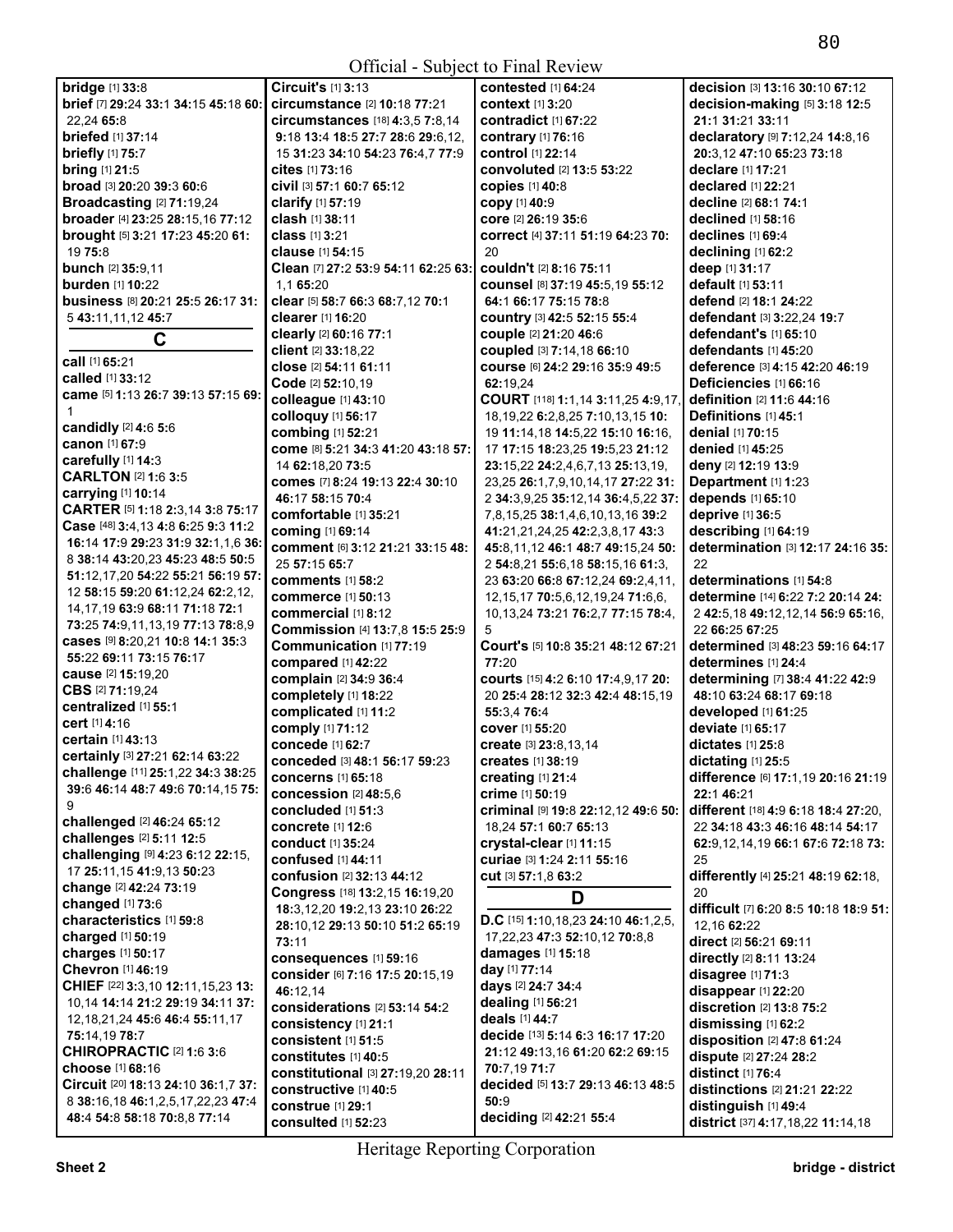**bridge** [1] **33:**8
**brief** [7] **29:**24 **33:**1 **34:**15 **45:**18 **60:** 22,24 **65:**8
**briefed** [1] **37:**14
**briefly** [1] **75:**7
**bring** [1] **21:**5
**broad** [3] **20:**20 **39:**3 **60:**6
**Broadcasting** [2] **71:**19,24
**broader** [4] **23:**25 **28:**15,16 **77:**12
**brought** [5] **3:**21 **17:**23 **45:**20 **61:** 19 **75:**8
**bunch** [2] **35:**9,11
**burden** [1] **10:**22
**business** [8] **20:**21 **25:**5 **26:**17 **31:** 5 **43:**11,11,12 **45:**7

## C

**call** [1] **65:**21
**called** [1] **33:**12
**came** [5] **1:**13 **26:**7 **39:**13 **57:**15 **69:** 1
**candidly** [2] **4:**6 **5:**6
**canon** [1] **67:**9
**carefully** [1] **14:**3
**CARLTON** [2] **1:**6 **3:**5
**carrying** [1] **10:**14
**CARTER** [5] **1:**18 **2:**3,14 **3:**8 **75:**17
**Case** [48] **3:**4,13 **4:**8 **6:**25 **9:**3 **11:**2 **16:**14 **17:**9 **29:**23 **31:**9 **32:**1,1,6 **36:** 8 **38:**14 **43:**20,23 **45:**23 **48:**5 **50:**5 **51:**12,17,20 **54:**22 **55:**21 **56:**19 **57:** 12 **58:**15 **59:**20 **61:**12,24 **62:**2,12, 14,17,19 **63:**9 **68:**11 **71:**18 **72:**1 **73:**25 **74:**9,11,13,19 **77:**13 **78:**8,9
**cases** [9] **8:**20,21 **10:**8 **14:**1 **35:**3 **55:**22 **69:**11 **73:**15 **76:**17
**cause** [2] **15:**19,20
**CBS** [2] **71:**19,24
**centralized** [1] **55:**1
**cert** [1] **4:**16
**certain** [1] **43:**13
**certainly** [3] **27:**21 **62:**14 **63:**22
**challenge** [11] **25:**1,22 **34:**3 **38:**25 **39:**6 **46:**14 **48:**7 **49:**6 **70:**14,15 **75:** 9
**challenged** [2] **46:**24 **65:**12
**challenges** [2] **5:**11 **12:**5
**challenging** [9] **4:**23 **6:**12 **22:**15, 17 **25:**11,15 **41:**9,13 **50:**23
**change** [2] **42:**24 **73:**19
**changed** [1] **73:**6
**characteristics** [1] **59:**8
**charged** [1] **50:**19
**charges** [1] **50:**17
**Chevron** [1] **46:**19
**CHIEF** [22] **3:**3,10 **12:**11,15,23 **13:** 10,14 **14:**14 **21:**2 **29:**19 **34:**11 **37:** 12,18,21,24 **45:**6 **46:**4 **55:**11,17 **75:**14,19 **78:**7
**CHIROPRACTIC** [2] **1:**6 **3:**6
**choose** [1] **68:**16
**Circuit** [20] **18:**13 **24:**10 **36:**1,7 **37:** 8 **38:**16,18 **46:**1,2,5,17,22,23 **47:**4 **48:**4 **54:**8 **58:**18 **70:**8,8 **77:**14
**Circuit's** [1] **3:**13
**circumstance** [2] **10:**18 **77:**21
**circumstances** [18] **4:**3,5 **7:**8,14 **9:**18 **13:**4 **18:**5 **27:**7 **28:**6 **29:**6,12, 15 **31:**23 **34:**10 **54:**23 **76:**4,7 **77:**9
**cites** [1] **73:**16
**civil** [3] **57:**1 **60:**7 **65:**12
**clarify** [1] **57:**19
**clash** [1] **38:**11
**class** [1] **3:**21
**clause** [1] **54:**15
**Clean** [7] **27:**2 **53:**9 **54:**11 **62:**25 **63:** 1,1 **65:**20
**clear** [5] **58:**7 **66:**3 **68:**7,12 **70:**1
**clearer** [1] **16:**20
**clearly** [2] **60:**16 **77:**1
**client** [2] **33:**18,22
**close** [2] **54:**11 **61:**11
**Code** [2] **52:**10,19
**colleague** [1] **43:**10
**colloquy** [1] **56:**17
**combing** [1] **52:**21
**come** [8] **5:**21 **34:**3 **41:**20 **43:**18 **57:** 14 **62:**18,20 **73:**5
**comes** [7] **8:**24 **19:**13 **22:**4 **30:**10 **46:**17 **58:**15 **70:**4
**comfortable** [1] **35:**21
**coming** [1] **69:**14
**comment** [6] **3:**12 **21:**21 **33:**15 **48:** 25 **57:**15 **65:**7
**comments** [1] **58:**2
**commerce** [1] **50:**13
**commercial** [1] **8:**12
**Commission** [4] **13:**7,8 **15:**5 **25:**9
**Communication** [1] **77:**19
**compared** [1] **42:**22
**complain** [2] **34:**9 **36:**4
**completely** [1] **18:**22
**complicated** [1] **11:**2
**comply** [1] **71:**12
**concede** [1] **62:**7
**conceded** [3] **48:**1 **56:**17 **59:**23
**concerns** [1] **65:**18
**concession** [2] **48:**5,6
**concluded** [1] **51:**3
**concrete** [1] **12:**6
**conduct** [1] **35:**24
**confused** [1] **44:**11
**confusion** [2] **32:**13 **44:**12
**Congress** [18] **13:**2,15 **16:**19,20 **18:**3,12,20 **19:**2,13 **23:**10 **26:**22 **28:**10,12 **29:**13 **50:**10 **51:**2 **65:**19 **73:**11
**consequences** [1] **59:**16
**consider** [6] **7:**16 **17:**5 **20:**15,19 **46:**12,14
**considerations** [2] **53:**14 **54:**2
**consistency** [1] **21:**1
**consistent** [1] **51:**5
**constitutes** [1] **40:**5
**constitutional** [3] **27:**19,20 **28:**11
**constructive** [1] **40:**5
**construe** [1] **29:**1
**consulted** [1] **52:**23
**contested** [1] **64:**24
**context** [1] **3:**20
**contradict** [1] **67:**22
**contrary** [1] **76:**16
**control** [1] **22:**14
**convoluted** [2] **13:**5 **53:**22
**copies** [1] **40:**8
**copy** [1] **40:**9
**core** [2] **26:**19 **35:**6
**correct** [4] **37:**11 **51:**19 **64:**23 **70:** 20
**couldn't** [2] **8:**16 **75:**11
**counsel** [8] **37:**19 **45:**5,19 **55:**12 **64:**1 **66:**17 **75:**15 **78:**8
**country** [3] **42:**5 **52:**15 **55:**4
**couple** [2] **21:**20 **46:**6
**coupled** [3] **7:**14,18 **66:**10
**course** [6] **24:**2 **29:**16 **35:**9 **49:**5 **62:**19,24
**COURT** [118] **1:**1,14 **3:**11,25 **4:**9,17, 18,19,22 **6:**2,8,25 **7:**10,13,15 **10:** 19 **11:**14,18 **14:**5,22 **15:**10 **16:**16, 17 **17:**15 **18:**23,25 **19:**5,23 **21:**12 **23:**15,22 **24:**2,4,6,7,13 **25:**13,19, 23,25 **26:**1,7,9,10,14,17 **27:**22 **31:** 2 **34:**3,9,25 **35:**12,14 **36:**4,5,22 **37:** 7,8,15,25 **38:**1,4,6,10,13,16 **39:**2 **41:**21,21,24,25 **42:**2,3,8,17 **43:**3 **45:**8,11,12 **46:**1 **48:**7 **49:**15,24 **50:** 2 **54:**8,21 **55:**6,18 **58:**15,16 **61:**3, 23 **63:**20 **66:**8 **67:**12,24 **69:**2,4,11, 12,15,17 **70:**5,6,12,19,24 **71:**6,6, 10,13,24 **73:**21 **76:**2,7 **77:**15 **78:**4, 5
**Court's** [5] **10:**8 **35:**21 **48:**12 **67:**21 **77:**20
**courts** [15] **4:**2 **6:**10 **17:**4,9,17 **20:** 20 **25:**4 **28:**12 **32:**3 **42:**4 **48:**15,19 **55:**3,4 **76:**4
**cover** [1] **55:**20
**create** [3] **23:**8,13,14
**creates** [1] **38:**19
**creating** [1] **21:**4
**crime** [1] **50:**19
**criminal** [9] **19:**8 **22:**12,12 **49:**6 **50:** 18,24 **57:**1 **60:**7 **65:**13
**crystal-clear** [1] **11:**15
**curiae** [3] **1:**24 **2:**11 **55:**16
**cut** [3] **57:**1,8 **63:**2

## D

**D.C** [15] **1:**10,18,23 **24:**10 **46:**1,2,5, 17,22,23 **47:**3 **52:**10,12 **70:**8,8
**damages** [1] **15:**18
**day** [1] **77:**14
**days** [2] **24:**7 **34:**4
**dealing** [1] **56:**21
**deals** [1] **44:**7
**decide** [13] **5:**14 **6:**3 **16:**17 **17:**20 **21:**12 **49:**13,16 **61:**20 **62:**1 **69:**15 **70:**7,19 **71:**7
**decided** [5] **13:**7 **29:**13 **46:**13 **48:**5 **50:**9
**deciding** [2] **42:**21 **55:**4
**decision** [3] **13:**16 **30:**10 **67:**12
**decision-making** [5] **3:**18 **12:**5 **21:**1 **31:**21 **33:**11
**declaratory** [9] **7:**12,24 **14:**8,16 **20:**3,12 **47:**10 **65:**23 **73:**18
**declare** [1] **17:**21
**declared** [1] **22:**21
**decline** [2] **68:**1 **74:**1
**declined** [1] **58:**16
**declines** [1] **69:**4
**declining** [1] **62:**2
**deep** [1] **31:**17
**default** [1] **53:**11
**defend** [2] **18:**1 **24:**22
**defendant** [3] **3:**22,24 **19:**7
**defendant's** [1] **65:**10
**defendants** [1] **45:**20
**deference** [3] **4:**15 **42:**20 **46:**19
**Deficiencies** [1] **66:**16
**definition** [2] **11:**6 **44:**16
**Definitions** [1] **45:**1
**denial** [1] **70:**15
**denied** [1] **45:**25
**deny** [2] **12:**19 **13:**9
**Department** [1] **1:**23
**depends** [1] **65:**10
**deprive** [1] **36:**5
**describing** [1] **64:**19
**determination** [3] **12:**17 **24:**16 **35:** 22
**determinations** [1] **54:**8
**determine** [14] **6:**22 **7:**2 **20:**14 **24:** 2 **42:**5,18 **49:**12,12,14 **56:**9 **65:**16, 22 **66:**25 **67:**25
**determined** [3] **48:**23 **59:**16 **64:**17
**determines** [1] **24:**4
**determining** [7] **38:**4 **41:**22 **42:**9 **48:**10 **63:**24 **68:**17 **69:**18
**developed** [1] **61:**25
**deviate** [1] **65:**17
**dictates** [1] **25:**8
**dictating** [1] **25:**5
**difference** [6] **17:**1,19 **20:**16 **21:**19 **22:**1 **46:**21
**different** [18] **4:**9 **6:**18 **18:**4 **27:**20, 22 **34:**18 **43:**3 **46:**16 **48:**14 **54:**17 **62:**9,12,14,19 **66:**1 **67:**6 **72:**18 **73:** 25
**differently** [4] **25:**21 **48:**19 **62:**18, 20
**difficult** [7] **6:**20 **8:**5 **10:**18 **18:**9 **51:** 12,16 **62:**22
**direct** [2] **56:**21 **69:**11
**directly** [2] **8:**11 **13:**24
**disagree** [1] **71:**3
**disappear** [1] **22:**20
**discretion** [2] **13:**8 **75:**2
**dismissing** [1] **69:**4
**disposition** [2] **47:**8 **61:**24
**dispute** [2] **27:**24 **28:**2
**distinct** [1] **76:**4
**distinctions** [2] **21:**21 **22:**22
**distinguish** [1] **49:**4
**district** [37] **4:**17,18,22 **11:**14,18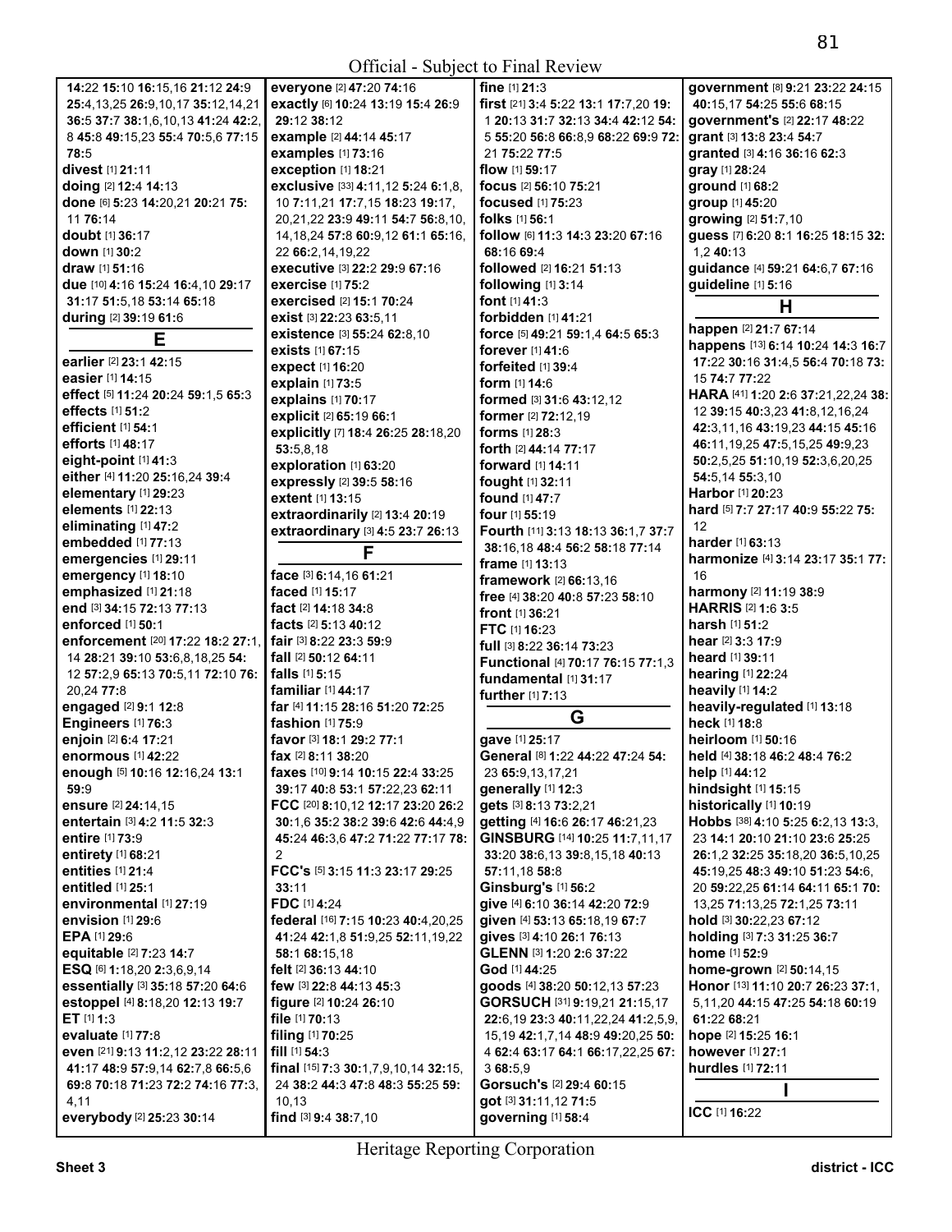Official - Subject to Final Review

**14:**22 **15:**10 **16:**15,16 **21:**12 **24:**9 **25:**4,13,25 **26:**9,10,17 **35:**12,14,21 **36:**5 **37:**7 **38:**1,6,10,13 **41:**24 **42:**2,8 **45:**8 **49:**15,23 **55:**4 **70:**5,6 **77:**15 **78:**5
**divest** [1] **21:**11
**doing** [2] **12:**4 **14:**13
**done** [6] **5:**23 **14:**20,21 **20:**21 **75:**11 **76:**14
**doubt** [1] **36:**17
**down** [1] **30:**2
**draw** [1] **51:**16
**due** [10] **4:**16 **15:**24 **16:**4,10 **29:**17 **31:**17 **51:**5,18 **53:**14 **65:**18
**during** [2] **39:**19 **61:**6

## E

**earlier** [2] **23:**1 **42:**15
**easier** [1] **14:**15
**effect** [5] **11:**24 **20:**24 **59:**1,5 **65:**3
**effects** [1] **51:**2
**efficient** [1] **54:**1
**efforts** [1] **48:**17
**eight-point** [1] **41:**3
**either** [4] **11:**20 **25:**16,24 **39:**4
**elementary** [1] **29:**23
**elements** [1] **22:**13
**eliminating** [1] **47:**2
**embedded** [1] **77:**13
**emergencies** [1] **29:**11
**emergency** [1] **18:**10
**emphasized** [1] **21:**18
**end** [3] **34:**15 **72:**13 **77:**13
**enforced** [1] **50:**1
**enforcement** [20] **17:**22 **18:**2 **27:**1,14 **28:**21 **39:**10 **53:**6,8,18,25 **54:**12 **57:**2,9 **65:**13 **70:**5,11 **72:**10 **76:**20,24 **77:**8
**engaged** [2] **9:**1 **12:**8
**Engineers** [1] **76:**3
**enjoin** [2] **6:**4 **17:**21
**enormous** [1] **42:**22
**enough** [5] **10:**16 **12:**16,24 **13:**1 **59:**9
**ensure** [2] **24:**14,15
**entertain** [3] **4:**2 **11:**5 **32:**3
**entire** [1] **73:**9
**entirety** [1] **68:**21
**entities** [1] **21:**4
**entitled** [1] **25:**1
**environmental** [1] **27:**19
**envision** [1] **29:**6
**EPA** [1] **29:**6
**equitable** [2] **7:**23 **14:**7
**ESQ** [6] **1:**18,20 **2:**3,6,9,14
**essentially** [3] **35:**18 **57:**20 **64:**6
**estoppel** [4] **8:**18,20 **12:**13 **19:**7
**ET** [1] **1:**3
**evaluate** [1] **77:**8
**even** [21] **9:**13 **11:**2,12 **23:**22 **28:**11 **41:**17 **48:**9 **57:**9,14 **62:**7,8 **66:**5,6 **69:**8 **70:**18 **71:**23 **72:**2 **74:**16 **77:**3,4,11
**everybody** [2] **25:**23 **30:**14
**everyone** [2] **47:**20 **74:**16
**exactly** [6] **10:**24 **13:**19 **15:**4 **26:**9 **29:**12 **38:**12
**example** [2] **44:**14 **45:**17
**examples** [1] **73:**16
**exception** [1] **18:**21
**exclusive** [33] **4:**11,12 **5:**24 **6:**1,8,10 **7:**11,21 **17:**7,15 **18:**23 **19:**17,20,21,22 **23:**9 **49:**11 **54:**7 **56:**8,10,14,18,24 **57:**8 **60:**9,12 **61:**1 **65:**16,22 **66:**2,14,19,22
**executive** [3] **22:**2 **29:**9 **67:**16
**exercise** [1] **75:**2
**exercised** [2] **15:**1 **70:**24
**exist** [3] **22:**23 **63:**5,11
**existence** [3] **55:**24 **62:**8,10
**exists** [1] **67:**15
**expect** [1] **16:**20
**explain** [1] **73:**5
**explains** [1] **70:**17
**explicit** [2] **65:**19 **66:**1
**explicitly** [7] **18:**4 **26:**25 **28:**18,20 **53:**5,8,18
**exploration** [1] **63:**20
**expressly** [2] **39:**5 **58:**16
**extent** [1] **13:**15
**extraordinarily** [2] **13:**4 **20:**19
**extraordinary** [3] **4:**5 **23:**7 **26:**13

## F

**face** [3] **6:**14,16 **61:**21
**faced** [1] **15:**17
**fact** [2] **14:**18 **34:**8
**facts** [2] **5:**13 **40:**12
**fair** [3] **8:**22 **23:**3 **59:**9
**fall** [2] **50:**12 **64:**11
**falls** [1] **5:**15
**familiar** [1] **44:**17
**far** [4] **11:**15 **28:**16 **51:**20 **72:**25
**fashion** [1] **75:**9
**favor** [3] **18:**1 **29:**2 **77:**1
**fax** [2] **8:**11 **38:**20
**faxes** [10] **9:**14 **10:**15 **22:**4 **33:**25 **39:**17 **40:**8 **53:**1 **57:**22,23 **62:**11
**FCC** [20] **8:**10,12 **12:**17 **23:**20 **26:**2 **30:**1,6 **35:**2 **38:**2 **39:**6 **42:**6 **44:**4,9 **45:**24 **46:**3,6 **47:**2 **71:**22 **77:**17 **78:**2
**FCC's** [5] **3:**15 **11:**3 **23:**17 **29:**25 **33:**11
**FDC** [1] **4:**24
**federal** [16] **7:**15 **10:**23 **40:**4,20,25 **41:**24 **42:**1,8 **51:**9,25 **52:**11,19,22 **58:**1 **68:**15,18
**felt** [2] **36:**13 **44:**10
**few** [3] **22:**8 **44:**13 **45:**3
**figure** [2] **10:**24 **26:**10
**file** [1] **70:**13
**filing** [1] **70:**25
**fill** [1] **54:**3
**final** [15] **7:**3 **30:**1,7,9,10,14 **32:**15,24 **38:**2 **44:**3 **47:**8 **48:**3 **55:**25 **59:**10,13
**find** [3] **9:**4 **38:**7,10
**fine** [1] **21:**3
**first** [21] **3:**4 **5:**22 **13:**1 **17:**7,20 **19:**1 **20:**13 **31:**7 **32:**13 **34:**4 **42:**12 **54:**5 **55:**20 **56:**8 **66:**8,9 **68:**22 **69:**9 **72:**21 **75:**22 **77:**5
**flow** [1] **59:**17
**focus** [2] **56:**10 **75:**21
**focused** [1] **75:**23
**folks** [1] **56:**1
**follow** [6] **11:**3 **14:**3 **23:**20 **67:**16 **68:**16 **69:**4
**followed** [2] **16:**21 **51:**13
**following** [1] **3:**14
**font** [1] **41:**3
**forbidden** [1] **41:**21
**force** [5] **49:**21 **59:**1,4 **64:**5 **65:**3
**forever** [1] **41:**6
**forfeited** [1] **39:**4
**form** [1] **14:**6
**formed** [3] **31:**6 **43:**12,12
**former** [2] **72:**12,19
**forms** [1] **28:**3
**forth** [2] **44:**14 **77:**17
**forward** [1] **14:**11
**fought** [1] **32:**11
**found** [1] **47:**7
**four** [1] **55:**19
**Fourth** [11] **3:**13 **18:**13 **36:**1,7 **37:**7 **38:**16,18 **48:**4 **56:**2 **58:**18 **77:**14
**frame** [1] **13:**13
**framework** [2] **66:**13,16
**free** [4] **38:**20 **40:**8 **57:**23 **58:**10
**front** [1] **36:**21
**FTC** [1] **16:**23
**full** [3] **8:**22 **36:**14 **73:**23
**Functional** [4] **70:**17 **76:**15 **77:**1,3
**fundamental** [1] **31:**17
**further** [1] **7:**13

## G

**gave** [1] **25:**17
**General** [8] **1:**22 **44:**22 **47:**24 **54:**23 **65:**9,13,17,21
**generally** [1] **12:**3
**gets** [3] **8:**13 **73:**2,21
**getting** [4] **16:**6 **26:**17 **46:**21,23
**GINSBURG** [14] **10:**25 **11:**7,11,17 **33:**20 **38:**6,13 **39:**8,15,18 **40:**13 **57:**11,18 **58:**8
**Ginsburg's** [1] **56:**2
**give** [4] **6:**10 **36:**14 **42:**20 **72:**9
**given** [4] **53:**13 **65:**18,19 **67:**7
**gives** [3] **4:**10 **26:**1 **76:**13
**GLENN** [3] **1:**20 **2:**6 **37:**22
**God** [1] **44:**25
**goods** [4] **38:**20 **50:**12,13 **57:**23
**GORSUCH** [31] **9:**19,21 **21:**15,17 **22:**6,19 **23:**3 **40:**11,22,24 **41:**2,5,9,15,19 **42:**1,7,14 **48:**9 **49:**20,25 **50:**4 **62:**4 **63:**17 **64:**1 **66:**17,22,25 **67:**3 **68:**5,9
**Gorsuch's** [2] **29:**4 **60:**15
**got** [3] **31:**11,12 **71:**5
**governing** [1] **58:**4
**government** [8] **9:**21 **23:**22 **24:**15 **40:**15,17 **54:**25 **55:**6 **68:**15
**government's** [2] **22:**17 **48:**22
**grant** [3] **13:**8 **23:**4 **54:**7
**granted** [3] **4:**16 **36:**16 **62:**3
**gray** [1] **28:**24
**ground** [1] **68:**2
**group** [1] **45:**20
**growing** [2] **51:**7,10
**guess** [7] **6:**20 **8:**1 **16:**25 **18:**15 **32:**1,2 **40:**13
**guidance** [4] **59:**21 **64:**6,7 **67:**16
**guideline** [1] **5:**16

## H

**happen** [2] **21:**7 **67:**14
**happens** [13] **6:**14 **10:**24 **14:**3 **16:**7 **17:**22 **30:**16 **31:**4,5 **56:**4 **70:**18 **73:**15 **74:**7 **77:**22
**HARA** [41] **1:**20 **2:**6 **37:**21,22,24 **38:**12 **39:**15 **40:**3,23 **41:**8,12,16,24 **42:**3,11,16 **43:**19,23 **44:**15 **45:**16 **46:**11,19,25 **47:**5,15,25 **49:**9,23 **50:**2,5,25 **51:**10,19 **52:**3,6,20,25 **54:**5,14 **55:**3,10
**Harbor** [1] **20:**23
**hard** [5] **7:**7 **27:**17 **40:**9 **55:**22 **75:**12
**harder** [1] **63:**13
**harmonize** [4] **3:**14 **23:**17 **35:**1 **77:**16
**harmony** [2] **11:**19 **38:**9
**HARRIS** [2] **1:**6 **3:**5
**harsh** [1] **51:**2
**hear** [2] **3:**3 **17:**9
**heard** [1] **39:**11
**hearing** [1] **22:**24
**heavily** [1] **14:**2
**heavily-regulated** [1] **13:**18
**heck** [1] **18:**8
**heirloom** [1] **50:**16
**held** [4] **38:**18 **46:**2 **48:**4 **76:**2
**help** [1] **44:**12
**hindsight** [1] **15:**15
**historically** [1] **10:**19
**Hobbs** [38] **4:**10 **5:**25 **6:**2,13 **13:**3,23 **14:**1 **20:**10 **21:**10 **23:**6 **25:**25 **26:**1,2 **32:**25 **35:**18,20 **36:**5,10,25 **45:**19,25 **48:**3 **49:**10 **51:**23 **54:**6,20 **59:**22,25 **61:**14 **64:**11 **65:**1 **70:**13,25 **71:**13,25 **72:**1,25 **73:**11
**hold** [3] **30:**22,23 **67:**12
**holding** [3] **7:**3 **31:**25 **36:**7
**home** [1] **52:**9
**home-grown** [2] **50:**14,15
**Honor** [13] **11:**10 **20:**7 **26:**23 **37:**1,5,11,20 **44:**15 **47:**25 **54:**18 **60:**19 **61:**22 **68:**21
**hope** [2] **15:**25 **16:**1
**however** [1] **27:**1
**hurdles** [1] **72:**11

## I

**ICC** [1] **16:**22

Heritage Reporting Corporation

Sheet 3 district - ICC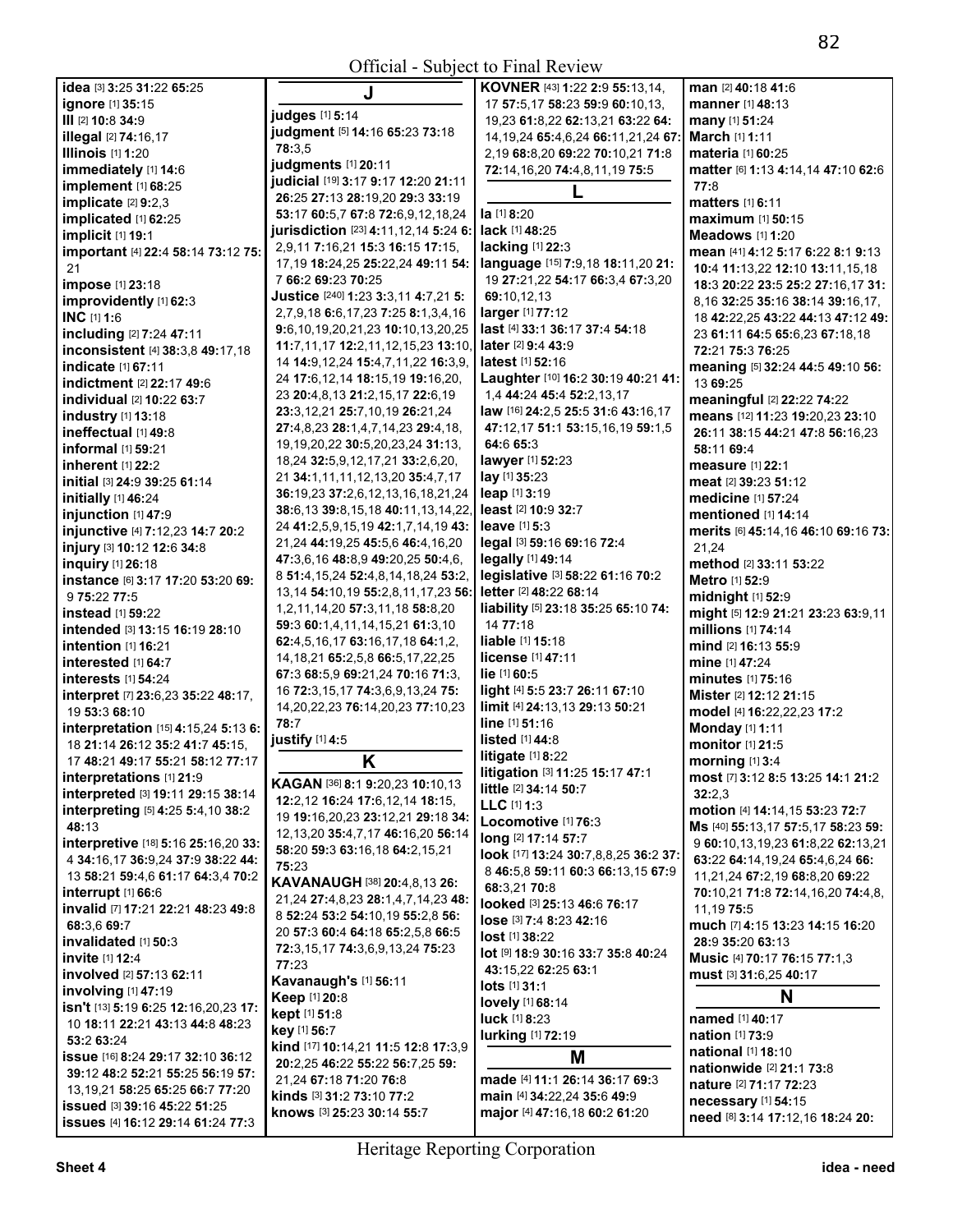idea [3] 3:25 31:22 65:25
ignore [1] 35:15
Ill [2] 10:8 34:9
illegal [2] 74:16,17
Illinois [1] 1:20
immediately [1] 14:6
implement [1] 68:25
implicate [2] 9:2,3
implicated [1] 62:25
implicit [1] 19:1
important [4] 22:4 58:14 73:12 75:21
impose [1] 23:18
improvidently [1] 62:3
INC [1] 1:6
including [2] 7:24 47:11
inconsistent [4] 38:3,8 49:17,18
indicate [1] 67:11
indictment [2] 22:17 49:6
individual [2] 10:22 63:7
industry [1] 13:18
ineffectual [1] 49:8
informal [1] 59:21
inherent [1] 22:2
initial [3] 24:9 39:25 61:14
initially [1] 46:24
injunction [1] 47:9
injunctive [4] 7:12,23 14:7 20:2
injury [3] 10:12 12:6 34:8
inquiry [1] 26:18
instance [6] 3:17 17:20 53:20 69:9 75:22 77:5
instead [1] 59:22
intended [3] 13:15 16:19 28:10
intention [1] 16:21
interested [1] 64:7
interests [1] 54:24
interpret [7] 23:6,23 35:22 48:17,19 53:3 68:10
interpretation [15] 4:15,24 5:13 6:18 21:14 26:12 35:2 41:7 45:15,17 48:21 49:17 55:21 58:12 77:17
interpretations [1] 21:9
interpreted [3] 19:11 29:15 38:14
interpreting [5] 4:25 5:4,10 38:2 48:13
interpretive [18] 5:16 25:16,20 33:4 34:16,17 36:9,24 37:9 38:22 44:13 58:21 59:4,6 61:17 64:3,4 70:2
interrupt [1] 66:6
invalid [7] 17:21 22:21 48:23 49:8 68:3,6 69:7
invalidated [1] 50:3
invite [1] 12:4
involved [2] 57:13 62:11
involving [1] 47:19
isn't [13] 5:19 6:25 12:16,20,23 17:10 18:11 22:21 43:13 44:8 48:23 53:2 63:24
issue [16] 8:24 29:17 32:10 36:12 39:12 48:2 52:21 55:25 56:19 57:13,19,21 58:25 65:25 66:7 77:20
issued [3] 39:16 45:22 51:25
issues [4] 16:12 29:14 61:24 77:3

**J**

judges [1] 5:14
judgment [5] 14:16 65:23 73:18 78:3,5
judgments [1] 20:11
judicial [19] 3:17 9:17 12:20 21:11 26:25 27:13 28:19,20 29:3 33:19 53:17 60:5,7 67:8 72:6,9,12,18,24
jurisdiction [23] 4:11,12,14 5:24 6:2,9,11 7:16,21 15:3 16:15 17:15,17,19 18:24,25 25:22,24 49:11 54:7 66:2 69:23 70:25
Justice [240] 1:23 3:3,11 4:7,21 5:2,7,9,18 6:6,17,23 7:25 8:1,3,4,16 9:6,10,19,20,21,23 10:10,13,20,25 11:7,11,17 12:2,11,12,15,23 13:10,14 14:9,12,24 15:4,7,11,22 16:3,9,24 17:6,12,14 18:15,19 19:16,20,23 20:4,8,13 21:2,15,17 22:6,19 23:3,12,21 25:7,10,19 26:21,24 27:4,8,23 28:1,4,7,14,23 29:4,18,19,19,20,22 30:5,20,23,24 31:13,18,24 32:5,9,12,17,21 33:2,6,20,21 34:1,11,11,12,13,20 35:4,7,17 36:19,23 37:2,6,12,13,16,18,21,24 38:6,13 39:8,15,18 40:11,13,14,22,24 41:2,5,9,15,19 42:1,7,14,19 43:21,24 44:19,25 45:5,6 46:4,16,20 47:3,6,16 48:8,9 49:20,25 50:4,6,8 51:4,15,24 52:4,8,14,18,24 53:2,13,14 54:10,19 55:2,8,11,17,23 56:1,2,11,14,20 57:3,11,18 58:8,20 59:3 60:1,4,11,14,15,21 61:3,10 62:4,5,16,17 63:16,17,18 64:1,2,14,18,21 65:2,5,8 66:5,17,22,25 67:3 68:5,9 69:21,24 70:16 71:3,16 72:3,15,17 74:3,6,9,13,24 75:14,20,22,23 76:14,20,23 77:10,23 78:7
justify [1] 4:5

**K**

KAGAN [36] 8:1 9:20,23 10:10,13 12:2,12 16:24 17:6,12,14 18:15,19 19:16,20,23 23:12,21 29:18 34:12,13,20 35:4,7,17 46:16,20 56:14 58:20 59:3 63:16,18 64:2,15,21 75:23
KAVANAUGH [38] 20:4,8,13 26:21,24 27:4,8,23 28:1,4,7,14,23 48:8 52:24 53:2 54:10,19 55:2,8 56:20 57:3 60:4 64:18 65:2,5,8 66:5 72:3,15,17 74:3,6,9,13,24 75:23 77:23
Kavanaugh's [1] 56:11
Keep [1] 20:8
kept [1] 51:8
key [1] 56:7
kind [17] 10:14,21 11:5 12:8 17:3,9 20:2,25 46:22 55:22 56:7,25 59:21,24 67:18 71:20 76:8
kinds [3] 31:2 73:10 77:2
knows [3] 25:23 30:14 55:7
KOVNER [43] 1:22 2:9 55:13,14,17 57:5,17 58:23 59:9 60:10,13,19,23 61:8,22 62:13,21 63:22 64:14,19,24 65:4,6,24 66:11,21,24 67:2,19 68:8,20 69:22 70:10,21 71:8 72:14,16,20 74:4,8,11,19 75:5

**L**

la [1] 8:20
lack [1] 48:25
lacking [1] 22:3
language [15] 7:9,18 18:11,20 21:19 27:21,22 54:17 66:3,4 67:3,20 69:10,12,13
larger [1] 77:12
last [4] 33:1 36:17 37:4 54:18
later [2] 9:4 43:9
latest [1] 52:16
Laughter [10] 16:2 30:19 40:21 41:1,4 44:24 45:4 52:2,13,17
law [16] 24:2,5 25:5 31:6 43:16,17 47:12,17 51:1 53:15,16,19 59:1,5 64:6 65:3
lawyer [1] 52:23
lay [1] 35:23
leap [1] 3:19
least [2] 10:9 32:7
leave [1] 5:3
legal [3] 59:16 69:16 72:4
legally [1] 49:14
legislative [3] 58:22 61:16 70:2
letter [2] 48:22 68:14
liability [5] 23:18 35:25 65:10 74:14 77:18
liable [1] 15:18
license [1] 47:11
lie [1] 60:5
light [4] 5:5 23:7 26:11 67:10
limit [4] 24:13,13 29:13 50:21
line [1] 51:16
listed [1] 44:8
litigate [1] 8:22
litigation [3] 11:25 15:17 47:1
little [2] 34:14 50:7
LLC [1] 1:3
Locomotive [1] 76:3
long [2] 17:14 57:7
look [17] 13:24 30:7,8,8,25 36:2 37:8 46:5,8 59:11 60:3 66:13,15 67:9 68:3,21 70:8
looked [3] 25:13 46:6 76:17
lose [3] 7:4 8:23 42:16
lost [1] 38:22
lot [9] 18:9 30:16 33:7 35:8 40:24 43:15,22 62:25 63:1
lots [1] 31:1
lovely [1] 68:14
luck [1] 8:23
lurking [1] 72:19

**M**

made [4] 11:2 26:14 36:17 69:3
main [4] 34:22,24 35:6 49:9
major [4] 47:16,18 60:2 61:20
man [2] 40:18 41:6
manner [1] 48:13
many [1] 51:24
March [1] 1:11
materia [1] 60:25
matter [6] 1:13 4:14,14 47:10 62:6 77:8
matters [1] 6:11
maximum [1] 50:15
Meadows [1] 1:20
mean [41] 4:12 5:17 6:22 8:1 9:13 10:4 11:13,22 12:10 13:11,15,18 18:3 20:22 23:5 25:2 27:16,17 31:8,16 32:25 35:16 38:14 39:16,17,18 42:22,25 43:22 44:13 47:12 49:23 61:11 64:5 65:6,23 67:18,18 72:21 75:3 76:25
meaning [5] 32:24 44:5 49:10 56:13 69:25
meaningful [2] 22:22 74:22
means [12] 11:23 19:20,23 23:10 26:11 38:15 44:21 47:8 56:16,23 58:11 69:4
measure [1] 22:1
meat [2] 39:23 51:12
medicine [1] 57:24
mentioned [1] 14:14
merits [6] 45:14,16 46:10 69:16 73:21,24
method [2] 33:11 53:22
Metro [1] 52:9
midnight [1] 52:9
might [5] 12:9 21:21 23:23 63:9,11
millions [1] 74:14
mind [2] 16:13 55:9
mine [1] 47:24
minutes [1] 75:16
Mister [2] 12:12 21:15
model [4] 16:22,22,23 17:2
Monday [1] 1:11
monitor [1] 21:5
morning [1] 3:4
most [7] 3:12 8:5 13:25 14:1 21:2 32:2,3
motion [4] 14:14,15 53:23 72:7
Ms [40] 55:13,17 57:5,17 58:23 59:9 60:10,13,19,23 61:8,22 62:13,21 63:22 64:14,19,24 65:4,6,24 66:11,21,24 67:2,19 68:8,20 69:22 70:10,21 71:8 72:14,16,20 74:4,8,11,19 75:5
much [7] 4:15 13:23 14:15 16:20 28:9 35:20 63:13
Music [4] 70:17 76:15 77:1,3
must [3] 31:6,25 40:17

**N**

named [1] 40:17
nation [1] 73:9
national [1] 18:10
nationwide [2] 21:1 73:8
nature [2] 71:17 72:23
necessary [1] 54:15
need [8] 3:14 17:12,16 18:24 20: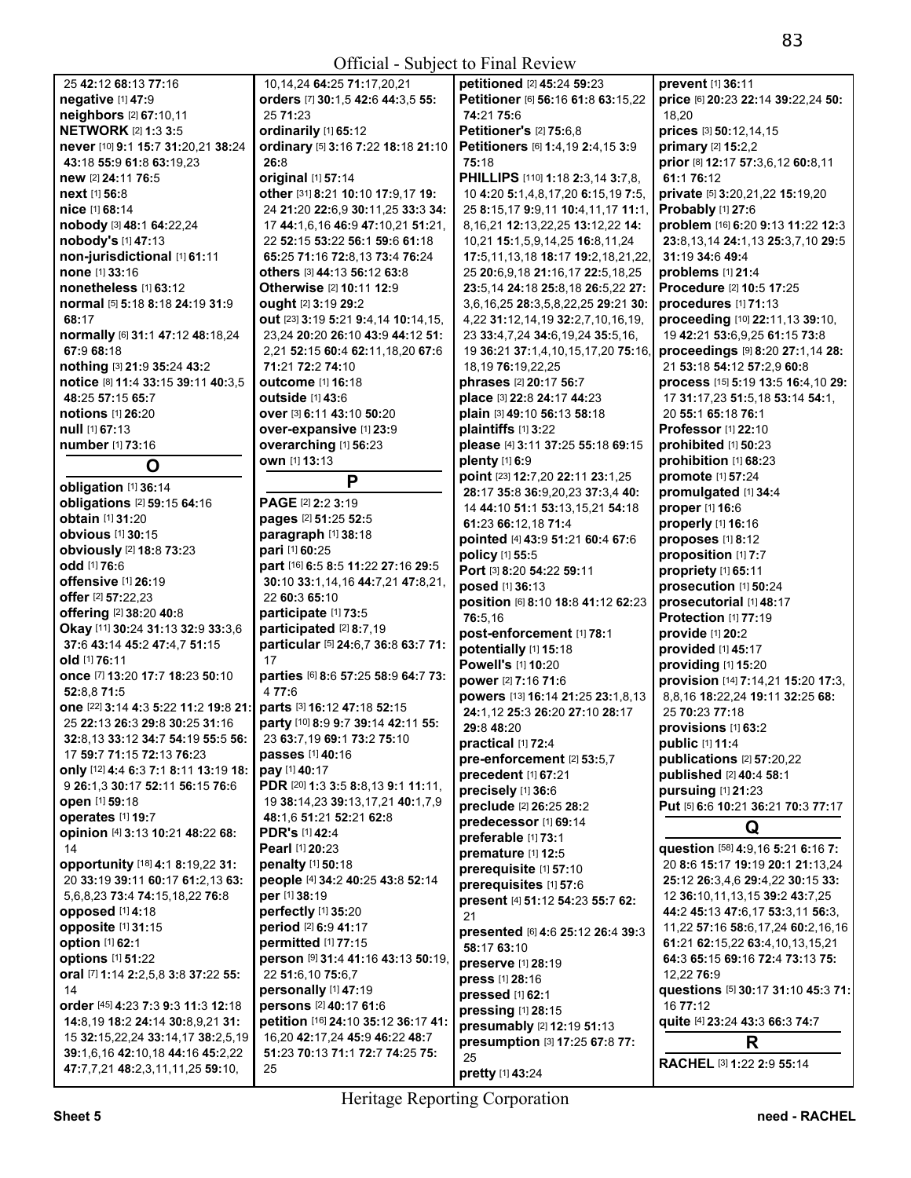25 **42**:12 **68**:13 **77**:16
**negative** [1] **47**:9
**neighbors** [2] **67**:10,11
**NETWORK** [2] **1**:3 **3**:5
**never** [10] **9**:1 **15**:7 **31**:20,21 **38**:24 **43**:18 **55**:9 **61**:8 **63**:19,23
**new** [2] **24**:11 **76**:5
**next** [1] **56**:8
**nice** [1] **68**:14
**nobody** [3] **48**:1 **64**:22,24
**nobody's** [1] **47**:13
**non-jurisdictional** [1] **61**:11
**none** [1] **33**:16
**nonetheless** [1] **63**:12
**normal** [5] **5**:18 **8**:18 **24**:19 **31**:9 **68**:17
**normally** [6] **31**:1 **47**:12 **48**:18,24 **67**:9 **68**:18
**nothing** [3] **21**:9 **35**:24 **43**:2
**notice** [8] **11**:4 **33**:15 **39**:11 **40**:3,5 **48**:25 **57**:15 **65**:7
**notions** [1] **26**:20
**null** [1] **67**:13
**number** [1] **73**:16

## O

**obligation** [1] **36**:14
**obligations** [2] **59**:15 **64**:16
**obtain** [1] **31**:20
**obvious** [1] **30**:15
**obviously** [2] **18**:8 **73**:23
**odd** [1] **76**:6
**offensive** [1] **26**:19
**offer** [2] **57**:22,23
**offering** [2] **38**:20 **40**:8
**Okay** [11] **30**:24 **31**:13 **32**:9 **33**:3,6 **37**:6 **43**:14 **45**:2 **47**:4,7 **51**:15
**old** [1] **76**:11
**once** [7] **13**:20 **17**:7 **18**:23 **50**:10 **52**:8,8 **71**:5
**one** [22] **3**:14 **4**:3 **5**:22 **11**:2 **19**:8 **21**:25 **22**:13 **26**:3 **29**:8 **30**:25 **31**:16 **32**:8,13 **33**:12 **34**:7 **54**:19 **55**:5 **56**:17 **59**:7 **71**:15 **72**:13 **76**:23
**only** [12] **4**:4 **6**:3 **7**:1 **8**:11 **13**:19 **18**:9 **26**:1,3 **30**:17 **52**:11 **56**:15 **76**:6
**open** [1] **59**:18
**operates** [1] **19**:7
**opinion** [4] **3**:13 **10**:21 **48**:22 **68**:14
**opportunity** [18] **4**:1 **8**:19,22 **31**:20 **33**:19 **39**:11 **60**:17 **61**:2,13 **63**:5,6,8,23 **73**:4 **74**:15,18,22 **76**:8
**opposed** [1] **4**:18
**opposite** [1] **31**:15
**option** [1] **62**:1
**options** [1] **51**:22
**oral** [7] **1**:14 **2**:2,5,8 **3**:8 **37**:22 **55**:14
**order** [45] **4**:23 **7**:3 **9**:3 **11**:3 **12**:18 **14**:8,19 **18**:2 **24**:14 **30**:8,9,21 **31**:15 **32**:15,22,24 **33**:14,17 **38**:2,5,19 **39**:1,6,16 **42**:10,18 **44**:16 **45**:2,22 **47**:7,7,21 **48**:2,3,11,11,25 **59**:10, 10,14,24 **64**:25 **71**:17,20,21
**orders** [7] **30**:1,5 **42**:6 **44**:3,5 **55**:25 **71**:23
**ordinarily** [1] **65**:12
**ordinary** [5] **3**:16 **7**:22 **18**:18 **21**:10 **26**:8
**original** [1] **57**:14
**other** [31] **8**:21 **10**:10 **17**:9,17 **19**:24 **21**:20 **22**:6,9 **30**:11,25 **33**:3 **34**:17 **44**:1,6,16 **46**:9 **47**:10,21 **51**:21,22 **52**:15 **53**:22 **56**:1 **59**:6 **61**:18 **65**:25 **71**:16 **72**:8,13 **73**:4 **76**:24
**others** [3] **44**:13 **56**:12 **63**:8
**Otherwise** [2] **10**:11 **12**:9
**ought** [2] **3**:19 **29**:2
**out** [23] **3**:19 **5**:21 **9**:4,14 **10**:14,15,23,24 **20**:20 **26**:10 **43**:9 **44**:12 **51**:2,21 **52**:15 **60**:4 **62**:11,18,20 **67**:6 **71**:21 **72**:2 **74**:10
**outcome** [1] **16**:18
**outside** [1] **43**:6
**over** [3] **6**:11 **43**:10 **50**:20
**over-expansive** [1] **23**:9
**overarching** [1] **56**:23
**own** [1] **13**:13

## P

**PAGE** [2] **2**:2 **3**:19
**pages** [2] **51**:25 **52**:5
**paragraph** [1] **38**:18
**pari** [1] **60**:25
**part** [16] **6**:5 **8**:5 **11**:22 **27**:16 **29**:5 **30**:10 **33**:1,14,16 **44**:7,21 **47**:8,21,22 **60**:3 **65**:10
**participate** [1] **73**:5
**participated** [2] **8**:7,19
**particular** [5] **24**:6,7 **36**:8 **63**:7 **71**:17
**parties** [6] **8**:6 **57**:25 **58**:9 **64**:7 **73**:4 **77**:6
**parts** [3] **16**:12 **47**:18 **52**:15
**party** [10] **8**:9 **9**:7 **39**:14 **42**:11 **55**:23 **63**:7,19 **69**:1 **73**:2 **75**:10
**passes** [1] **40**:16
**pay** [1] **40**:17
**PDR** [20] **1**:3 **3**:5 **8**:8,13 **9**:1 **11**:11,19 **38**:14,23 **39**:13,17,21 **40**:1,7,9 **48**:1,6 **51**:21 **52**:21 **62**:8
**PDR's** [1] **42**:4
**Pearl** [1] **20**:23
**penalty** [1] **50**:18
**people** [4] **34**:2 **40**:25 **43**:8 **52**:14
**per** [1] **38**:19
**perfectly** [1] **35**:20
**period** [2] **6**:9 **41**:17
**permitted** [1] **77**:15
**person** [9] **31**:4 **41**:16 **43**:13 **50**:19,22 **51**:6,10 **75**:6,7
**personally** [1] **47**:19
**persons** [2] **40**:17 **61**:6
**petition** [16] **24**:10 **35**:12 **36**:17 **41**:16,20 **42**:17,24 **45**:9 **46**:22 **48**:7 **51**:23 **70**:13 **71**:1 **72**:7 **74**:25 **75**:25
**petitioned** [2] **45**:24 **59**:23
**Petitioner** [6] **56**:16 **61**:8 **63**:15,22 **74**:21 **75**:6
**Petitioner's** [2] **75**:6,8
**Petitioners** [6] **1**:4,19 **2**:4,15 **3**:9 **75**:18
**PHILLIPS** [110] **1**:18 **2**:3,14 **3**:7,8,10 **4**:20 **5**:1,4,8,17,20 **6**:15,19 **7**:5,25 **8**:15,17 **9**:9,11 **10**:4,11,17 **11**:1,8,16,21 **12**:13,22,25 **13**:12,22 **14**:10,21 **15**:1,5,9,14,25 **16**:8,11,24 **17**:5,11,13,18 **18**:17 **19**:2,18,21,22,25 **20**:6,9,18 **21**:16,17 **22**:5,18,25 **23**:5,14 **24**:18 **25**:8,18 **26**:5,22 **27**:3,6,16,25 **28**:3,5,8,22,25 **29**:21 **30**:4,22 **31**:12,14,19 **32**:2,7,10,16,19,23 **33**:4,7,24 **34**:6,19,24 **35**:5,16,19 **36**:21 **37**:1,4,10,15,17,20 **75**:16,18,19 **76**:19,22,25
**phrases** [2] **20**:17 **56**:7
**place** [3] **22**:8 **24**:17 **44**:23
**plain** [3] **49**:10 **56**:13 **58**:18
**plaintiffs** [1] **3**:22
**please** [4] **3**:11 **37**:25 **55**:18 **69**:15
**plenty** [1] **6**:9
**point** [23] **12**:7,20 **22**:11 **23**:1,25 **28**:17 **35**:8 **36**:9,20,23 **37**:3,4 **40**:14 **44**:10 **51**:1 **53**:13,15,21 **54**:18 **61**:23 **66**:12,18 **71**:4
**pointed** [4] **43**:9 **51**:21 **60**:4 **67**:6
**policy** [1] **55**:5
**Port** [3] **8**:20 **54**:22 **59**:11
**posed** [1] **36**:13
**position** [6] **8**:10 **18**:8 **41**:12 **62**:23 **76**:5,16
**post-enforcement** [1] **78**:1
**potentially** [1] **15**:18
**Powell's** [1] **10**:20
**power** [2] **7**:16 **71**:6
**powers** [13] **16**:14 **21**:25 **23**:1,8,13 **24**:1,12 **25**:3 **26**:20 **27**:10 **28**:17 **29**:8 **48**:20
**practical** [1] **72**:4
**pre-enforcement** [2] **53**:5,7
**precedent** [1] **67**:21
**precisely** [1] **36**:6
**preclude** [2] **26**:25 **28**:2
**predecessor** [1] **69**:14
**preferable** [1] **73**:1
**premature** [1] **12**:5
**prerequisite** [1] **57**:10
**prerequisites** [1] **57**:6
**present** [4] **51**:12 **54**:23 **55**:7 **62**:21
**presented** [6] **4**:6 **25**:12 **26**:4 **39**:3 **58**:17 **63**:10
**preserve** [1] **28**:19
**press** [1] **28**:16
**pressed** [1] **62**:1
**pressing** [1] **28**:15
**presumably** [2] **12**:19 **51**:13
**presumption** [3] **17**:25 **67**:8 **77**:25
**pretty** [1] **43**:24
**prevent** [1] **36**:11
**price** [6] **20**:23 **22**:14 **39**:22,24 **50**:18,20
**prices** [3] **50**:12,14,15
**primary** [2] **15**:2,2
**prior** [8] **12**:17 **57**:3,6,12 **60**:8,11 **61**:1 **76**:12
**private** [5] **3**:20,21,22 **15**:19,20
**Probably** [1] **27**:6
**problem** [16] **6**:20 **9**:13 **11**:22 **12**:3 **23**:8,13,14 **24**:1,13 **25**:3,7,10 **29**:5 **31**:19 **34**:6 **49**:4
**problems** [1] **21**:4
**Procedure** [2] **10**:5 **17**:25
**procedures** [1] **71**:13
**proceeding** [10] **22**:11,13 **39**:10,19 **42**:21 **53**:6,9,25 **61**:15 **73**:8
**proceedings** [9] **8**:20 **27**:1,14 **28**:21 **53**:18 **54**:12 **57**:2,9 **60**:8
**process** [15] **5**:19 **13**:5 **16**:4,10 **29**:17 **31**:17,23 **51**:5,18 **53**:14 **54**:1,20 **55**:1 **65**:18 **76**:1
**Professor** [1] **22**:10
**prohibited** [1] **50**:23
**prohibition** [1] **68**:23
**promote** [1] **57**:24
**promulgated** [1] **34**:4
**proper** [1] **16**:6
**properly** [1] **16**:16
**proposes** [1] **8**:12
**proposition** [1] **7**:7
**propriety** [1] **65**:11
**prosecution** [1] **50**:24
**prosecutorial** [1] **48**:17
**Protection** [1] **77**:19
**provide** [1] **20**:2
**provided** [1] **45**:17
**providing** [1] **15**:20
**provision** [14] **7**:14,21 **15**:20 **17**:3,8,8,16 **18**:22,24 **19**:11 **32**:25 **68**:25 **70**:23 **77**:18
**provisions** [1] **63**:2
**public** [1] **11**:4
**publications** [2] **57**:20,22
**published** [2] **40**:4 **58**:1
**pursuing** [1] **21**:23
**Put** [5] **6**:6 **10**:21 **36**:21 **70**:3 **77**:17

## Q

**question** [58] **4**:9,16 **5**:21 **6**:16 **7**:20 **8**:6 **15**:17 **19**:19 **20**:1 **21**:13,24 **25**:12 **26**:3,4,6 **29**:4,22 **30**:15 **33**:12 **36**:10,11,13,15 **39**:2 **43**:7,25 **44**:2 **45**:13 **47**:6,17 **53**:3,11 **56**:3,11,22 **57**:16 **58**:6,17,24 **60**:2,16,16 **61**:21 **62**:15,22 **63**:4,10,13,15,21 **64**:3 **65**:15 **69**:16 **72**:4 **73**:13 **75**:12,22 **76**:9
**questions** [5] **30**:17 **31**:10 **45**:3 **71**:16 **77**:12
**quite** [4] **23**:24 **43**:3 **66**:3 **74**:7

## R

**RACHEL** [3] **1**:22 **2**:9 **55**:14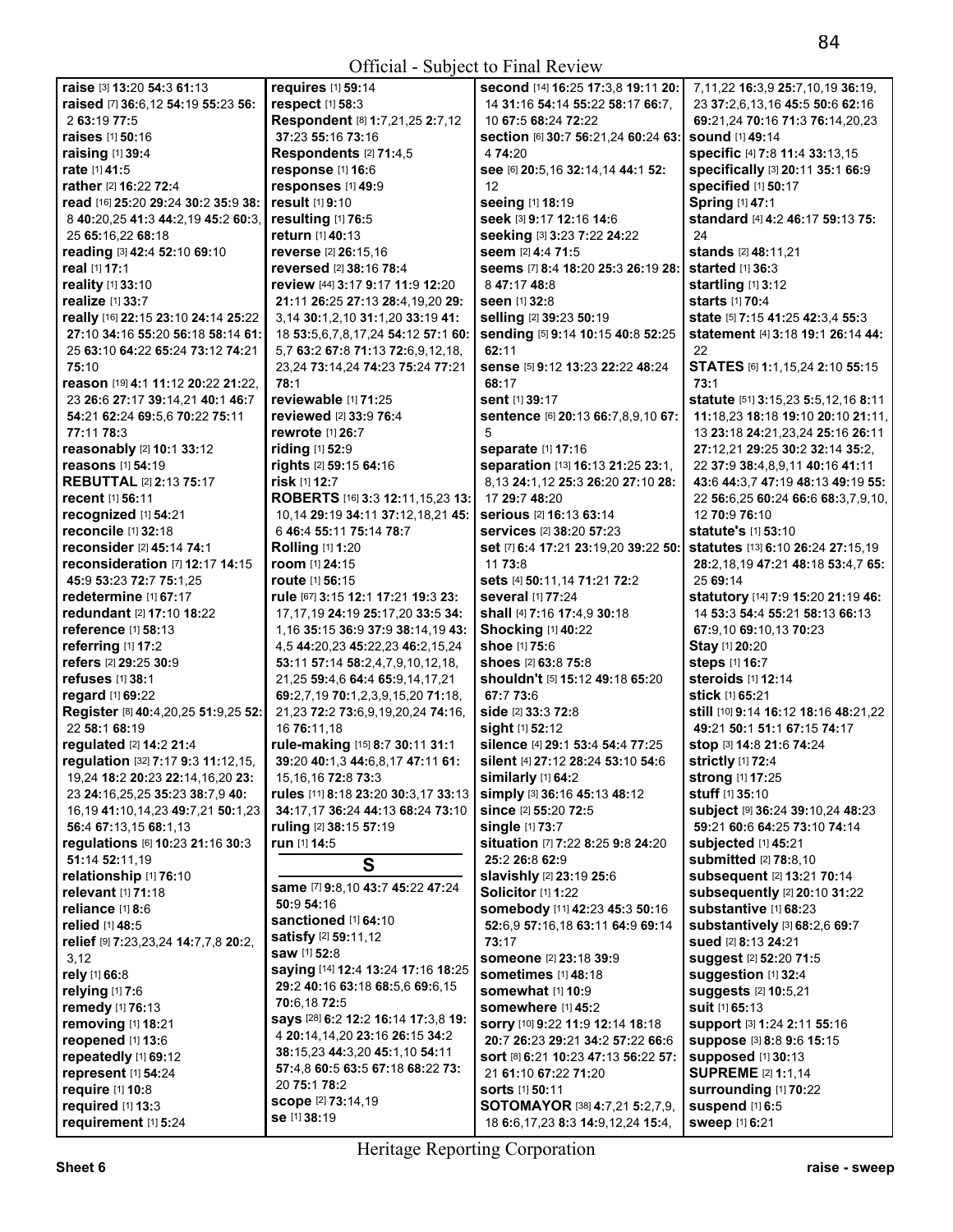Official - Subject to Final Review

**raise** [3] **13:**20 **54:**3 **61:**13
**raised** [7] **36:**6,12 **54:**19 **55:**23 **56:**2 **63:**19 **77:**5
**raises** [1] **50:**16
**raising** [1] **39:**4
**rate** [1] **41:**5
**rather** [2] **16:**22 **72:**4
**read** [16] **25:**20 **29:**24 **30:**2 **35:**9 **38:**8 **40:**20,25 **41:**3 **44:**2,19 **45:**2 **60:**3,25 **65:**16,22 **68:**18
**reading** [3] **42:**4 **52:**10 **69:**10
**real** [1] **17:**1
**reality** [1] **33:**10
**realize** [1] **33:**7
**really** [16] **22:**15 **23:**10 **24:**14 **25:**22 **27:**10 **34:**16 **55:**20 **56:**18 **58:**14 **61:**25 **63:**10 **64:**22 **65:**24 **73:**12 **74:**21 **75:**10
**reason** [19] **4:**1 **11:**12 **20:**22 **21:**22,23 **26:**6 **27:**17 **39:**14,21 **40:**1 **46:**7 **54:**21 **62:**24 **69:**5,6 **70:**22 **75:**11 **77:**11 **78:**3
**reasonably** [2] **10:**1 **33:**12
**reasons** [1] **54:**19
**REBUTTAL** [2] **2:**13 **75:**17
**recent** [1] **56:**11
**recognized** [1] **54:**21
**reconcile** [1] **32:**18
**reconsider** [2] **45:**14 **74:**1
**reconsideration** [7] **12:**17 **14:**15 **45:**9 **53:**23 **72:**7 **75:**1,25
**redetermine** [1] **67:**17
**redundant** [2] **17:**10 **18:**22
**reference** [1] **58:**13
**referring** [1] **17:**2
**refers** [2] **29:**25 **30:**9
**refuses** [1] **38:**1
**regard** [1] **69:**22
**Register** [8] **40:**4,20,25 **51:**9,25 **52:**22 **58:**1 **68:**19
**regulated** [2] **14:**2 **21:**4
**regulation** [32] **7:**17 **9:**3 **11:**12,15,19,24 **18:**2 **20:**23 **22:**14,16,20 **23:**23 **24:**16,25,25 **35:**23 **38:**7,9 **40:**16,19 **41:**10,14,23 **49:**7,21 **50:**1,23 **56:**4 **67:**13,15 **68:**1,13
**regulations** [6] **10:**23 **21:**16 **30:**3 **51:**14 **52:**11,19
**relationship** [1] **76:**10
**relevant** [1] **71:**18
**reliance** [1] **8:**6
**relied** [1] **48:**5
**relief** [9] **7:**23,23,24 **14:**7,7,8 **20:**2,3,12
**rely** [1] **66:**8
**relying** [1] **7:**6
**remedy** [1] **76:**13
**removing** [1] **18:**21
**reopened** [1] **13:**6
**repeatedly** [1] **69:**12
**represent** [1] **54:**24
**require** [1] **10:**8
**required** [1] **13:**3
**requirement** [1] **5:**24
**requires** [1] **59:**14
**respect** [1] **58:**3
**Respondent** [8] **1:**7,21,25 **2:**7,12 **37:**23 **55:**16 **73:**16
**Respondents** [2] **71:**4,5
**response** [1] **16:**6
**responses** [1] **49:**9
**result** [1] **9:**10
**resulting** [1] **76:**5
**return** [1] **40:**13
**reverse** [2] **26:**15,16
**reversed** [2] **38:**16 **78:**4
**review** [44] **3:**17 **9:**17 **11:**9 **12:**20 **21:**11 **26:**25 **27:**13 **28:**4,19,20 **29:**3,14 **30:**1,2,10 **31:**1,20 **33:**19 **41:**18 **53:**5,6,7,8,17,24 **54:**12 **57:**1 **60:**5,7 **63:**2 **67:**8 **71:**13 **72:**6,9,12,18,23,24 **73:**14,24 **74:**23 **75:**24 **77:**21 **78:**1
**reviewable** [1] **71:**25
**reviewed** [2] **33:**9 **76:**4
**rewrote** [1] **26:**7
**riding** [1] **52:**9
**rights** [2] **59:**15 **64:**16
**risk** [1] **12:**7
**ROBERTS** [16] **3:**3 **12:**11,15,23 **13:**10,14 **29:**19 **34:**11 **37:**12,18,21 **45:**6 **46:**4 **55:**11 **75:**14 **78:**7
**Rolling** [1] **1:**20
**room** [1] **24:**15
**route** [1] **56:**15
**rule** [67] **3:**15 **12:**1 **17:**21 **19:**3 **23:**17,17,19 **24:**19 **25:**17,20 **33:**5 **34:**1,16 **35:**15 **36:**9 **37:**9 **38:**14,19 **43:**4,5 **44:**20,23 **45:**22,23 **46:**2,15,24 **53:**11 **57:**14 **58:**2,4,7,9,10,12,18,21,25 **59:**4,6 **64:**4 **65:**9,14,17,21 **69:**2,7,19 **70:**1,2,3,9,15,20 **71:**18,21,23 **72:**2 **73:**6,9,19,20,24 **74:**16,16 **76:**11,18
**rule-making** [15] **8:**7 **30:**11 **31:**1 **39:**20 **40:**1,3 **44:**6,8,17 **47:**11 **61:**15,16,16 **72:**8 **73:**3
**rules** [11] **8:**18 **23:**20 **30:**3,17 **33:**13 **34:**17,17 **36:**24 **44:**13 **68:**24 **73:**10
**ruling** [2] **38:**15 **57:**19
**run** [1] **14:**5

## S

**same** [7] **9:**8,10 **43:**7 **45:**22 **47:**24 **50:**9 **54:**16
**sanctioned** [1] **64:**10
**satisfy** [2] **59:**11,12
**saw** [1] **52:**8
**saying** [14] **12:**4 **13:**24 **17:**16 **18:**25 **29:**2 **40:**16 **63:**18 **68:**5,6 **69:**6,15 **70:**6,18 **72:**5
**says** [28] **6:**2 **12:**2 **16:**14 **17:**3,8 **19:**4 **20:**14,14,20 **23:**16 **26:**15 **34:**2 **38:**15,23 **44:**3,20 **45:**1,10 **54:**11 **57:**4,8 **60:**5 **63:**5 **67:**18 **68:**22 **73:**20 **75:**1 **78:**2
**scope** [2] **73:**14,19
**se** [1] **38:**19
**second** [14] **16:**25 **17:**3,8 **19:**11 **20:**14 **31:**16 **54:**14 **55:**22 **58:**17 **66:**7,10 **67:**5 **68:**24 **72:**22
**section** [6] **30:**7 **56:**21,24 **60:**24 **63:**4 **74:**20
**see** [6] **20:**5,16 **32:**14,14 **44:**1 **52:**12
**seeing** [1] **18:**19
**seek** [3] **9:**17 **12:**16 **14:**6
**seeking** [3] **3:**23 **7:**22 **24:**22
**seem** [2] **4:**4 **71:**5
**seems** [7] **8:**4 **18:**20 **25:**3 **26:**19 **28:**8 **47:**17 **48:**8
**seen** [1] **32:**8
**selling** [2] **39:**23 **50:**19
**sending** [5] **9:**14 **10:**15 **40:**8 **52:**25 **62:**11
**sense** [5] **9:**12 **13:**23 **22:**22 **48:**24 **68:**17
**sent** [1] **39:**17
**sentence** [6] **20:**13 **66:**7,8,9,10 **67:**5
**separate** [1] **17:**16
**separation** [13] **16:**13 **21:**25 **23:**1,8,13 **24:**1,12 **25:**3 **26:**20 **27:**10 **28:**17 **29:**7 **48:**20
**serious** [2] **16:**13 **63:**14
**services** [2] **38:**20 **57:**23
**set** [7] **6:**4 **17:**21 **23:**19,20 **39:**22 **50:**11 **73:**8
**sets** [4] **50:**11,14 **71:**21 **72:**2
**several** [1] **77:**24
**shall** [4] **7:**16 **17:**4,9 **30:**18
**Shocking** [1] **40:**22
**shoe** [1] **75:**6
**shoes** [2] **63:**8 **75:**8
**shouldn't** [5] **15:**12 **49:**18 **65:**20 **67:**7 **73:**6
**side** [2] **33:**3 **72:**8
**sight** [1] **52:**12
**silence** [4] **29:**1 **53:**4 **54:**4 **77:**25
**silent** [4] **27:**12 **28:**24 **53:**10 **54:**6
**similarly** [1] **64:**2
**simply** [3] **36:**16 **45:**13 **48:**12
**since** [2] **55:**20 **72:**5
**single** [1] **73:**7
**situation** [7] **7:**22 **8:**25 **9:**8 **24:**20 **25:**2 **26:**8 **62:**9
**slavishly** [2] **23:**19 **25:**6
**Solicitor** [1] **1:**22
**somebody** [11] **42:**23 **45:**3 **50:**16 **52:**6,9 **57:**16,18 **63:**11 **64:**9 **69:**14 **73:**17
**someone** [2] **23:**18 **39:**9
**sometimes** [1] **48:**18
**somewhat** [1] **10:**9
**somewhere** [1] **45:**2
**sorry** [10] **9:**22 **11:**9 **12:**14 **18:**18 **20:**7 **26:**23 **29:**21 **34:**2 **57:**22 **66:**6
**sort** [8] **6:**21 **10:**23 **47:**13 **56:**22 **57:**21 **61:**10 **67:**22 **71:**20
**sorts** [1] **50:**11
**SOTOMAYOR** [38] **4:**7,21 **5:**2,7,9,18 **6:**6,17,23 **8:**3 **14:**9,12,24 **15:**4,7,11,22 **16:**3,9 **25:**7,10,19 **36:**19,23 **37:**2,6,13,16 **45:**5 **50:**6 **62:**16 **69:**21,24 **70:**16 **71:**3 **76:**14,20,23
**sound** [1] **49:**14
**specific** [4] **7:**8 **11:**4 **33:**13,15
**specifically** [3] **20:**11 **35:**1 **66:**9
**specified** [1] **50:**17
**Spring** [1] **47:**1
**standard** [4] **4:**2 **46:**17 **59:**13 **75:**24
**stands** [2] **48:**11,21
**started** [1] **36:**3
**startling** [1] **3:**12
**starts** [1] **70:**4
**state** [5] **7:**15 **41:**25 **42:**3,4 **55:**3
**statement** [4] **3:**18 **19:**1 **26:**14 **44:**22
**STATES** [6] **1:**1,15,24 **2:**10 **55:**15 **73:**1
**statute** [51] **3:**15,23 **5:**5,12,16 **8:**11 **11:**18,23 **18:**18 **19:**10 **20:**10 **21:**11,13 **23:**18 **24:**21,23,24 **25:**16 **26:**11 **27:**12,18 **29:**25 **30:**2 **32:**14 **35:**2,22 **37:**9 **38:**4,8,9,21 **40:**16 **41:**11 **43:**6 **44:**3,7 **47:**19 **48:**13 **49:**19 **55:**22 **56:**6,25 **60:**24 **66:**6 **68:**3,7,9,10,12 **70:**9 **76:**10
**statute's** [1] **53:**10
**statutes** [13] **6:**10 **26:**24 **27:**15,19 **28:**2,18,19 **47:**21 **48:**18 **53:**4,7 **65:**25 **69:**14
**statutory** [14] **7:**9 **15:**20 **21:**19 **46:**14 **53:**3 **54:**4 **55:**21 **58:**13 **66:**13 **67:**9,10 **69:**10,13 **70:**23
**Stay** [1] **20:**20
**steps** [1] **16:**7
**steroids** [1] **12:**14
**stick** [1] **65:**21
**still** [10] **9:**14 **16:**12 **18:**16 **48:**21,22 **49:**21 **50:**1 **51:**1 **67:**15 **74:**17
**stop** [3] **14:**8 **21:**6 **74:**24
**strictly** [1] **72:**4
**strong** [1] **17:**25
**stuff** [1] **35:**10
**subject** [9] **36:**24 **39:**10,24 **48:**23 **59:**21 **60:**6 **64:**25 **73:**10 **74:**14
**subjected** [1] **45:**21
**submitted** [2] **78:**8,10
**subsequent** [2] **13:**21 **70:**14
**subsequently** [2] **20:**10 **31:**22
**substantive** [1] **68:**23
**substantively** [3] **68:**2,6 **69:**7
**sued** [2] **8:**13 **24:**21
**suggest** [2] **52:**20 **71:**5
**suggestion** [1] **32:**4
**suggests** [2] **10:**5,21
**suit** [1] **65:**13
**support** [3] **1:**24 **2:**11 **55:**16
**suppose** [3] **8:**8 **9:**6 **15:**15
**supposed** [1] **30:**13
**SUPREME** [2] **1:**1,14
**surrounding** [1] **70:**22
**suspend** [1] **6:**5
**sweep** [1] **6:**21

Heritage Reporting Corporation

Sheet 6 — raise - sweep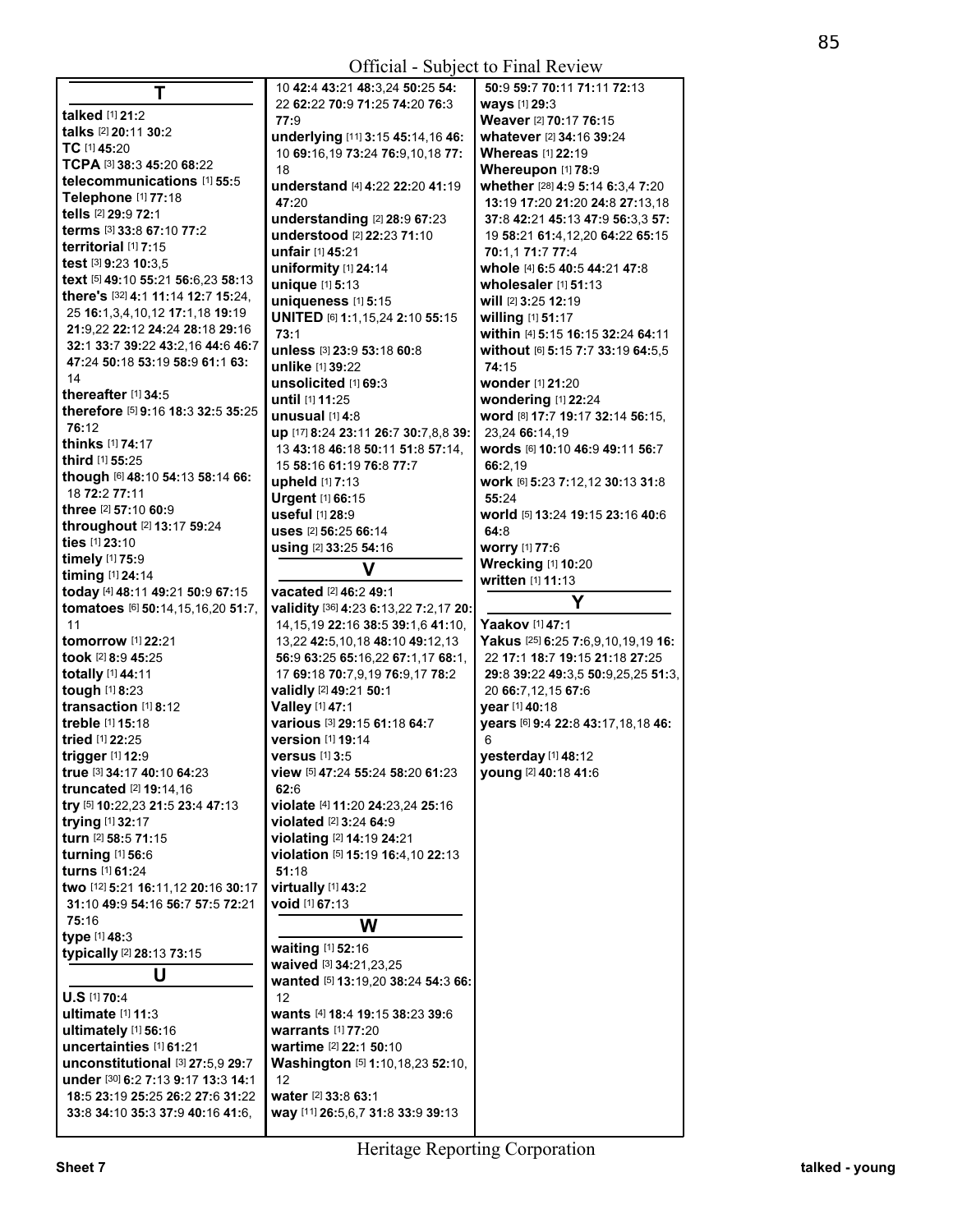## T

**talked** [1] **21:**2
**talks** [2] **20:**11 **30:**2
**TC** [1] **45:**20
**TCPA** [3] **38:**3 **45:**20 **68:**22
**telecommunications** [1] **55:**5
**Telephone** [1] **77:**18
**tells** [2] **29:**9 **72:**1
**terms** [3] **33:**8 **67:**10 **77:**2
**territorial** [1] **7:**15
**test** [3] **9:**23 **10:**3,5
**text** [5] **49:**10 **55:**21 **56:**6,23 **58:**13
**there's** [32] **4:**1 **11:**14 **12:**7 **15:**24, 25 **16:**1,3,4,10,12 **17:**1,18 **19:**19 **21:**9,22 **22:**12 **24:**24 **28:**18 **29:**16 **32:**1 **33:**7 **39:**22 **43:**2,16 **44:**6 **46:**7 **47:**24 **50:**18 **53:**19 **58:**9 **61:**1 **63:** 14
**thereafter** [1] **34:**5
**therefore** [5] **9:**16 **18:**3 **32:**5 **35:**25 **76:**12
**thinks** [1] **74:**17
**third** [1] **55:**25
**though** [6] **48:**10 **54:**13 **58:**14 **66:** 18 **72:**2 **77:**11
**three** [2] **57:**10 **60:**9
**throughout** [2] **13:**17 **59:**24
**ties** [1] **23:**10
**timely** [1] **75:**9
**timing** [1] **24:**14
**today** [4] **48:**11 **49:**21 **50:**9 **67:**15
**tomatoes** [6] **50:**14,15,16,20 **51:**7, 11
**tomorrow** [1] **22:**21
**took** [2] **8:**9 **45:**25
**totally** [1] **44:**11
**tough** [1] **8:**23
**transaction** [1] **8:**12
**treble** [1] **15:**18
**tried** [1] **22:**25
**trigger** [1] **12:**9
**true** [3] **34:**17 **40:**10 **64:**23
**truncated** [2] **19:**14,16
**try** [5] **10:**22,23 **21:**5 **23:**4 **47:**13
**trying** [1] **32:**17
**turn** [2] **58:**5 **71:**15
**turning** [1] **56:**6
**turns** [1] **61:**24
**two** [12] **5:**21 **16:**11,12 **20:**16 **30:**17 **31:**10 **49:**9 **54:**16 **56:**7 **57:**5 **72:**21 **75:**16
**type** [1] **48:**3
**typically** [2] **28:**13 **73:**15

## U

**U.S** [1] **70:**4
**ultimate** [1] **11:**3
**ultimately** [1] **56:**16
**uncertainties** [1] **61:**21
**unconstitutional** [3] **27:**5,9 **29:**7
**under** [30] **6:**2 **7:**13 **9:**17 **13:**3 **14:**1 **18:**5 **23:**19 **25:**25 **26:**2 **27:**6 **31:**22 **33:**8 **34:**10 **35:**3 **37:**9 **40:**16 **41:**6, 10 **42:**4 **43:**21 **48:**3,24 **50:**25 **54:** 22 **62:**22 **70:**9 **71:**25 **74:**20 **76:**3 **77:**9
**underlying** [11] **3:**15 **45:**14,16 **46:** 10 **69:**16,19 **73:**24 **76:**9,10,18 **77:** 18
**understand** [4] **4:**22 **22:**20 **41:**19 **47:**20
**understanding** [2] **28:**9 **67:**23
**understood** [2] **22:**23 **71:**10
**unfair** [1] **45:**21
**uniformity** [1] **24:**14
**unique** [1] **5:**13
**uniqueness** [1] **5:**15
**UNITED** [6] **1:**1,15,24 **2:**10 **55:**15 **73:**1
**unless** [3] **23:**9 **53:**18 **60:**8
**unlike** [1] **39:**22
**unsolicited** [1] **69:**3
**until** [1] **11:**25
**unusual** [1] **4:**8
**up** [17] **8:**24 **23:**11 **26:**7 **30:**7,8,8 **39:** 13 **43:**18 **46:**18 **50:**11 **51:**8 **57:**14, 15 **58:**16 **61:**19 **76:**8 **77:**7
**upheld** [1] **7:**13
**Urgent** [1] **66:**15
**useful** [1] **28:**9
**uses** [2] **56:**25 **66:**14
**using** [2] **33:**25 **54:**16

## V

**vacated** [2] **46:**2 **49:**1
**validity** [36] **4:**23 **6:**13,22 **7:**2,17 **20:** 14,15,19 **22:**16 **38:**5 **39:**1,6 **41:**10, 13,22 **42:**5,10,18 **48:**10 **49:**12,13 **56:**9 **63:**25 **65:**16,22 **67:**1,17 **68:**1, 17 **69:**18 **70:**7,9,19 **76:**9,17 **78:**2
**validly** [2] **49:**21 **50:**1
**Valley** [1] **47:**1
**various** [3] **29:**15 **61:**18 **64:**7
**version** [1] **19:**14
**versus** [1] **3:**5
**view** [5] **47:**24 **55:**24 **58:**20 **61:**23 **62:**6
**violate** [4] **11:**20 **24:**23,24 **25:**16
**violated** [2] **3:**24 **64:**9
**violating** [2] **14:**19 **24:**21
**violation** [5] **15:**19 **16:**4,10 **22:**13 **51:**18
**virtually** [1] **43:**2
**void** [1] **67:**13

## W

**waiting** [1] **52:**16
**waived** [3] **34:**21,23,25
**wanted** [5] **13:**19,20 **38:**24 **54:**3 **66:** 12
**wants** [4] **18:**4 **19:**15 **38:**23 **39:**6
**warrants** [1] **77:**20
**wartime** [2] **22:**1 **50:**10
**Washington** [5] **1:**10,18,23 **52:**10, 12
**water** [2] **33:**8 **63:**1
**way** [11] **26:**5,6,7 **31:**8 **33:**9 **39:**13 **50:**9 **59:**7 **70:**17 **71:**11 **72:**13
**ways** [1] **29:**3
**Weaver** [2] **70:**17 **76:**15
**whatever** [2] **34:**16 **39:**24
**Whereas** [1] **22:**19
**Whereupon** [1] **78:**9
**whether** [28] **4:**9 **5:**14 **6:**3,4 **7:**20 **13:**19 **17:**20 **21:**20 **24:**8 **27:**13,18 **37:**8 **42:**21 **45:**13 **47:**9 **56:**3,3 **57:** 19 **58:**21 **61:**4,12,20 **64:**22 **65:**15 **70:**1,1 **71:**7 **77:**4
**whole** [4] **6:**5 **40:**5 **44:**21 **47:**8
**wholesaler** [1] **51:**13
**will** [2] **3:**25 **12:**19
**willing** [1] **51:**17
**within** [4] **5:**15 **16:**15 **32:**24 **64:**11
**without** [6] **5:**15 **7:**7 **33:**19 **64:**5,5 **74:**15
**wonder** [1] **21:**20
**wondering** [1] **22:**24
**word** [8] **17:**7 **19:**17 **32:**14 **56:**15, 23,24 **66:**14,19
**words** [6] **10:**10 **46:**9 **49:**11 **56:**7 **66:**2,19
**work** [6] **5:**23 **7:**12,12 **30:**13 **31:**8 **55:**24
**world** [5] **13:**24 **19:**15 **23:**16 **40:**6 **64:**8
**worry** [1] **77:**6
**Wrecking** [1] **10:**20
**written** [1] **11:**13

## Y

**Yaakov** [1] **47:**1
**Yakus** [25] **6:**25 **7:**6,9,10,19,19 **16:** 22 **17:**1 **18:**7 **19:**15 **21:**18 **27:**25 **29:**8 **39:**22 **49:**3,5 **50:**9,25,25 **51:**3, 20 **66:**7,12,15 **67:**6
**year** [1] **40:**18
**years** [6] **9:**4 **22:**8 **43:**17,18,18 **46:** 6
**yesterday** [1] **48:**12
**young** [2] **40:**18 **41:**6